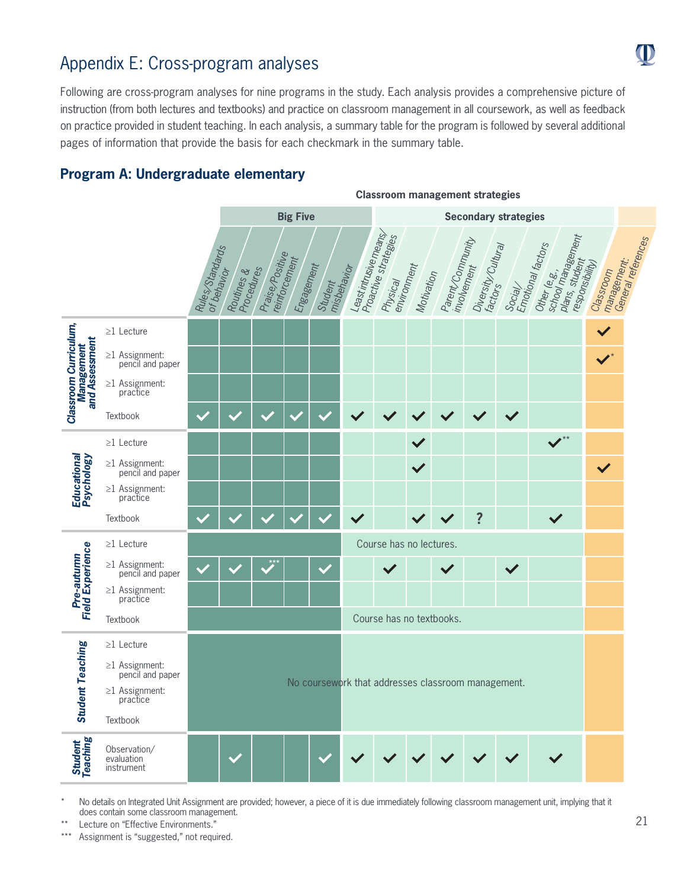# Appendix E: Cross-program analyses

Following are cross-program analyses for nine programs in the study. Each analysis provides a comprehensive picture of instruction (from both lectures and textbooks) and practice on classroom management in all coursework, as well as feedback on practice provided in student teaching. In each analysis, a summary table for the program is followed by several additional pages of information that provide the basis for each checkmark in the summary table.

## Program A: Undergraduate elementary

**Classroom management strategies**

| Course | Item | Rules/Standards of behavior | Routines & Procedures | Praise/Positive reinforcement | Engagement | Student misbehavior | Least intrusive means/Proactive strategies | Physical environment | Motivation | Parent/Community involvement | Diversity/Cultural factors | Social/Emotional factors | Other (e.g., school management plans, student responsibility) | Classroom management: General references |
|---|---|---|---|---|---|---|---|---|---|---|---|---|---|---|
| | | **Big Five** | | | | | **Secondary strategies** | | | | | | | |
| Classroom Curriculum, Management and Assessment | ≥1 Lecture | | | | | | | | | | | | | ✓ |
| | ≥1 Assignment: pencil and paper | | | | | | | | | | | | | ✓* |
| | ≥1 Assignment: practice | | | | | | | | | | | | | |
| | Textbook | ✓ | ✓ | ✓ | ✓ | ✓ | ✓ | ✓ | ✓ | ✓ | ✓ | ✓ | | |
| Educational Psychology | ≥1 Lecture | | | | | | | | ✓ | | | | ✓** | |
| | ≥1 Assignment: pencil and paper | | | | | | | | ✓ | | | | | ✓ |
| | ≥1 Assignment: practice | | | | | | | | | | | | | |
| | Textbook | ✓ | ✓ | ✓ | ✓ | ✓ | ✓ | | ✓ | ✓ | ? | | ✓ | |
| Pre-autumn Field Experience | ≥1 Lecture | Course has no lectures. | | | | | | | | | | | | |
| | ≥1 Assignment: pencil and paper | ✓ | ✓ | ✓*** | | ✓ | | ✓ | | ✓ | | ✓ | | |
| | ≥1 Assignment: practice | | | | | | | | | | | | | |
| | Textbook | Course has no textbooks. | | | | | | | | | | | | |
| Student Teaching | ≥1 Lecture | No coursework that addresses classroom management. | | | | | | | | | | | | |
| | ≥1 Assignment: pencil and paper | | | | | | | | | | | | | |
| | ≥1 Assignment: practice | | | | | | | | | | | | | |
| | Textbook | | | | | | | | | | | | | |
| Student Teaching | Observation/evaluation instrument | | ✓ | | | ✓ | ✓ | ✓ | ✓ | ✓ | ✓ | ✓ | ✓ | |

\* No details on Integrated Unit Assignment are provided; however, a piece of it is due immediately following classroom management unit, implying that it does contain some classroom management.

\*\* Lecture on "Effective Environments."

\*\*\* Assignment is "suggested," not required.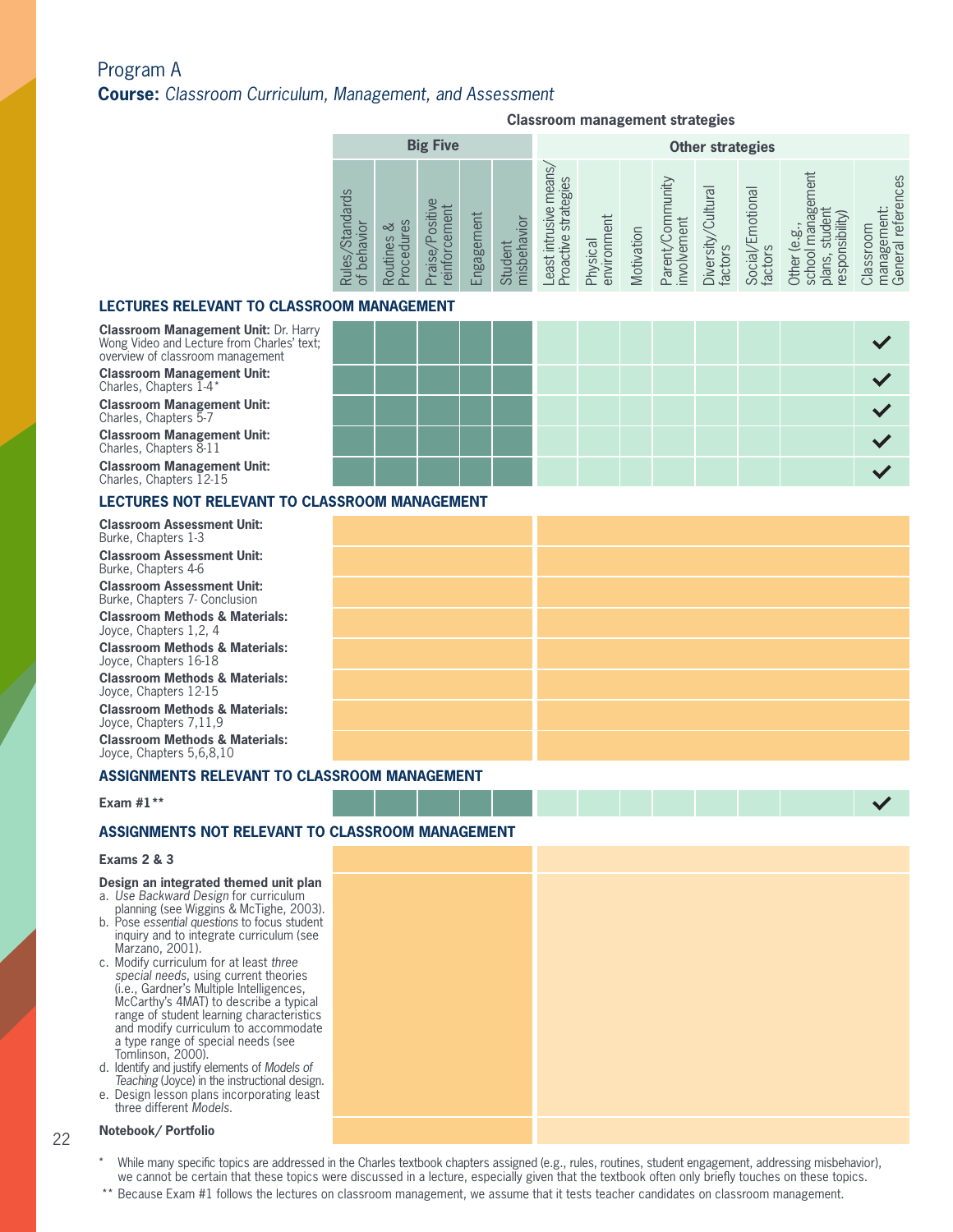## Program A

**Course:** *Classroom Curriculum, Management, and Assessment*

| | Classroom management strategies | | | | | | | | | | | | |
|---|---|---|---|---|---|---|---|---|---|---|---|---|---|
| | Big Five | | | | | Other strategies | | | | | | | |
| | Rules/Standards of behavior | Routines & Procedures | Praise/Positive reinforcement | Engagement | Student misbehavior | Least intrusive means/ Proactive strategies | Physical environment | Motivation | Parent/Community involvement | Diversity/Cultural factors | Social/Emotional factors | Other (e.g., school management plans, student responsibility) | Classroom management: General references |
| **LECTURES RELEVANT TO CLASSROOM MANAGEMENT** | | | | | | | | | | | | | |
| **Classroom Management Unit:** Dr. Harry Wong Video and Lecture from Charles' text; overview of classroom management | | | | | | | | | | | | | ✔ |
| **Classroom Management Unit:** Charles, Chapters 1-4* | | | | | | | | | | | | | ✔ |
| **Classroom Management Unit:** Charles, Chapters 5-7 | | | | | | | | | | | | | ✔ |
| **Classroom Management Unit:** Charles, Chapters 8-11 | | | | | | | | | | | | | ✔ |
| **Classroom Management Unit:** Charles, Chapters 12-15 | | | | | | | | | | | | | ✔ |
| **LECTURES NOT RELEVANT TO CLASSROOM MANAGEMENT** | | | | | | | | | | | | | |
| **Classroom Assessment Unit:** Burke, Chapters 1-3 | | | | | | | | | | | | | |
| **Classroom Assessment Unit:** Burke, Chapters 4-6 | | | | | | | | | | | | | |
| **Classroom Assessment Unit:** Burke, Chapters 7- Conclusion | | | | | | | | | | | | | |
| **Classroom Methods & Materials:** Joyce, Chapters 1,2, 4 | | | | | | | | | | | | | |
| **Classroom Methods & Materials:** Joyce, Chapters 16-18 | | | | | | | | | | | | | |
| **Classroom Methods & Materials:** Joyce, Chapters 12-15 | | | | | | | | | | | | | |
| **Classroom Methods & Materials:** Joyce, Chapters 7,11,9 | | | | | | | | | | | | | |
| **Classroom Methods & Materials:** Joyce, Chapters 5,6,8,10 | | | | | | | | | | | | | |
| **ASSIGNMENTS RELEVANT TO CLASSROOM MANAGEMENT** | | | | | | | | | | | | | |
| **Exam #1**** | | | | | | | | | | | | | ✔ |
| **ASSIGNMENTS NOT RELEVANT TO CLASSROOM MANAGEMENT** | | | | | | | | | | | | | |
| **Exams 2 & 3** | | | | | | | | | | | | | |
| **Design an integrated themed unit plan**<br>a. *Use Backward Design* for curriculum planning (see Wiggins & McTighe, 2003).<br>b. Pose *essential questions* to focus student inquiry and to integrate curriculum (see Marzano, 2001).<br>c. Modify curriculum for at least *three special needs*, using current theories (i.e., Gardner's Multiple Intelligences, McCarthy's 4MAT) to describe a typical range of student learning characteristics and modify curriculum to accommodate a type range of special needs (see Tomlinson, 2000).<br>d. Identify and justify elements of *Models of Teaching* (Joyce) in the instructional design.<br>e. Design lesson plans incorporating least three different *Models*. | | | | | | | | | | | | | |
| **Notebook/ Portfolio** | | | | | | | | | | | | | |

\* While many specific topics are addressed in the Charles textbook chapters assigned (e.g., rules, routines, student engagement, addressing misbehavior), we cannot be certain that these topics were discussed in a lecture, especially given that the textbook often only briefly touches on these topics.

\*\* Because Exam #1 follows the lectures on classroom management, we assume that it tests teacher candidates on classroom management.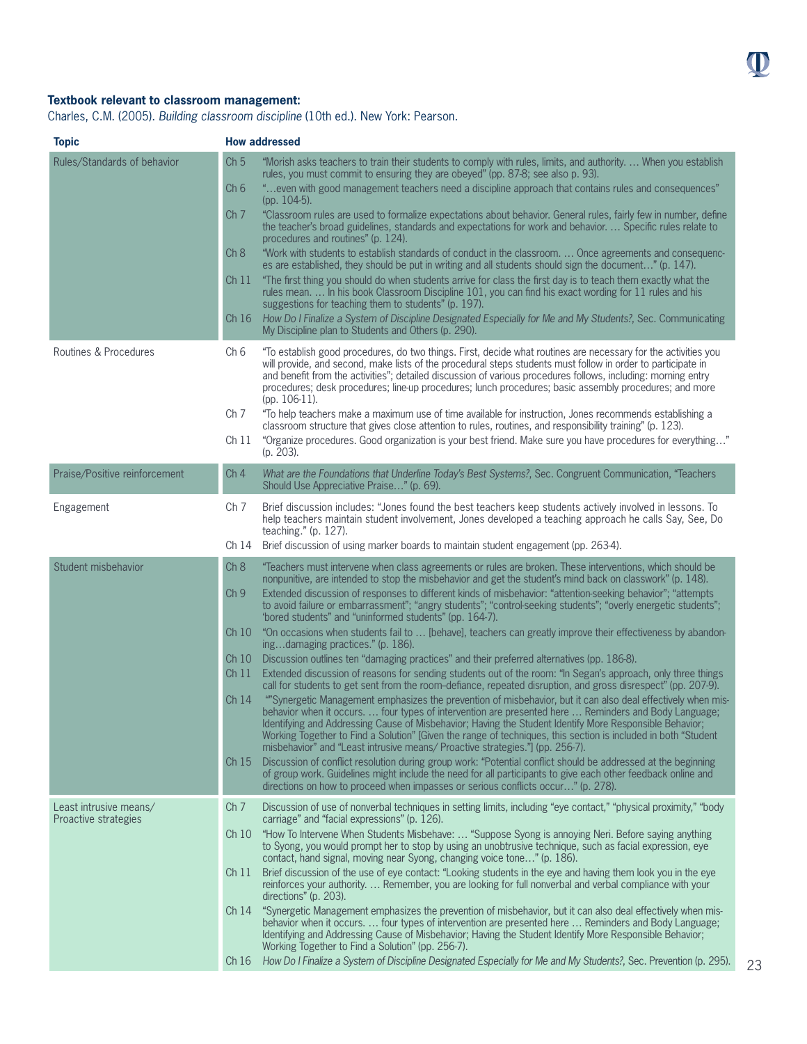**Textbook relevant to classroom management:**
Charles, C.M. (2005). *Building classroom discipline* (10th ed.). New York: Pearson.

| Topic | | How addressed |
|---|---|---|
| Rules/Standards of behavior | Ch 5 | "Morish asks teachers to train their students to comply with rules, limits, and authority. … When you establish rules, you must commit to ensuring they are obeyed" (pp. 87-8; see also p. 93). |
| | Ch 6 | "…even with good management teachers need a discipline approach that contains rules and consequences" (pp. 104-5). |
| | Ch 7 | "Classroom rules are used to formalize expectations about behavior. General rules, fairly few in number, define the teacher's broad guidelines, standards and expectations for work and behavior. … Specific rules relate to procedures and routines" (p. 124). |
| | Ch 8 | "Work with students to establish standards of conduct in the classroom. … Once agreements and consequences are established, they should be put in writing and all students should sign the document…" (p. 147). |
| | Ch 11 | "The first thing you should do when students arrive for class the first day is to teach them exactly what the rules mean. … In his book Classroom Discipline 101, you can find his exact wording for 11 rules and his suggestions for teaching them to students" (p. 197). |
| | Ch 16 | *How Do I Finalize a System of Discipline Designated Especially for Me and My Students?*, Sec. Communicating My Discipline plan to Students and Others (p. 290). |
| Routines & Procedures | Ch 6 | "To establish good procedures, do two things. First, decide what routines are necessary for the activities you will provide, and second, make lists of the procedural steps students must follow in order to participate in and benefit from the activities"; detailed discussion of various procedures follows, including: morning entry procedures; desk procedures; line-up procedures; lunch procedures; basic assembly procedures; and more (pp. 106-11). |
| | Ch 7 | "To help teachers make a maximum use of time available for instruction, Jones recommends establishing a classroom structure that gives close attention to rules, routines, and responsibility training" (p. 123). |
| | Ch 11 | "Organize procedures. Good organization is your best friend. Make sure you have procedures for everything…" (p. 203). |
| Praise/Positive reinforcement | Ch 4 | *What are the Foundations that Underline Today's Best Systems?*, Sec. Congruent Communication, "Teachers Should Use Appreciative Praise…" (p. 69). |
| Engagement | Ch 7 | Brief discussion includes: "Jones found the best teachers keep students actively involved in lessons. To help teachers maintain student involvement, Jones developed a teaching approach he calls Say, See, Do teaching." (p. 127). |
| | Ch 14 | Brief discussion of using marker boards to maintain student engagement (pp. 263-4). |
| Student misbehavior | Ch 8 | "Teachers must intervene when class agreements or rules are broken. These interventions, which should be nonpunitive, are intended to stop the misbehavior and get the student's mind back on classwork" (p. 148). |
| | Ch 9 | Extended discussion of responses to different kinds of misbehavior: "attention-seeking behavior"; "attempts to avoid failure or embarrassment"; "angry students"; "control-seeking students"; "overly energetic students"; 'bored students" and "uninformed students" (pp. 164-7). |
| | Ch 10 | "On occasions when students fail to … [behave], teachers can greatly improve their effectiveness by abandoning…damaging practices." (p. 186). |
| | Ch 10 | Discussion outlines ten "damaging practices" and their preferred alternatives (pp. 186-8). |
| | Ch 11 | Extended discussion of reasons for sending students out of the room: "In Segan's approach, only three things call for students to get sent from the room–defiance, repeated disruption, and gross disrespect" (pp. 207-9). |
| | Ch 14 | ""Synergetic Management emphasizes the prevention of misbehavior, but it can also deal effectively when misbehavior when it occurs. … four types of intervention are presented here … Reminders and Body Language; Identifying and Addressing Cause of Misbehavior; Having the Student Identify More Responsible Behavior; Working Together to Find a Solution" [Given the range of techniques, this section is included in both "Student misbehavior" and "Least intrusive means/ Proactive strategies."] (pp. 256-7). |
| | Ch 15 | Discussion of conflict resolution during group work: "Potential conflict should be addressed at the beginning of group work. Guidelines might include the need for all participants to give each other feedback online and directions on how to proceed when impasses or serious conflicts occur…" (p. 278). |
| Least intrusive means/ Proactive strategies | Ch 7 | Discussion of use of nonverbal techniques in setting limits, including "eye contact," "physical proximity," "body carriage" and "facial expressions" (p. 126). |
| | Ch 10 | "How To Intervene When Students Misbehave: … "Suppose Syong is annoying Neri. Before saying anything to Syong, you would prompt her to stop by using an unobtrusive technique, such as facial expression, eye contact, hand signal, moving near Syong, changing voice tone…" (p. 186). |
| | Ch 11 | Brief discussion of the use of eye contact: "Looking students in the eye and having them look you in the eye reinforces your authority. … Remember, you are looking for full nonverbal and verbal compliance with your directions" (p. 203). |
| | Ch 14 | "Synergetic Management emphasizes the prevention of misbehavior, but it can also deal effectively when misbehavior when it occurs. … four types of intervention are presented here … Reminders and Body Language; Identifying and Addressing Cause of Misbehavior; Having the Student Identify More Responsible Behavior; Working Together to Find a Solution" (pp. 256-7). |
| | Ch 16 | *How Do I Finalize a System of Discipline Designated Especially for Me and My Students?*, Sec. Prevention (p. 295). |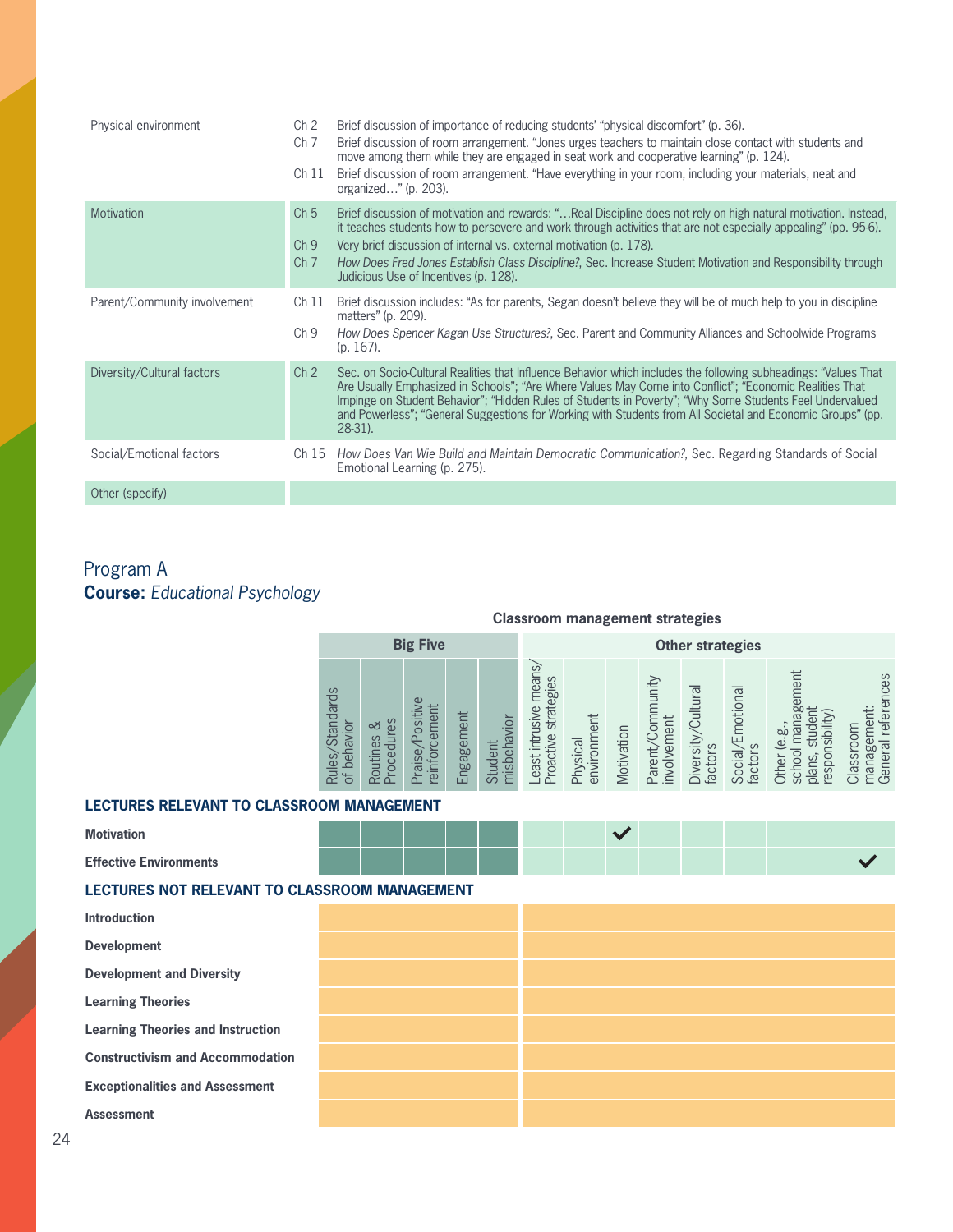| | | |
|---|---|---|
| Physical environment | Ch 2 | Brief discussion of importance of reducing students' "physical discomfort" (p. 36). |
| | Ch 7 | Brief discussion of room arrangement. "Jones urges teachers to maintain close contact with students and move among them while they are engaged in seat work and cooperative learning" (p. 124). |
| | Ch 11 | Brief discussion of room arrangement. "Have everything in your room, including your materials, neat and organized…" (p. 203). |
| Motivation | Ch 5 | Brief discussion of motivation and rewards: "…Real Discipline does not rely on high natural motivation. Instead, it teaches students how to persevere and work through activities that are not especially appealing" (pp. 95-6). |
| | Ch 9 | Very brief discussion of internal vs. external motivation (p. 178). |
| | Ch 7 | *How Does Fred Jones Establish Class Discipline?*, Sec. Increase Student Motivation and Responsibility through Judicious Use of Incentives (p. 128). |
| Parent/Community involvement | Ch 11 | Brief discussion includes: "As for parents, Segan doesn't believe they will be of much help to you in discipline matters" (p. 209). |
| | Ch 9 | *How Does Spencer Kagan Use Structures?*, Sec. Parent and Community Alliances and Schoolwide Programs (p. 167). |
| Diversity/Cultural factors | Ch 2 | Sec. on Socio-Cultural Realities that Influence Behavior which includes the following subheadings: "Values That Are Usually Emphasized in Schools"; "Are Where Values May Come into Conflict"; "Economic Realities That Impinge on Student Behavior"; "Hidden Rules of Students in Poverty"; "Why Some Students Feel Undervalued and Powerless"; "General Suggestions for Working with Students from All Societal and Economic Groups" (pp. 28-31). |
| Social/Emotional factors | Ch 15 | *How Does Van Wie Build and Maintain Democratic Communication?*, Sec. Regarding Standards of Social Emotional Learning (p. 275). |
| Other (specify) | | |

## Program A

**Course:** *Educational Psychology*

**Classroom management strategies**

| | Big Five | | | | | Other strategies | | | | | | | |
|---|---|---|---|---|---|---|---|---|---|---|---|---|---|
| | Rules/Standards of behavior | Routines & Procedures | Praise/Positive reinforcement | Engagement | Student misbehavior | Least intrusive means/ Proactive strategies | Physical environment | Motivation | Parent/Community involvement | Diversity/Cultural factors | Social/Emotional factors | Other (e.g., school management plans, student responsibility) | Classroom management: General references |
| **LECTURES RELEVANT TO CLASSROOM MANAGEMENT** | | | | | | | | | | | | | |
| **Motivation** | | | | | | | | ✓ | | | | | |
| **Effective Environments** | | | | | | | | | | | | | ✓ |
| **LECTURES NOT RELEVANT TO CLASSROOM MANAGEMENT** | | | | | | | | | | | | | |
| **Introduction** | | | | | | | | | | | | | |
| **Development** | | | | | | | | | | | | | |
| **Development and Diversity** | | | | | | | | | | | | | |
| **Learning Theories** | | | | | | | | | | | | | |
| **Learning Theories and Instruction** | | | | | | | | | | | | | |
| **Constructivism and Accommodation** | | | | | | | | | | | | | |
| **Exceptionalities and Assessment** | | | | | | | | | | | | | |
| **Assessment** | | | | | | | | | | | | | |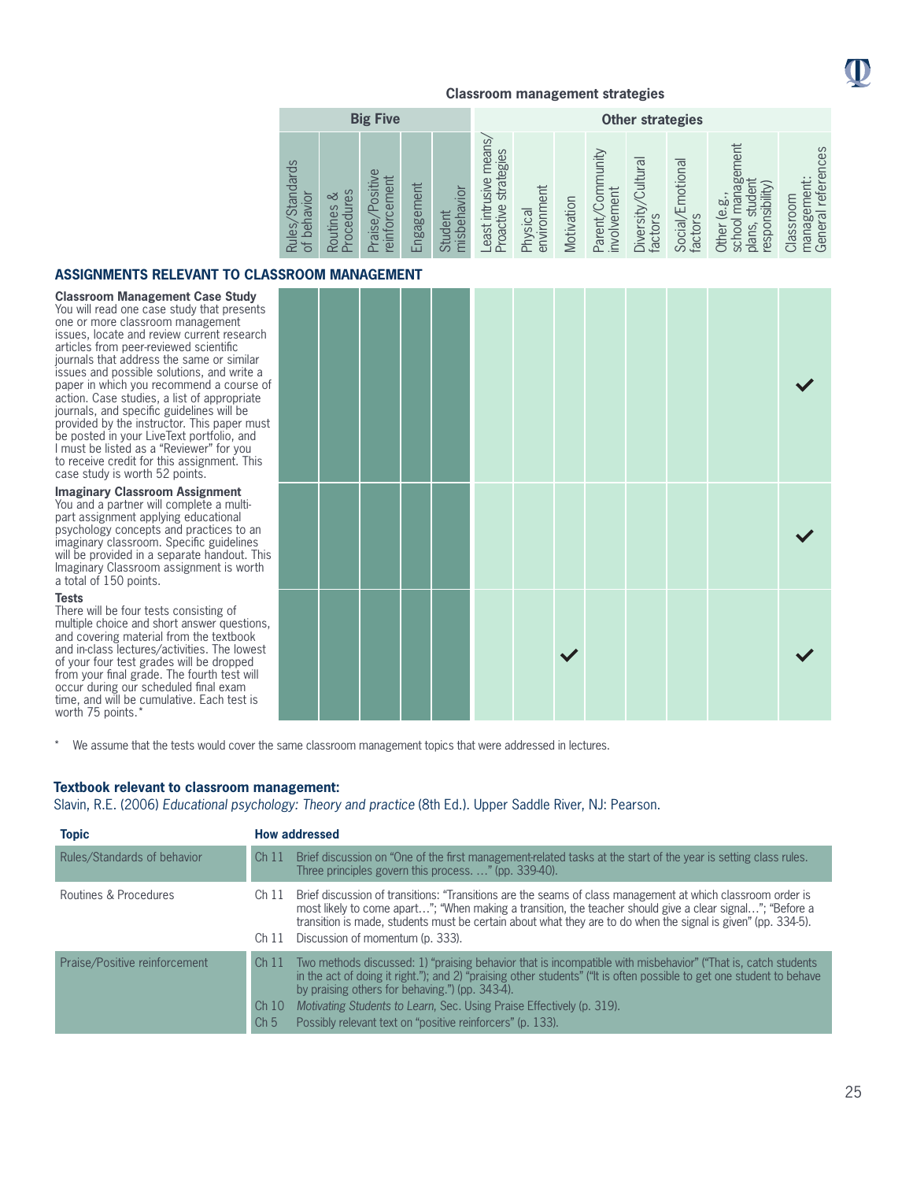**Classroom management strategies**

| | Big Five | | | | | Other strategies | | | | | | | |
|---|---|---|---|---|---|---|---|---|---|---|---|---|---|
| **ASSIGNMENTS RELEVANT TO CLASSROOM MANAGEMENT** | Rules/Standards of behavior | Routines & Procedures | Praise/Positive reinforcement | Engagement | Student misbehavior | Least intrusive means/ Proactive strategies | Physical environment | Motivation | Parent/Community involvement | Diversity/Cultural factors | Social/Emotional factors | Other (e.g., school management plans, student responsibility) | Classroom management: General references |
| **Classroom Management Case Study** You will read one case study that presents one or more classroom management issues, locate and review current research articles from peer-reviewed scientific journals that address the same or similar issues and possible solutions, and write a paper in which you recommend a course of action. Case studies, a list of appropriate journals, and specific guidelines will be provided by the instructor. This paper must be posted in your LiveText portfolio, and I must be listed as a "Reviewer" for you to receive credit for this assignment. This case study is worth 52 points. | | | | | | | | | | | | | ✓ |
| **Imaginary Classroom Assignment** You and a partner will complete a multi-part assignment applying educational psychology concepts and practices to an imaginary classroom. Specific guidelines will be provided in a separate handout. This Imaginary Classroom assignment is worth a total of 150 points. | | | | | | | | | | | | | ✓ |
| **Tests** There will be four tests consisting of multiple choice and short answer questions, and covering material from the textbook and in-class lectures/activities. The lowest of your four test grades will be dropped from your final grade. The fourth test will occur during our scheduled final exam time, and will be cumulative. Each test is worth 75 points.* | | | | | | | | ✓ | | | | | ✓ |

\* We assume that the tests would cover the same classroom management topics that were addressed in lectures.

**Textbook relevant to classroom management:**
Slavin, R.E. (2006) *Educational psychology: Theory and practice* (8th Ed.). Upper Saddle River, NJ: Pearson.

| Topic | How addressed | |
|---|---|---|
| Rules/Standards of behavior | Ch 11 | Brief discussion on "One of the first management-related tasks at the start of the year is setting class rules. Three principles govern this process. …" (pp. 339-40). |
| Routines & Procedures | Ch 11 | Brief discussion of transitions: "Transitions are the seams of class management at which classroom order is most likely to come apart…"; "When making a transition, the teacher should give a clear signal…"; "Before a transition is made, students must be certain about what they are to do when the signal is given" (pp. 334-5). |
| | Ch 11 | Discussion of momentum (p. 333). |
| Praise/Positive reinforcement | Ch 11 | Two methods discussed: 1) "praising behavior that is incompatible with misbehavior" ("That is, catch students in the act of doing it right."); and 2) "praising other students" ("It is often possible to get one student to behave by praising others for behaving.") (pp. 343-4). |
| | Ch 10 | *Motivating Students to Learn*, Sec. Using Praise Effectively (p. 319). |
| | Ch 5 | Possibly relevant text on "positive reinforcers" (p. 133). |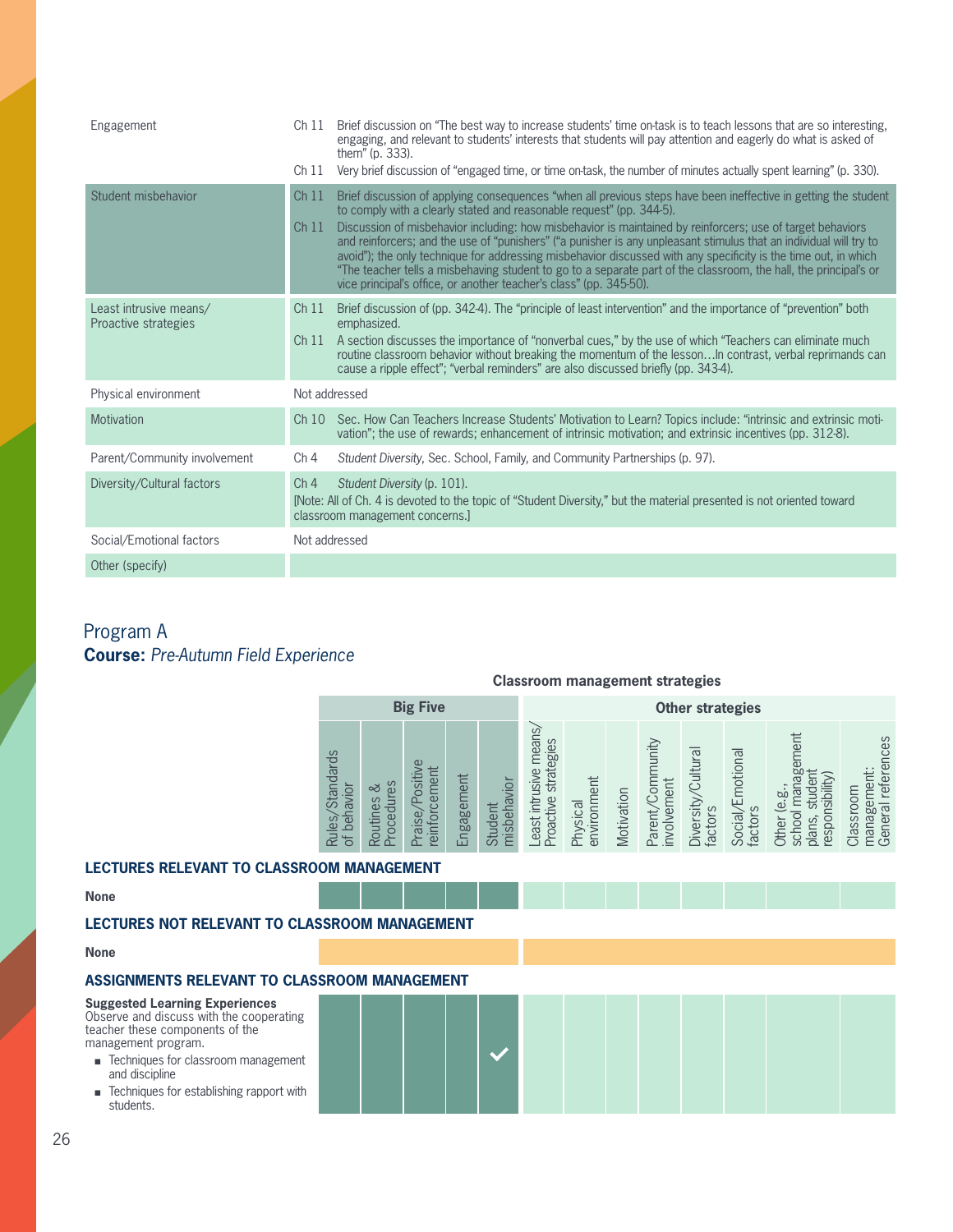| | |
|---|---|
| Engagement | Ch 11 Brief discussion on "The best way to increase students' time on-task is to teach lessons that are so interesting, engaging, and relevant to students' interests that students will pay attention and eagerly do what is asked of them" (p. 333).<br>Ch 11 Very brief discussion of "engaged time, or time on-task, the number of minutes actually spent learning" (p. 330). |
| Student misbehavior | Ch 11 Brief discussion of applying consequences "when all previous steps have been ineffective in getting the student to comply with a clearly stated and reasonable request" (pp. 344-5).<br>Ch 11 Discussion of misbehavior including: how misbehavior is maintained by reinforcers; use of target behaviors and reinforcers; and the use of "punishers" ("a punisher is any unpleasant stimulus that an individual will try to avoid"); the only technique for addressing misbehavior discussed with any specificity is the time out, in which "The teacher tells a misbehaving student to go to a separate part of the classroom, the hall, the principal's or vice principal's office, or another teacher's class" (pp. 345-50). |
| Least intrusive means/ Proactive strategies | Ch 11 Brief discussion of (pp. 342-4). The "principle of least intervention" and the importance of "prevention" both emphasized.<br>Ch 11 A section discusses the importance of "nonverbal cues," by the use of which "Teachers can eliminate much routine classroom behavior without breaking the momentum of the lesson…In contrast, verbal reprimands can cause a ripple effect"; "verbal reminders" are also discussed briefly (pp. 343-4). |
| Physical environment | Not addressed |
| Motivation | Ch 10 Sec. How Can Teachers Increase Students' Motivation to Learn? Topics include: "intrinsic and extrinsic motivation"; the use of rewards; enhancement of intrinsic motivation; and extrinsic incentives (pp. 312-8). |
| Parent/Community involvement | Ch 4 *Student Diversity*, Sec. School, Family, and Community Partnerships (p. 97). |
| Diversity/Cultural factors | Ch 4 *Student Diversity* (p. 101).<br>[Note: All of Ch. 4 is devoted to the topic of "Student Diversity," but the material presented is not oriented toward classroom management concerns.] |
| Social/Emotional factors | Not addressed |
| Other (specify) | |

## Program A

**Course:** *Pre-Autumn Field Experience*

**Classroom management strategies**

| | Big Five | | | | | Other strategies | | | | | | | |
|---|---|---|---|---|---|---|---|---|---|---|---|---|---|
| | Rules/Standards of behavior | Routines & Procedures | Praise/Positive reinforcement | Engagement | Student misbehavior | Least intrusive means/ Proactive strategies | Physical environment | Motivation | Parent/Community involvement | Diversity/Cultural factors | Social/Emotional factors | Other (e.g., school management plans, student responsibility) | Classroom management: General references |
| **LECTURES RELEVANT TO CLASSROOM MANAGEMENT** | | | | | | | | | | | | | |
| **None** | | | | | | | | | | | | | |
| **LECTURES NOT RELEVANT TO CLASSROOM MANAGEMENT** | | | | | | | | | | | | | |
| **None** | | | | | | | | | | | | | |
| **ASSIGNMENTS RELEVANT TO CLASSROOM MANAGEMENT** | | | | | | | | | | | | | |
| **Suggested Learning Experiences**<br>Observe and discuss with the cooperating teacher these components of the management program.<br>▪ Techniques for classroom management and discipline<br>▪ Techniques for establishing rapport with students. | | | | | ✓ | | | | | | | | |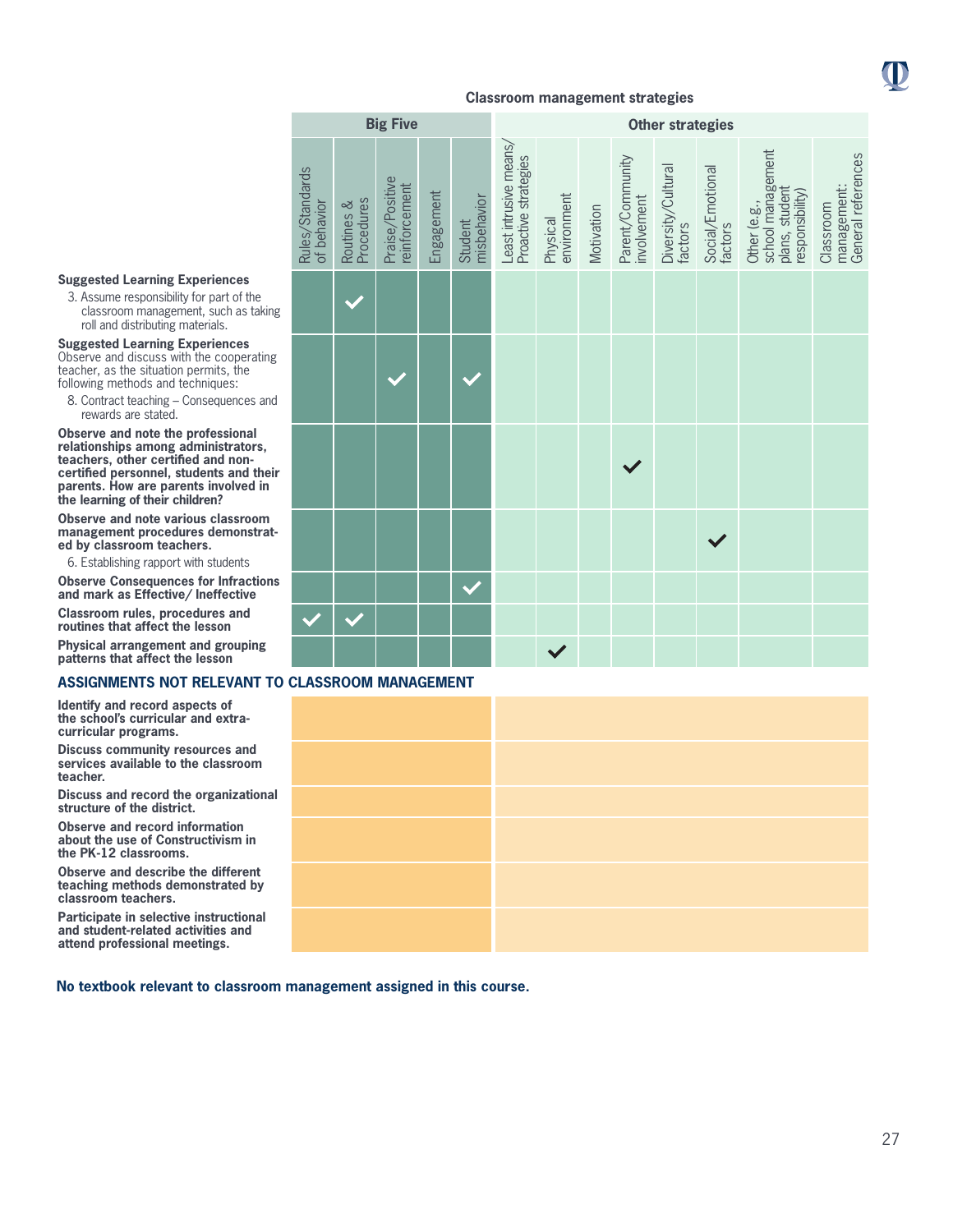**Classroom management strategies**

| | Big Five | | | | | Other strategies | | | | | | | |
|---|---|---|---|---|---|---|---|---|---|---|---|---|---|
| | Rules/Standards of behavior | Routines & Procedures | Praise/Positive reinforcement | Engagement | Student misbehavior | Least intrusive means/ Proactive strategies | Physical environment | Motivation | Parent/Community involvement | Diversity/Cultural factors | Social/Emotional factors | Other (e.g., school management plans, student responsibility) | Classroom management: General references |
| **Suggested Learning Experiences**<br>3. Assume responsibility for part of the classroom management, such as taking roll and distributing materials. | | ✓ | | | | | | | | | | | |
| **Suggested Learning Experiences**<br>Observe and discuss with the cooperating teacher, as the situation permits, the following methods and techniques:<br>8. Contract teaching – Consequences and rewards are stated. | | | ✓ | | ✓ | | | | | | | | |
| **Observe and note the professional relationships among administrators, teachers, other certified and non-certified personnel, students and their parents. How are parents involved in the learning of their children?** | | | | | | | | | ✓ | | | | |
| **Observe and note various classroom management procedures demonstrated by classroom teachers.**<br>6. Establishing rapport with students | | | | | | | | | | | ✓ | | |
| **Observe Consequences for Infractions and mark as Effective/ Ineffective** | | | | | ✓ | | | | | | | | |
| **Classroom rules, procedures and routines that affect the lesson** | ✓ | ✓ | | | | | | | | | | | |
| **Physical arrangement and grouping patterns that affect the lesson** | | | | | | | ✓ | | | | | | |

## ASSIGNMENTS NOT RELEVANT TO CLASSROOM MANAGEMENT

**Identify and record aspects of the school's curricular and extra-curricular programs.**

**Discuss community resources and services available to the classroom teacher.**

**Discuss and record the organizational structure of the district.**

**Observe and record information about the use of Constructivism in the PK-12 classrooms.**

**Observe and describe the different teaching methods demonstrated by classroom teachers.**

**Participate in selective instructional and student-related activities and attend professional meetings.**

**No textbook relevant to classroom management assigned in this course.**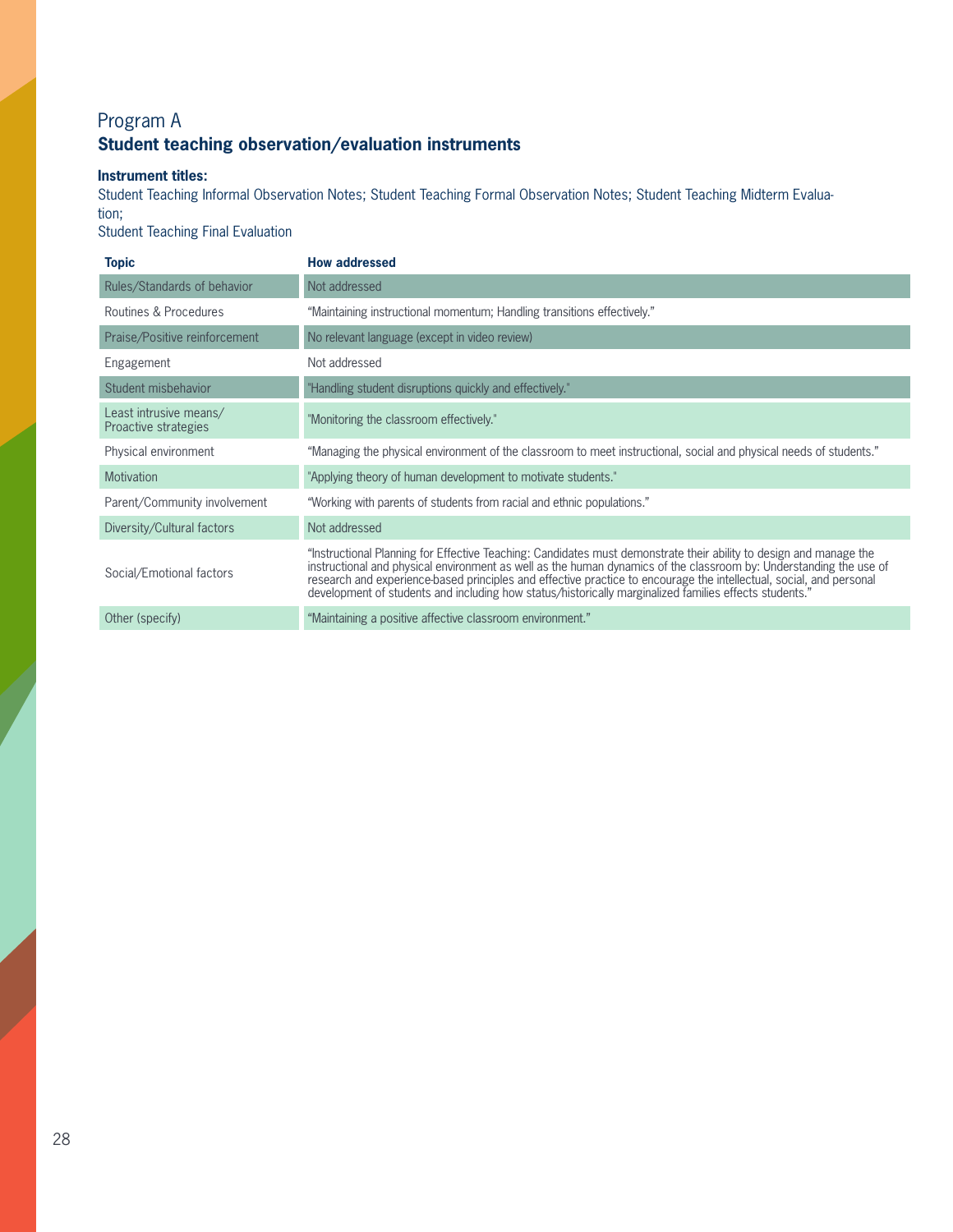## Program A

### Student teaching observation/evaluation instruments

**Instrument titles:**

Student Teaching Informal Observation Notes; Student Teaching Formal Observation Notes; Student Teaching Midterm Evaluation;
Student Teaching Final Evaluation

| Topic | How addressed |
|---|---|
| Rules/Standards of behavior | Not addressed |
| Routines & Procedures | "Maintaining instructional momentum; Handling transitions effectively." |
| Praise/Positive reinforcement | No relevant language (except in video review) |
| Engagement | Not addressed |
| Student misbehavior | "Handling student disruptions quickly and effectively." |
| Least intrusive means/ Proactive strategies | "Monitoring the classroom effectively." |
| Physical environment | "Managing the physical environment of the classroom to meet instructional, social and physical needs of students." |
| Motivation | "Applying theory of human development to motivate students." |
| Parent/Community involvement | "Working with parents of students from racial and ethnic populations." |
| Diversity/Cultural factors | Not addressed |
| Social/Emotional factors | "Instructional Planning for Effective Teaching: Candidates must demonstrate their ability to design and manage the instructional and physical environment as well as the human dynamics of the classroom by: Understanding the use of research and experience-based principles and effective practice to encourage the intellectual, social, and personal development of students and including how status/historically marginalized families effects students." |
| Other (specify) | "Maintaining a positive affective classroom environment." |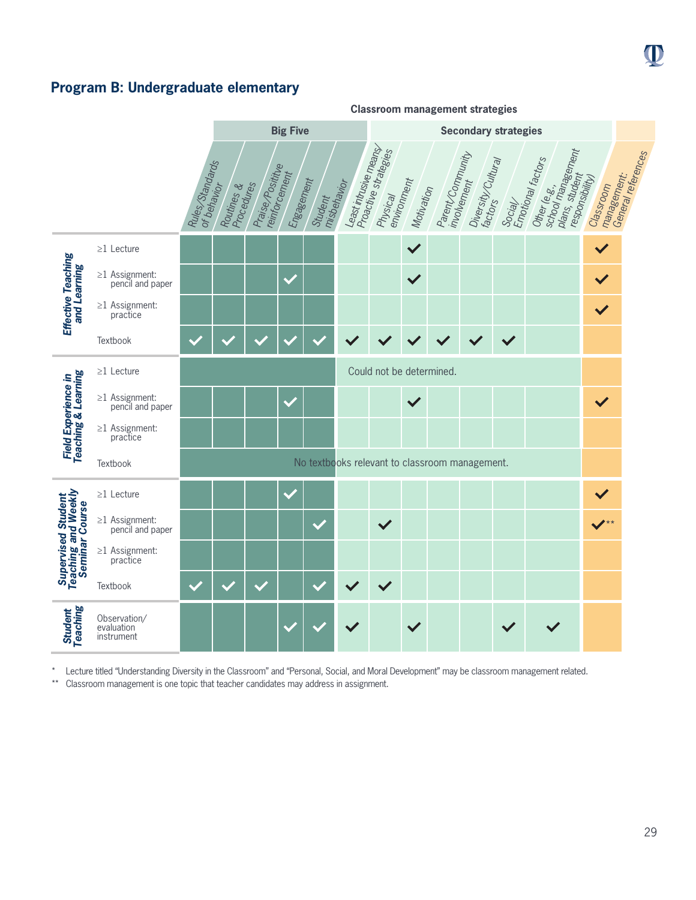## Program B: Undergraduate elementary

| | | Rules/Standards of behavior | Routines & Procedures | Praise/Positive reinforcement | Engagement | Student misbehavior | Least intrusive means/ Proactive strategies | Physical environment | Motivation | Parent/Community involvement | Diversity/Cultural factors | Social/ Emotional factors | Other (e.g., school management plans, student responsibility) | Classroom management: General references |
|---|---|---|---|---|---|---|---|---|---|---|---|---|---|---|
| | | **Big Five** | | | | | **Secondary strategies** | | | | | | | |
| **Effective Teaching and Learning** | ≥1 Lecture | | | | | | | | ✓ | | | | | ✓ |
| | ≥1 Assignment: pencil and paper | | | | ✓ | | | | ✓ | | | | | ✓ |
| | ≥1 Assignment: practice | | | | | | | | | | | | | ✓ |
| | Textbook | ✓ | ✓ | ✓ | ✓ | ✓ | ✓ | ✓ | ✓ | ✓ | ✓ | ✓ | | |
| **Field Experience in Teaching & Learning** | ≥1 Lecture | | | | | | Could not be determined. | | | | | | | |
| | ≥1 Assignment: pencil and paper | | | | ✓ | | | | ✓ | | | | | ✓ |
| | ≥1 Assignment: practice | | | | | | | | | | | | | |
| | Textbook | No textbooks relevant to classroom management. | | | | | | | | | | | | |
| **Supervised Student Teaching and Weekly Seminar Course** | ≥1 Lecture | | | | ✓ | | | | | | | | | ✓ |
| | ≥1 Assignment: pencil and paper | | | | | ✓ | | ✓ | | | | | | ✓** |
| | ≥1 Assignment: practice | | | | | | | | | | | | | |
| | Textbook | ✓ | ✓ | ✓ | | ✓ | ✓ | ✓ | | | | | | |
| **Student Teaching** | Observation/ evaluation instrument | | | | ✓ | ✓ | ✓ | | ✓ | | | ✓ | ✓ | |

\* Lecture titled "Understanding Diversity in the Classroom" and "Personal, Social, and Moral Development" may be classroom management related.

\** Classroom management is one topic that teacher candidates may address in assignment.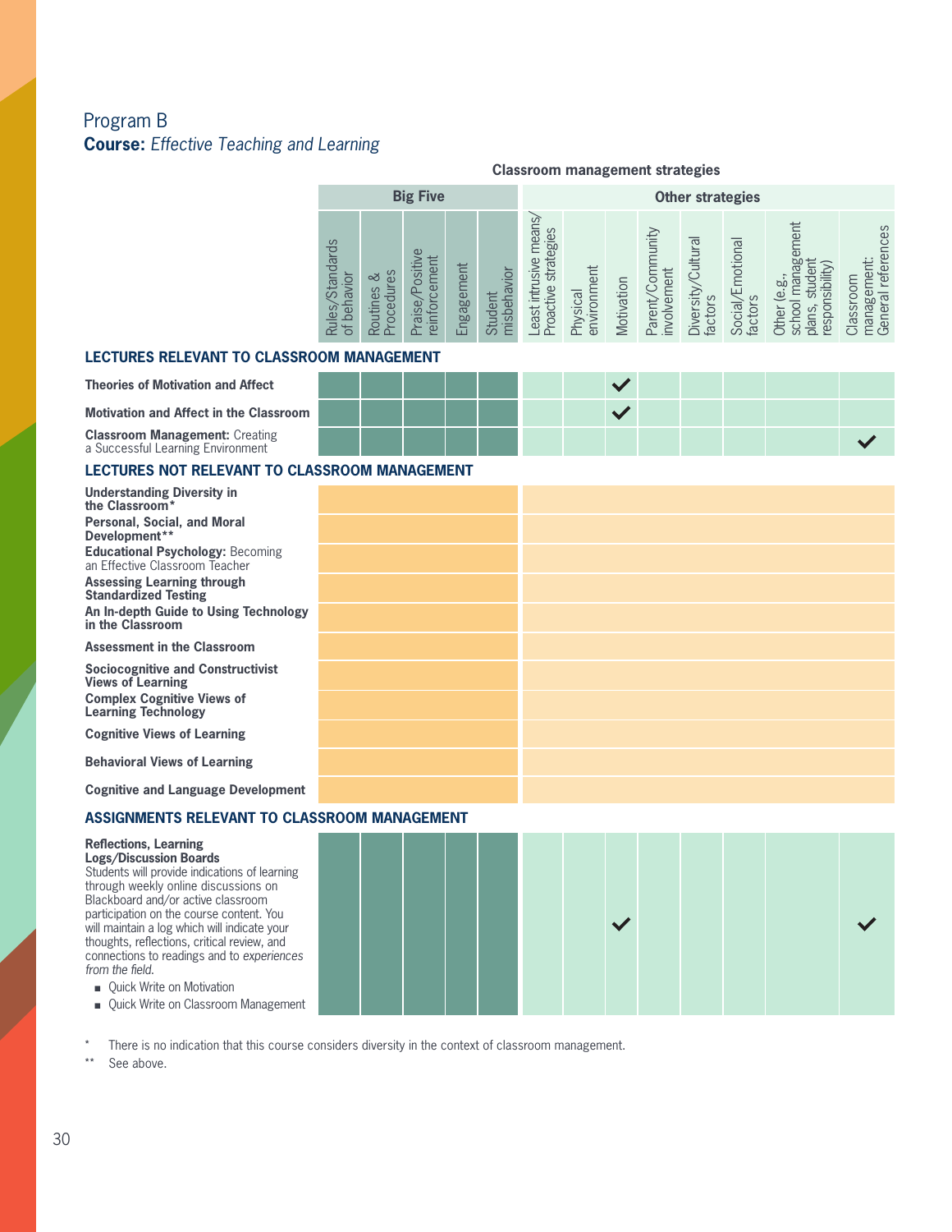## Program B

**Course:** *Effective Teaching and Learning*

| | Classroom management strategies | | | | | | | | | | | | | |
|---|---|---|---|---|---|---|---|---|---|---|---|---|---|---|
| | Big Five | | | | | Other strategies | | | | | | | | |
| | Rules/Standards of behavior | Routines & Procedures | Praise/Positive reinforcement | Engagement | Student misbehavior | Least intrusive means/ Proactive strategies | Physical environment | Motivation | Parent/Community involvement | Diversity/Cultural factors | Social/Emotional factors | Other (e.g., school management plans, student responsibility) | Classroom management: General references |
| **LECTURES RELEVANT TO CLASSROOM MANAGEMENT** | | | | | | | | | | | | | |
| **Theories of Motivation and Affect** | | | | | | | | ✓ | | | | | |
| **Motivation and Affect in the Classroom** | | | | | | | | ✓ | | | | | |
| **Classroom Management:** Creating a Successful Learning Environment | | | | | | | | | | | | | ✓ |
| **LECTURES NOT RELEVANT TO CLASSROOM MANAGEMENT** | | | | | | | | | | | | | |
| **Understanding Diversity in the Classroom*** | | | | | | | | | | | | | |
| **Personal, Social, and Moral Development**** | | | | | | | | | | | | | |
| **Educational Psychology:** Becoming an Effective Classroom Teacher | | | | | | | | | | | | | |
| **Assessing Learning through Standardized Testing** | | | | | | | | | | | | | |
| **An In-depth Guide to Using Technology in the Classroom** | | | | | | | | | | | | | |
| **Assessment in the Classroom** | | | | | | | | | | | | | |
| **Sociocognitive and Constructivist Views of Learning** | | | | | | | | | | | | | |
| **Complex Cognitive Views of Learning Technology** | | | | | | | | | | | | | |
| **Cognitive Views of Learning** | | | | | | | | | | | | | |
| **Behavioral Views of Learning** | | | | | | | | | | | | | |
| **Cognitive and Language Development** | | | | | | | | | | | | | |
| **ASSIGNMENTS RELEVANT TO CLASSROOM MANAGEMENT** | | | | | | | | | | | | | |
| **Reflections, Learning Logs/Discussion Boards** Students will provide indications of learning through weekly online discussions on Blackboard and/or active classroom participation on the course content. You will maintain a log which will indicate your thoughts, reflections, critical review, and connections to readings and to *experiences from the field.* ■ Quick Write on Motivation ■ Quick Write on Classroom Management | | | | | | | | ✓ | | | | | ✓ |

\* There is no indication that this course considers diversity in the context of classroom management.

\** See above.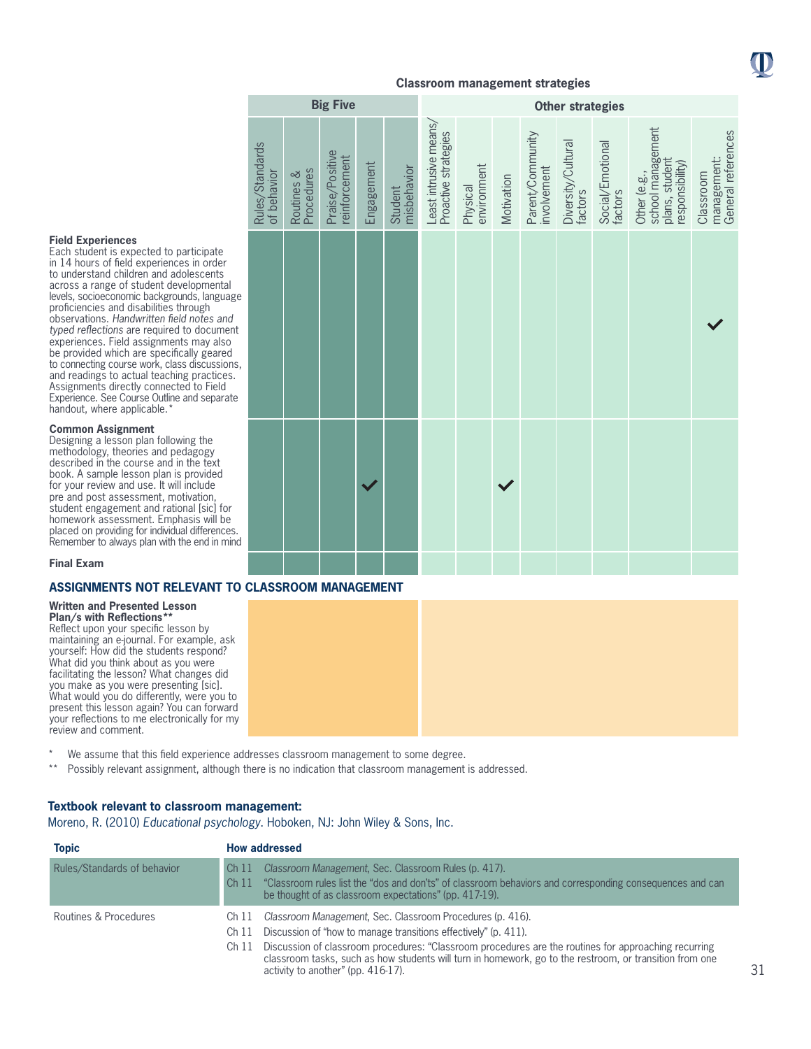**Classroom management strategies**

| | Big Five | | | | | Other strategies | | | | | | | |
|---|---|---|---|---|---|---|---|---|---|---|---|---|---|
| | Rules/Standards of behavior | Routines & Procedures | Praise/Positive reinforcement | Engagement | Student misbehavior | Least intrusive means/ Proactive strategies | Physical environment | Motivation | Parent/Community involvement | Diversity/Cultural factors | Social/Emotional factors | Other (e.g., school management plans, student responsibility) | Classroom management: General references |
| **Field Experiences** Each student is expected to participate in 14 hours of field experiences in order to understand children and adolescents across a range of student developmental levels, socioeconomic backgrounds, language proficiencies and disabilities through observations. *Handwritten field notes and typed reflections* are required to document experiences. Field assignments may also be provided which are specifically geared to connecting course work, class discussions, and readings to actual teaching practices. Assignments directly connected to Field Experience. See Course Outline and separate handout, where applicable.* | | | | | | | | | | | | | ✓ |
| **Common Assignment** Designing a lesson plan following the methodology, theories and pedagogy described in the course and in the text book. A sample lesson plan is provided for your review and use. It will include pre and post assessment, motivation, student engagement and rational [sic] for homework assessment. Emphasis will be placed on providing for individual differences. Remember to always plan with the end in mind | | | | ✓ | | | | ✓ | | | | | |
| **Final Exam** | | | | | | | | | | | | | |

**ASSIGNMENTS NOT RELEVANT TO CLASSROOM MANAGEMENT**

**Written and Presented Lesson Plan/s with Reflections****
Reflect upon your specific lesson by maintaining an e-journal. For example, ask yourself: How did the students respond? What did you think about as you were facilitating the lesson? What changes did you make as you were presenting [sic]. What would you do differently, were you to present this lesson again? You can forward your reflections to me electronically for my review and comment.

\* We assume that this field experience addresses classroom management to some degree.

\*\* Possibly relevant assignment, although there is no indication that classroom management is addressed.

**Textbook relevant to classroom management:**

Moreno, R. (2010) *Educational psychology*. Hoboken, NJ: John Wiley & Sons, Inc.

| Topic | How addressed |
|---|---|
| Rules/Standards of behavior | Ch 11 *Classroom Management*, Sec. Classroom Rules (p. 417).<br>Ch 11 "Classroom rules list the "dos and don'ts" of classroom behaviors and corresponding consequences and can be thought of as classroom expectations" (pp. 417-19). |
| Routines & Procedures | Ch 11 *Classroom Management*, Sec. Classroom Procedures (p. 416).<br>Ch 11 Discussion of "how to manage transitions effectively" (p. 411).<br>Ch 11 Discussion of classroom procedures: "Classroom procedures are the routines for approaching recurring classroom tasks, such as how students will turn in homework, go to the restroom, or transition from one activity to another" (pp. 416-17). |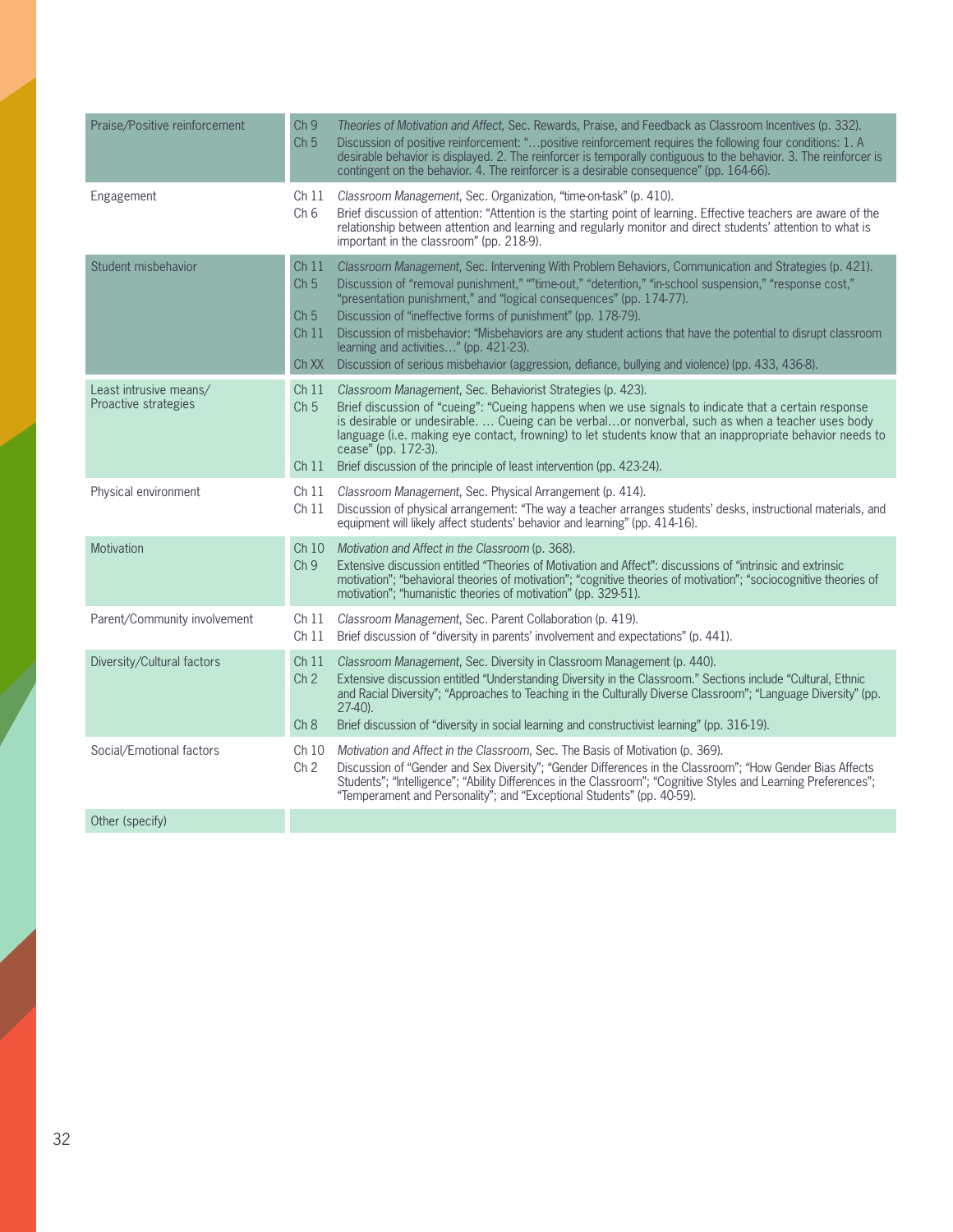| | | |
|---|---|---|
| Praise/Positive reinforcement | Ch 9<br>Ch 5 | *Theories of Motivation and Affect*, Sec. Rewards, Praise, and Feedback as Classroom Incentives (p. 332).<br>Discussion of positive reinforcement: "…positive reinforcement requires the following four conditions: 1. A desirable behavior is displayed. 2. The reinforcer is temporally contiguous to the behavior. 3. The reinforcer is contingent on the behavior. 4. The reinforcer is a desirable consequence" (pp. 164-66). |
| Engagement | Ch 11<br>Ch 6 | *Classroom Management*, Sec. Organization, "time-on-task" (p. 410).<br>Brief discussion of attention: "Attention is the starting point of learning. Effective teachers are aware of the relationship between attention and learning and regularly monitor and direct students' attention to what is important in the classroom" (pp. 218-9). |
| Student misbehavior | Ch 11<br>Ch 5<br><br>Ch 5<br>Ch 11<br><br>Ch XX | *Classroom Management*, Sec. Intervening With Problem Behaviors, Communication and Strategies (p. 421).<br>Discussion of "removal punishment," ""time-out," "detention," "in-school suspension," "response cost," "presentation punishment," and "logical consequences" (pp. 174-77).<br>Discussion of "ineffective forms of punishment" (pp. 178-79).<br>Discussion of misbehavior: "Misbehaviors are any student actions that have the potential to disrupt classroom learning and activities…" (pp. 421-23).<br>Discussion of serious misbehavior (aggression, defiance, bullying and violence) (pp. 433, 436-8). |
| Least intrusive means/ Proactive strategies | Ch 11<br>Ch 5<br><br><br><br>Ch 11 | *Classroom Management*, Sec. Behaviorist Strategies (p. 423).<br>Brief discussion of "cueing": "Cueing happens when we use signals to indicate that a certain response is desirable or undesirable. … Cueing can be verbal…or nonverbal, such as when a teacher uses body language (i.e. making eye contact, frowning) to let students know that an inappropriate behavior needs to cease" (pp. 172-3).<br>Brief discussion of the principle of least intervention (pp. 423-24). |
| Physical environment | Ch 11<br>Ch 11 | *Classroom Management*, Sec. Physical Arrangement (p. 414).<br>Discussion of physical arrangement: "The way a teacher arranges students' desks, instructional materials, and equipment will likely affect students' behavior and learning" (pp. 414-16). |
| Motivation | Ch 10<br>Ch 9 | *Motivation and Affect in the Classroom* (p. 368).<br>Extensive discussion entitled "Theories of Motivation and Affect": discussions of "intrinsic and extrinsic motivation"; "behavioral theories of motivation"; "cognitive theories of motivation"; "sociocognitive theories of motivation"; "humanistic theories of motivation" (pp. 329-51). |
| Parent/Community involvement | Ch 11<br>Ch 11 | *Classroom Management*, Sec. Parent Collaboration (p. 419).<br>Brief discussion of "diversity in parents' involvement and expectations" (p. 441). |
| Diversity/Cultural factors | Ch 11<br>Ch 2<br><br><br>Ch 8 | *Classroom Management*, Sec. Diversity in Classroom Management (p. 440).<br>Extensive discussion entitled "Understanding Diversity in the Classroom." Sections include "Cultural, Ethnic and Racial Diversity"; "Approaches to Teaching in the Culturally Diverse Classroom"; "Language Diversity" (pp. 27-40).<br>Brief discussion of "diversity in social learning and constructivist learning" (pp. 316-19). |
| Social/Emotional factors | Ch 10<br>Ch 2 | *Motivation and Affect in the Classroom*, Sec. The Basis of Motivation (p. 369).<br>Discussion of "Gender and Sex Diversity"; "Gender Differences in the Classroom"; "How Gender Bias Affects Students"; "Intelligence"; "Ability Differences in the Classroom"; "Cognitive Styles and Learning Preferences"; "Temperament and Personality"; and "Exceptional Students" (pp. 40-59). |
| Other (specify) | | |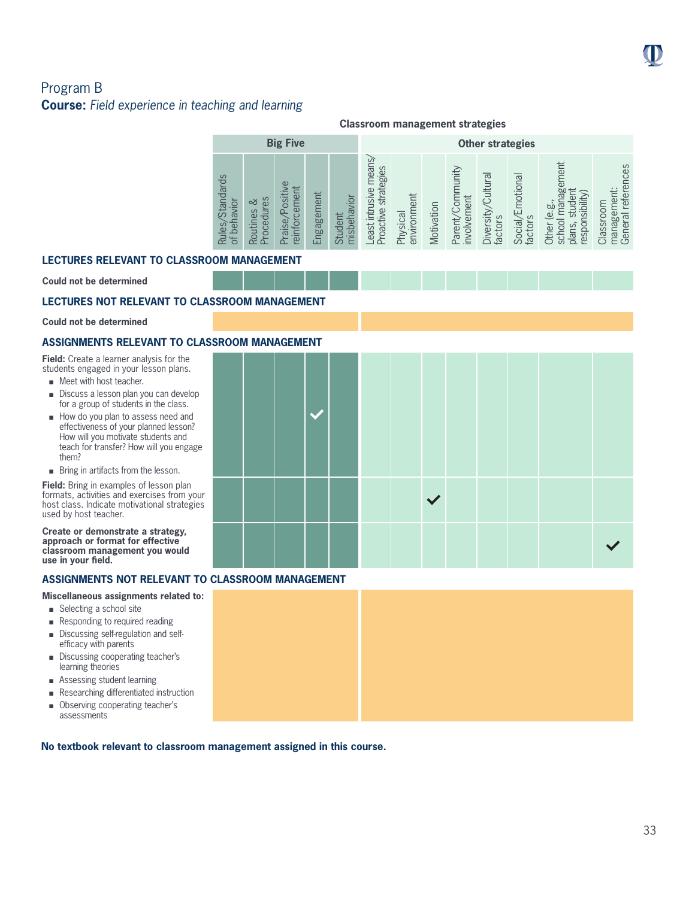## Program B

**Course:** *Field experience in teaching and learning*

**Classroom management strategies**

| | Big Five | | | | | Other strategies | | | | | | | |
|---|---|---|---|---|---|---|---|---|---|---|---|---|---|
| | Rules/Standards of behavior | Routines & Procedures | Praise/Positive reinforcement | Engagement | Student misbehavior | Least intrusive means/ Proactive strategies | Physical environment | Motivation | Parent/Community involvement | Diversity/Cultural factors | Social/Emotional factors | Other (e.g., school management plans, student responsibility) | Classroom management: General references |
| **LECTURES RELEVANT TO CLASSROOM MANAGEMENT** | | | | | | | | | | | | | |
| **Could not be determined** | | | | | | | | | | | | | |
| **LECTURES NOT RELEVANT TO CLASSROOM MANAGEMENT** | | | | | | | | | | | | | |
| **Could not be determined** | | | | | | | | | | | | | |
| **ASSIGNMENTS RELEVANT TO CLASSROOM MANAGEMENT** | | | | | | | | | | | | | |
| **Field:** Create a learner analysis for the students engaged in your lesson plans. ■ Meet with host teacher. ■ Discuss a lesson plan you can develop for a group of students in the class. ■ How do you plan to assess need and effectiveness of your planned lesson? How will you motivate students and teach for transfer? How will you engage them? ■ Bring in artifacts from the lesson. | | | | ✓ | | | | | | | | | |
| **Field:** Bring in examples of lesson plan formats, activities and exercises from your host class. Indicate motivational strategies used by host teacher. | | | | | | | | ✓ | | | | | |
| **Create or demonstrate a strategy, approach or format for effective classroom management you would use in your field.** | | | | | | | | | | | | | ✓ |
| **ASSIGNMENTS NOT RELEVANT TO CLASSROOM MANAGEMENT** | | | | | | | | | | | | | |
| **Miscellaneous assignments related to:** ■ Selecting a school site ■ Responding to required reading ■ Discussing self-regulation and self-efficacy with parents ■ Discussing cooperating teacher's learning theories ■ Assessing student learning ■ Researching differentiated instruction ■ Observing cooperating teacher's assessments | | | | | | | | | | | | | |

**No textbook relevant to classroom management assigned in this course.**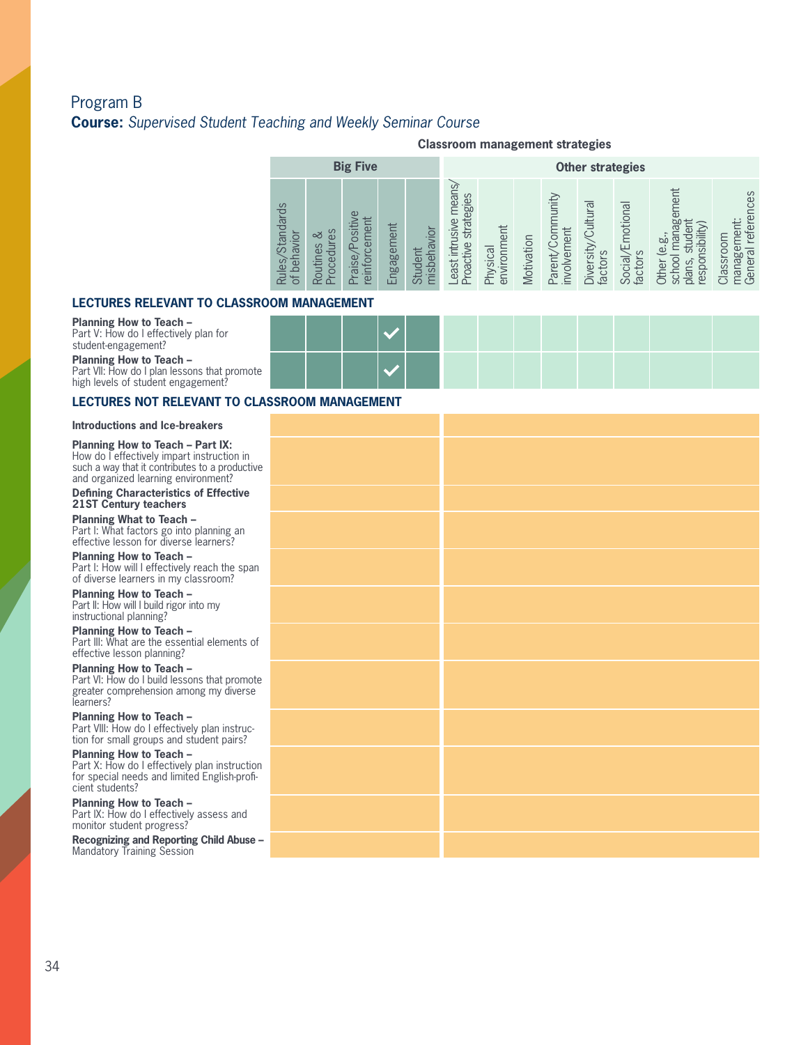## Program B

**Course:** *Supervised Student Teaching and Weekly Seminar Course*

**Classroom management strategies**

| | Big Five | | | | | Other strategies | | | | | | | |
|---|---|---|---|---|---|---|---|---|---|---|---|---|---|
| | Rules/Standards of behavior | Routines & Procedures | Praise/Positive reinforcement | Engagement | Student misbehavior | Least intrusive means/ Proactive strategies | Physical environment | Motivation | Parent/Community involvement | Diversity/Cultural factors | Social/Emotional factors | Other (e.g., school management plans, student responsibility) | Classroom management: General references |
| **LECTURES RELEVANT TO CLASSROOM MANAGEMENT** | | | | | | | | | | | | | |
| **Planning How to Teach –** Part V: How do I effectively plan for student-engagement? | | | | ✓ | | | | | | | | | |
| **Planning How to Teach –** Part VII: How do I plan lessons that promote high levels of student engagement? | | | | ✓ | | | | | | | | | |
| **LECTURES NOT RELEVANT TO CLASSROOM MANAGEMENT** | | | | | | | | | | | | | |
| **Introductions and Ice-breakers** | | | | | | | | | | | | | |
| **Planning How to Teach – Part IX:** How do I effectively impart instruction in such a way that it contributes to a productive and organized learning environment? | | | | | | | | | | | | | |
| **Defining Characteristics of Effective 21ST Century teachers** | | | | | | | | | | | | | |
| **Planning What to Teach –** Part I: What factors go into planning an effective lesson for diverse learners? | | | | | | | | | | | | | |
| **Planning How to Teach –** Part I: How will I effectively reach the span of diverse learners in my classroom? | | | | | | | | | | | | | |
| **Planning How to Teach –** Part II: How will I build rigor into my instructional planning? | | | | | | | | | | | | | |
| **Planning How to Teach –** Part III: What are the essential elements of effective lesson planning? | | | | | | | | | | | | | |
| **Planning How to Teach –** Part VI: How do I build lessons that promote greater comprehension among my diverse learners? | | | | | | | | | | | | | |
| **Planning How to Teach –** Part VIII: How do I effectively plan instruction for small groups and student pairs? | | | | | | | | | | | | | |
| **Planning How to Teach –** Part X: How do I effectively plan instruction for special needs and limited English-proficient students? | | | | | | | | | | | | | |
| **Planning How to Teach –** Part IX: How do I effectively assess and monitor student progress? | | | | | | | | | | | | | |
| **Recognizing and Reporting Child Abuse –** Mandatory Training Session | | | | | | | | | | | | | |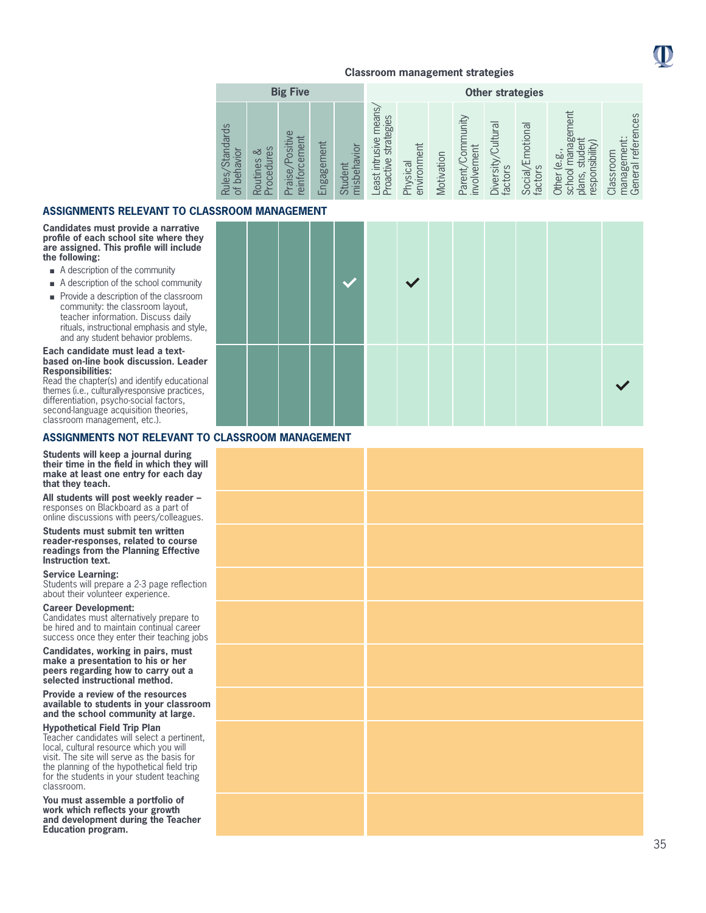**Classroom management strategies**

| | Big Five | | | | | Other strategies | | | | | | | |
|---|---|---|---|---|---|---|---|---|---|---|---|---|---|
| | Rules/Standards of behavior | Routines & Procedures | Praise/Positive reinforcement | Engagement | Student misbehavior | Least intrusive means/ Proactive strategies | Physical environment | Motivation | Parent/Community involvement | Diversity/Cultural factors | Social/Emotional factors | Other (e.g., school management plans, student responsibility) | Classroom management: General references |
| **ASSIGNMENTS RELEVANT TO CLASSROOM MANAGEMENT** | | | | | | | | | | | | | |
| **Candidates must provide a narrative profile of each school site where they are assigned. This profile will include the following:** <br>■ A description of the community <br>■ A description of the school community <br>■ Provide a description of the classroom community: the classroom layout, teacher information. Discuss daily rituals, instructional emphasis and style, and any student behavior problems. | | | | | ✓ | | ✓ | | | | | | |
| **Each candidate must lead a text-based on-line book discussion. Leader Responsibilities:** Read the chapter(s) and identify educational themes (i.e., culturally-responsive practices, differentiation, psycho-social factors, second-language acquisition theories, classroom management, etc.). | | | | | | | | | | | | | ✓ |
| **ASSIGNMENTS NOT RELEVANT TO CLASSROOM MANAGEMENT** | | | | | | | | | | | | | |
| **Students will keep a journal during their time in the field in which they will make at least one entry for each day that they teach.** | | | | | | | | | | | | | |
| **All students will post weekly reader –** responses on Blackboard as a part of online discussions with peers/colleagues. | | | | | | | | | | | | | |
| **Students must submit ten written reader-responses, related to course readings from the Planning Effective Instruction text.** | | | | | | | | | | | | | |
| **Service Learning:** Students will prepare a 2-3 page reflection about their volunteer experience. | | | | | | | | | | | | | |
| **Career Development:** Candidates must alternatively prepare to be hired and to maintain continual career success once they enter their teaching jobs | | | | | | | | | | | | | |
| **Candidates, working in pairs, must make a presentation to his or her peers regarding how to carry out a selected instructional method.** | | | | | | | | | | | | | |
| **Provide a review of the resources available to students in your classroom and the school community at large.** | | | | | | | | | | | | | |
| **Hypothetical Field Trip Plan** Teacher candidates will select a pertinent, local, cultural resource which you will visit. The site will serve as the basis for the planning of the hypothetical field trip for the students in your student teaching classroom. | | | | | | | | | | | | | |
| **You must assemble a portfolio of work which reflects your growth and development during the Teacher Education program.** | | | | | | | | | | | | | |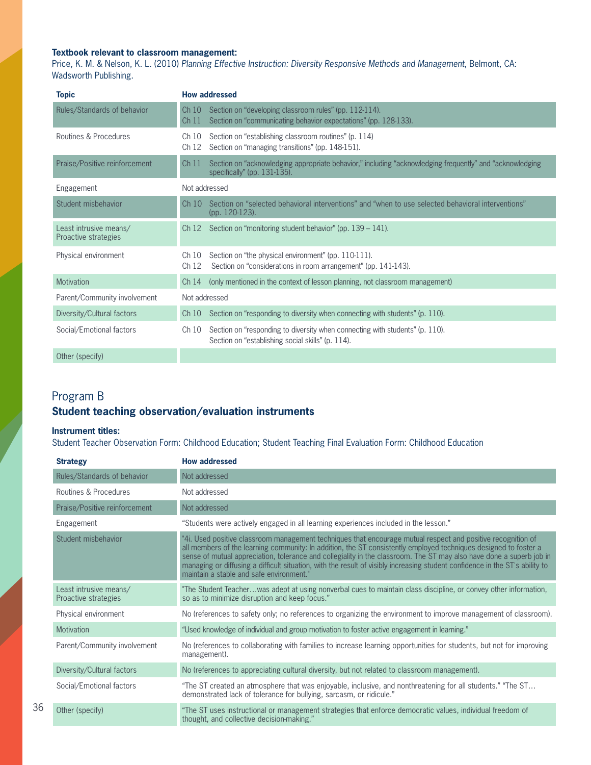**Textbook relevant to classroom management:**

Price, K. M. & Nelson, K. L. (2010) *Planning Effective Instruction: Diversity Responsive Methods and Management*, Belmont, CA: Wadsworth Publishing.

| Topic | How addressed |
|---|---|
| Rules/Standards of behavior | Ch 10 Section on "developing classroom rules" (pp. 112-114).<br>Ch 11 Section on "communicating behavior expectations" (pp. 128-133). |
| Routines & Procedures | Ch 10 Section on "establishing classroom routines" (p. 114)<br>Ch 12 Section on "managing transitions" (pp. 148-151). |
| Praise/Positive reinforcement | Ch 11 Section on "acknowledging appropriate behavior," including "acknowledging frequently" and "acknowledging specifically" (pp. 131-135). |
| Engagement | Not addressed |
| Student misbehavior | Ch 10 Section on "selected behavioral interventions" and "when to use selected behavioral interventions" (pp. 120-123). |
| Least intrusive means/ Proactive strategies | Ch 12 Section on "monitoring student behavior" (pp. 139 – 141). |
| Physical environment | Ch 10 Section on "the physical environment" (pp. 110-111).<br>Ch 12 Section on "considerations in room arrangement" (pp. 141-143). |
| Motivation | Ch 14 (only mentioned in the context of lesson planning, not classroom management) |
| Parent/Community involvement | Not addressed |
| Diversity/Cultural factors | Ch 10 Section on "responding to diversity when connecting with students" (p. 110). |
| Social/Emotional factors | Ch 10 Section on "responding to diversity when connecting with students" (p. 110).<br>Section on "establishing social skills" (p. 114). |
| Other (specify) | |

## Program B

### Student teaching observation/evaluation instruments

**Instrument titles:**

Student Teacher Observation Form: Childhood Education; Student Teaching Final Evaluation Form: Childhood Education

| Strategy | How addressed |
|---|---|
| Rules/Standards of behavior | Not addressed |
| Routines & Procedures | Not addressed |
| Praise/Positive reinforcement | Not addressed |
| Engagement | "Students were actively engaged in all learning experiences included in the lesson." |
| Student misbehavior | "4i. Used positive classroom management techniques that encourage mutual respect and positive recognition of all members of the learning community: In addition, the ST consistently employed techniques designed to foster a sense of mutual appreciation, tolerance and collegiality in the classroom. The ST may also have done a superb job in managing or diffusing a difficult situation, with the result of visibly increasing student confidence in the ST's ability to maintain a stable and safe environment." |
| Least intrusive means/ Proactive strategies | "The Student Teacher…was adept at using nonverbal cues to maintain class discipline, or convey other information, so as to minimize disruption and keep focus." |
| Physical environment | No (references to safety only; no references to organizing the environment to improve management of classroom). |
| Motivation | "Used knowledge of individual and group motivation to foster active engagement in learning." |
| Parent/Community involvement | No (references to collaborating with families to increase learning opportunities for students, but not for improving management). |
| Diversity/Cultural factors | No (references to appreciating cultural diversity, but not related to classroom management). |
| Social/Emotional factors | "The ST created an atmosphere that was enjoyable, inclusive, and nonthreatening for all students." "The ST… demonstrated lack of tolerance for bullying, sarcasm, or ridicule." |
| Other (specify) | "The ST uses instructional or management strategies that enforce democratic values, individual freedom of thought, and collective decision-making." |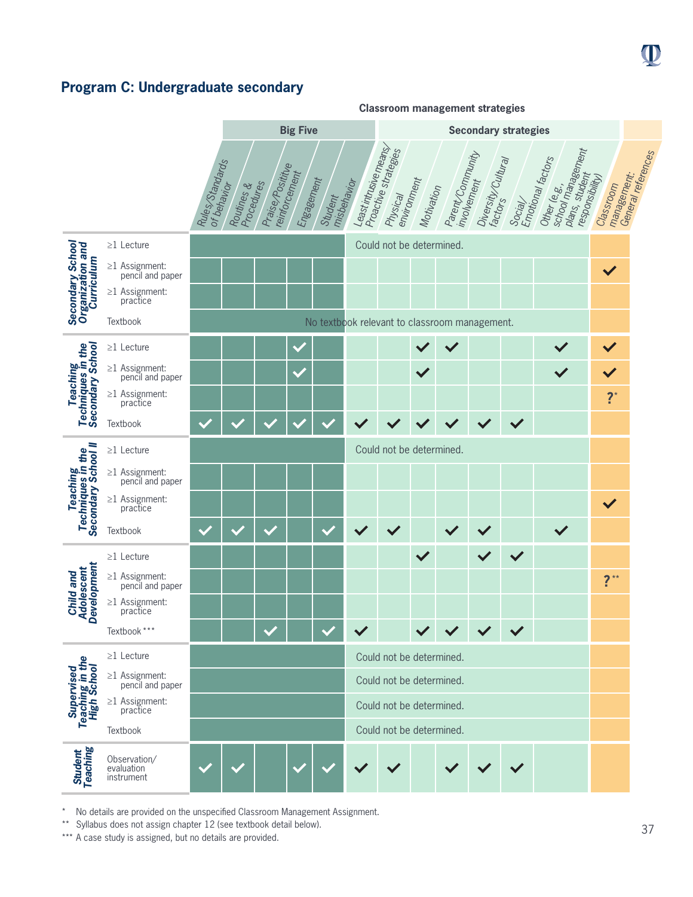## Program C: Undergraduate secondary

**Classroom management strategies**

| Course | Component | Big Five: Rules/Standards of behavior | Big Five: Routines & Procedures | Big Five: Praise/Positive reinforcement | Big Five: Engagement | Big Five: Student misbehavior | Secondary strategies: Least intrusive means/Proactive strategies | Secondary strategies: Physical environment | Secondary strategies: Motivation | Secondary strategies: Parent/Community involvement | Secondary strategies: Diversity/Cultural factors | Secondary strategies: Social/Emotional factors | Secondary strategies: Other (e.g., school management plans, student responsibility) | Classroom management: General references |
|---|---|---|---|---|---|---|---|---|---|---|---|---|---|---|
| **Secondary School Organization and Curriculum** | ≥1 Lecture | Could not be determined. | | | | | | | | | | | | |
| | ≥1 Assignment: pencil and paper | | | | | | | | | | | | | ✓ |
| | ≥1 Assignment: practice | | | | | | | | | | | | | |
| | Textbook | No textbook relevant to classroom management. | | | | | | | | | | | | |
| **Teaching Techniques in the Secondary School** | ≥1 Lecture | | | | ✓ | | | | ✓ | ✓ | | | ✓ | ✓ |
| | ≥1 Assignment: pencil and paper | | | | ✓ | | | | ✓ | | | | ✓ | ✓ |
| | ≥1 Assignment: practice | | | | | | | | | | | | | ?* |
| | Textbook | ✓ | ✓ | ✓ | ✓ | ✓ | ✓ | ✓ | ✓ | ✓ | ✓ | ✓ | | |
| **Teaching Techniques in the Secondary School II** | ≥1 Lecture | Could not be determined. | | | | | | | | | | | | |
| | ≥1 Assignment: pencil and paper | | | | | | | | | | | | | |
| | ≥1 Assignment: practice | | | | | | | | | | | | | ✓ |
| | Textbook | ✓ | ✓ | ✓ | | ✓ | ✓ | ✓ | | ✓ | ✓ | | ✓ | |
| **Child and Adolescent Development** | ≥1 Lecture | | | | | | | | ✓ | | ✓ | ✓ | | |
| | ≥1 Assignment: pencil and paper | | | | | | | | | | | | | ?** |
| | ≥1 Assignment: practice | | | | | | | | | | | | | |
| | Textbook*** | | | ✓ | | ✓ | ✓ | | ✓ | ✓ | ✓ | ✓ | | |
| **Supervised Teaching in the High School** | ≥1 Lecture | Could not be determined. | | | | | | | | | | | | |
| | ≥1 Assignment: pencil and paper | Could not be determined. | | | | | | | | | | | | |
| | ≥1 Assignment: practice | Could not be determined. | | | | | | | | | | | | |
| | Textbook | Could not be determined. | | | | | | | | | | | | |
| **Student Teaching** | Observation/evaluation instrument | ✓ | ✓ | | ✓ | ✓ | ✓ | ✓ | | ✓ | ✓ | ✓ | | |

\* No details are provided on the unspecified Classroom Management Assignment.

\*\* Syllabus does not assign chapter 12 (see textbook detail below).

\*\*\* A case study is assigned, but no details are provided.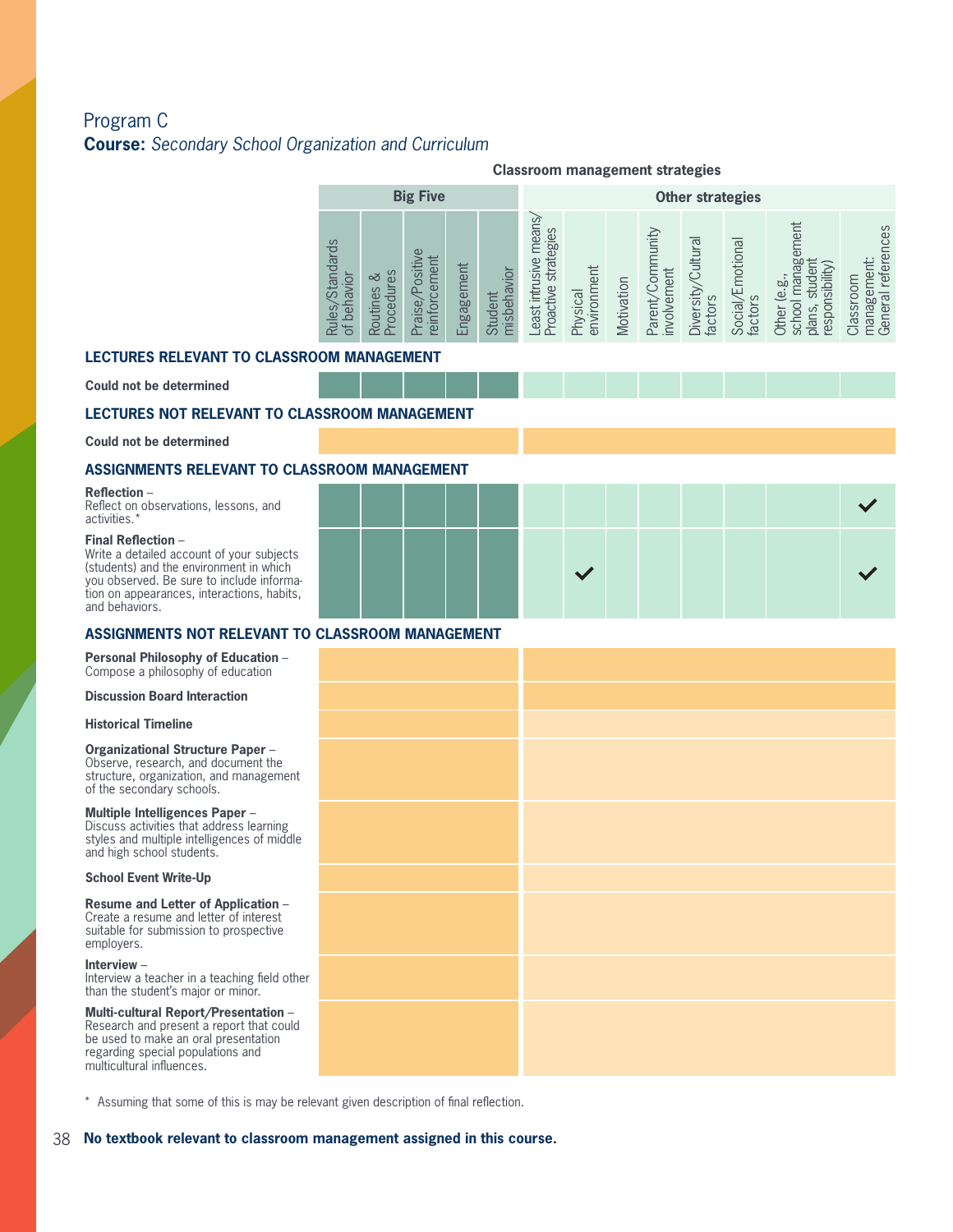## Program C

**Course:** *Secondary School Organization and Curriculum*

**Classroom management strategies**

| | Big Five | | | | | Other strategies | | | | | | | |
|---|---|---|---|---|---|---|---|---|---|---|---|---|---|
| | Rules/Standards of behavior | Routines & Procedures | Praise/Positive reinforcement | Engagement | Student misbehavior | Least intrusive means/ Proactive strategies | Physical environment | Motivation | Parent/Community involvement | Diversity/Cultural factors | Social/Emotional factors | Other (e.g., school management plans, student responsibility) | Classroom management: General references |
| **LECTURES RELEVANT TO CLASSROOM MANAGEMENT** | | | | | | | | | | | | | |
| **Could not be determined** | | | | | | | | | | | | | |
| **LECTURES NOT RELEVANT TO CLASSROOM MANAGEMENT** | | | | | | | | | | | | | |
| **Could not be determined** | | | | | | | | | | | | | |
| **ASSIGNMENTS RELEVANT TO CLASSROOM MANAGEMENT** | | | | | | | | | | | | | |
| **Reflection** – Reflect on observations, lessons, and activities.* | | | | | | | | | | | | | ✓ |
| **Final Reflection** – Write a detailed account of your subjects (students) and the environment in which you observed. Be sure to include information on appearances, interactions, habits, and behaviors. | | | | | | | ✓ | | | | | | ✓ |
| **ASSIGNMENTS NOT RELEVANT TO CLASSROOM MANAGEMENT** | | | | | | | | | | | | | |
| **Personal Philosophy of Education** – Compose a philosophy of education | | | | | | | | | | | | | |
| **Discussion Board Interaction** | | | | | | | | | | | | | |
| **Historical Timeline** | | | | | | | | | | | | | |
| **Organizational Structure Paper** – Observe, research, and document the structure, organization, and management of the secondary schools. | | | | | | | | | | | | | |
| **Multiple Intelligences Paper** – Discuss activities that address learning styles and multiple intelligences of middle and high school students. | | | | | | | | | | | | | |
| **School Event Write-Up** | | | | | | | | | | | | | |
| **Resume and Letter of Application** – Create a resume and letter of interest suitable for submission to prospective employers. | | | | | | | | | | | | | |
| **Interview** – Interview a teacher in a teaching field other than the student's major or minor. | | | | | | | | | | | | | |
| **Multi-cultural Report/Presentation** – Research and present a report that could be used to make an oral presentation regarding special populations and multicultural influences. | | | | | | | | | | | | | |

\* Assuming that some of this is may be relevant given description of final reflection.

**No textbook relevant to classroom management assigned in this course.**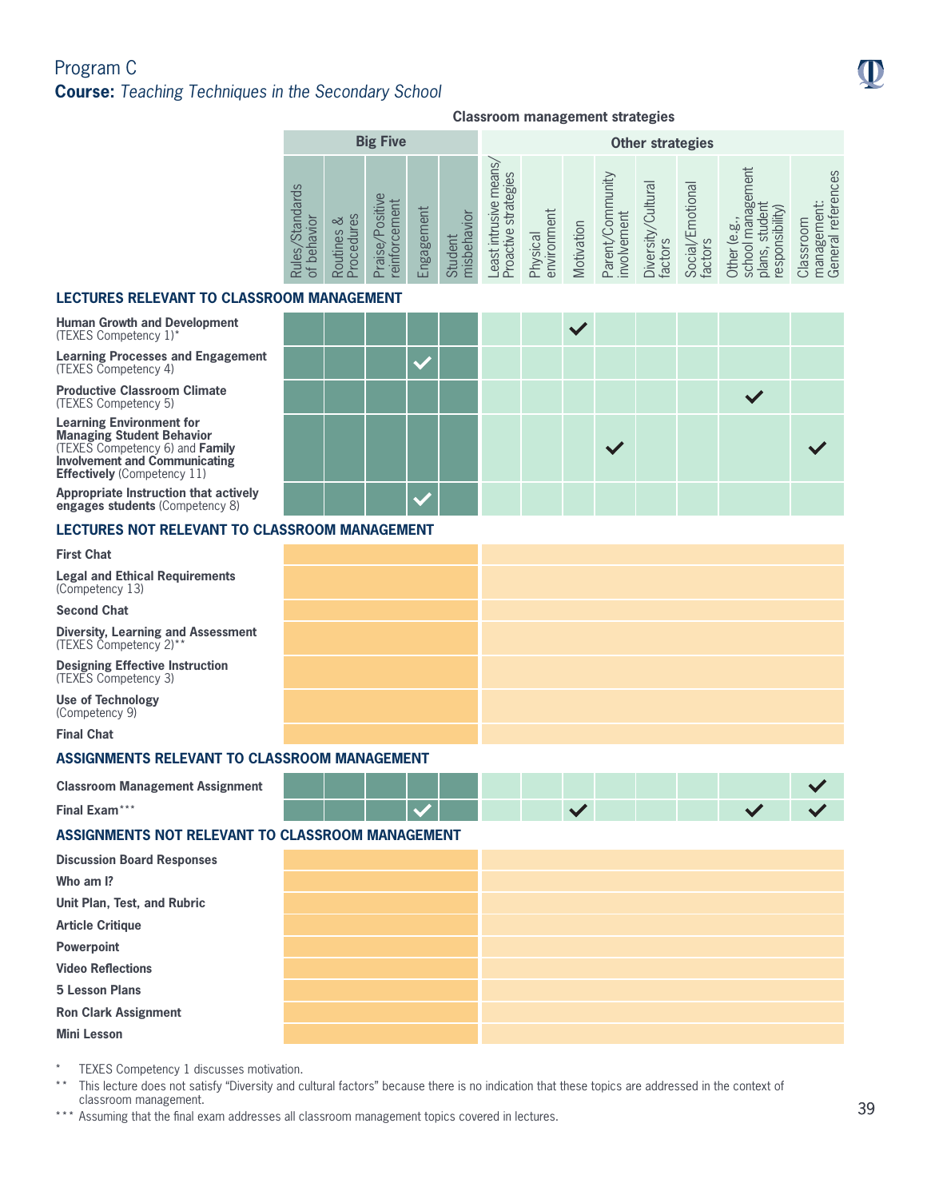## Program C

**Course:** *Teaching Techniques in the Secondary School*

**Classroom management strategies**

| | Big Five | | | | | Other strategies | | | | | | | |
|---|---|---|---|---|---|---|---|---|---|---|---|---|---|
| | Rules/Standards of behavior | Routines & Procedures | Praise/Positive reinforcement | Engagement | Student misbehavior | Least intrusive means/ Proactive strategies | Physical environment | Motivation | Parent/Community involvement | Diversity/Cultural factors | Social/Emotional factors | Other (e.g., school management plans, student responsibility) | Classroom management: General references |
| **LECTURES RELEVANT TO CLASSROOM MANAGEMENT** | | | | | | | | | | | | | |
| **Human Growth and Development** (TEXES Competency 1)* | | | | | | | | ✓ | | | | | |
| **Learning Processes and Engagement** (TEXES Competency 4) | | | | ✓ | | | | | | | | | |
| **Productive Classroom Climate** (TEXES Competency 5) | | | | | | | | | | | | ✓ | |
| **Learning Environment for Managing Student Behavior** (TEXES Competency 6) and **Family Involvement and Communicating Effectively** (Competency 11) | | | | | | | | | ✓ | | | | ✓ |
| **Appropriate Instruction that actively engages students** (Competency 8) | | | | ✓ | | | | | | | | | |
| **LECTURES NOT RELEVANT TO CLASSROOM MANAGEMENT** | | | | | | | | | | | | | |
| **First Chat** | | | | | | | | | | | | | |
| **Legal and Ethical Requirements** (Competency 13) | | | | | | | | | | | | | |
| **Second Chat** | | | | | | | | | | | | | |
| **Diversity, Learning and Assessment** (TEXES Competency 2)** | | | | | | | | | | | | | |
| **Designing Effective Instruction** (TEXES Competency 3) | | | | | | | | | | | | | |
| **Use of Technology** (Competency 9) | | | | | | | | | | | | | |
| **Final Chat** | | | | | | | | | | | | | |
| **ASSIGNMENTS RELEVANT TO CLASSROOM MANAGEMENT** | | | | | | | | | | | | | |
| **Classroom Management Assignment** | | | | | | | | | | | | | ✓ |
| **Final Exam***** | | | | ✓ | | | | ✓ | | | | ✓ | ✓ |
| **ASSIGNMENTS NOT RELEVANT TO CLASSROOM MANAGEMENT** | | | | | | | | | | | | | |
| **Discussion Board Responses** | | | | | | | | | | | | | |
| **Who am I?** | | | | | | | | | | | | | |
| **Unit Plan, Test, and Rubric** | | | | | | | | | | | | | |
| **Article Critique** | | | | | | | | | | | | | |
| **Powerpoint** | | | | | | | | | | | | | |
| **Video Reflections** | | | | | | | | | | | | | |
| **5 Lesson Plans** | | | | | | | | | | | | | |
| **Ron Clark Assignment** | | | | | | | | | | | | | |
| **Mini Lesson** | | | | | | | | | | | | | |

\* TEXES Competency 1 discusses motivation.

\** This lecture does not satisfy "Diversity and cultural factors" because there is no indication that these topics are addressed in the context of classroom management.

\*** Assuming that the final exam addresses all classroom management topics covered in lectures.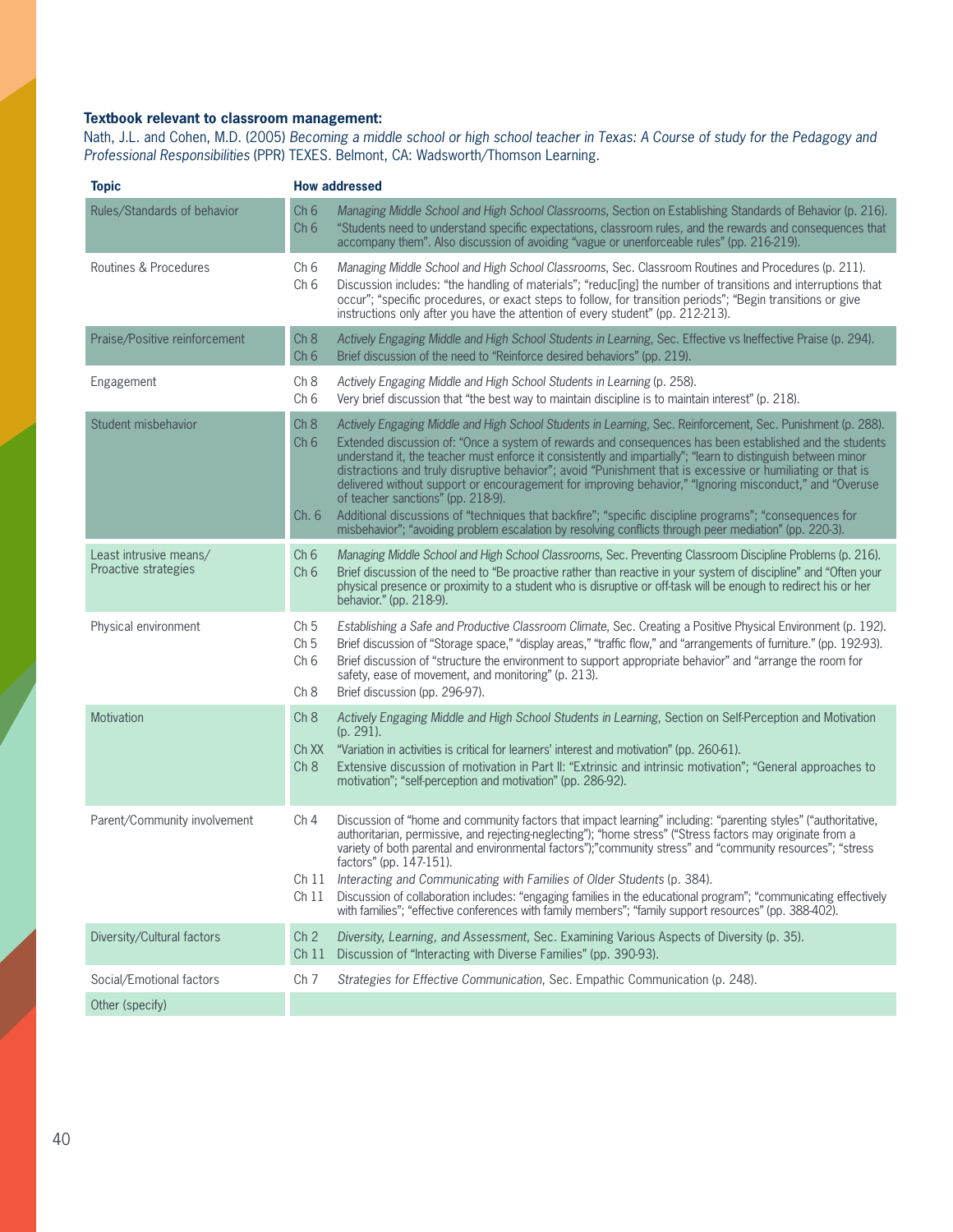**Textbook relevant to classroom management:**

Nath, J.L. and Cohen, M.D. (2005) *Becoming a middle school or high school teacher in Texas: A Course of study for the Pedagogy and Professional Responsibilities* (PPR) TEXES. Belmont, CA: Wadsworth/Thomson Learning.

| Topic | How addressed | |
|---|---|---|
| Rules/Standards of behavior | Ch 6<br>Ch 6 | *Managing Middle School and High School Classrooms*, Section on Establishing Standards of Behavior (p. 216).<br>"Students need to understand specific expectations, classroom rules, and the rewards and consequences that accompany them". Also discussion of avoiding "vague or unenforceable rules" (pp. 216-219). |
| Routines & Procedures | Ch 6<br>Ch 6 | *Managing Middle School and High School Classrooms*, Sec. Classroom Routines and Procedures (p. 211).<br>Discussion includes: "the handling of materials"; "reduc[ing] the number of transitions and interruptions that occur"; "specific procedures, or exact steps to follow, for transition periods"; "Begin transitions or give instructions only after you have the attention of every student" (pp. 212-213). |
| Praise/Positive reinforcement | Ch 8<br>Ch 6 | *Actively Engaging Middle and High School Students in Learning*, Sec. Effective vs Ineffective Praise (p. 294).<br>Brief discussion of the need to "Reinforce desired behaviors" (pp. 219). |
| Engagement | Ch 8<br>Ch 6 | *Actively Engaging Middle and High School Students in Learning* (p. 258).<br>Very brief discussion that "the best way to maintain discipline is to maintain interest" (p. 218). |
| Student misbehavior | Ch 8<br>Ch 6<br><br><br><br><br>Ch. 6 | *Actively Engaging Middle and High School Students in Learning*, Sec. Reinforcement, Sec. Punishment (p. 288).<br>Extended discussion of: "Once a system of rewards and consequences has been established and the students understand it, the teacher must enforce it consistently and impartially"; "learn to distinguish between minor distractions and truly disruptive behavior"; avoid "Punishment that is excessive or humiliating or that is delivered without support or encouragement for improving behavior," "Ignoring misconduct," and "Overuse of teacher sanctions" (pp. 218-9).<br>Additional discussions of "techniques that backfire"; "specific discipline programs"; "consequences for misbehavior"; "avoiding problem escalation by resolving conflicts through peer mediation" (pp. 220-3). |
| Least intrusive means/ Proactive strategies | Ch 6<br>Ch 6 | *Managing Middle School and High School Classrooms*, Sec. Preventing Classroom Discipline Problems (p. 216).<br>Brief discussion of the need to "Be proactive rather than reactive in your system of discipline" and "Often your physical presence or proximity to a student who is disruptive or off-task will be enough to redirect his or her behavior." (pp. 218-9). |
| Physical environment | Ch 5<br>Ch 5<br>Ch 6<br><br>Ch 8 | *Establishing a Safe and Productive Classroom Climate*, Sec. Creating a Positive Physical Environment (p. 192).<br>Brief discussion of "Storage space," "display areas," "traffic flow," and "arrangements of furniture." (pp. 192-93).<br>Brief discussion of "structure the environment to support appropriate behavior" and "arrange the room for safety, ease of movement, and monitoring" (p. 213).<br>Brief discussion (pp. 296-97). |
| Motivation | Ch 8<br><br>Ch XX<br>Ch 8 | *Actively Engaging Middle and High School Students in Learning*, Section on Self-Perception and Motivation (p. 291).<br>"Variation in activities is critical for learners' interest and motivation" (pp. 260-61).<br>Extensive discussion of motivation in Part II: "Extrinsic and intrinsic motivation"; "General approaches to motivation"; "self-perception and motivation" (pp. 286-92). |
| Parent/Community involvement | Ch 4<br><br><br><br><br>Ch 11<br>Ch 11 | Discussion of "home and community factors that impact learning" including: "parenting styles" ("authoritative, authoritarian, permissive, and rejecting-neglecting"); "home stress" ("Stress factors may originate from a variety of both parental and environmental factors");"community stress" and "community resources"; "stress factors" (pp. 147-151).<br>*Interacting and Communicating with Families of Older Students* (p. 384).<br>Discussion of collaboration includes: "engaging families in the educational program"; "communicating effectively with families"; "effective conferences with family members"; "family support resources" (pp. 388-402). |
| Diversity/Cultural factors | Ch 2<br>Ch 11 | *Diversity, Learning, and Assessment*, Sec. Examining Various Aspects of Diversity (p. 35).<br>Discussion of "Interacting with Diverse Families" (pp. 390-93). |
| Social/Emotional factors | Ch 7 | *Strategies for Effective Communication*, Sec. Empathic Communication (p. 248). |
| Other (specify) | | |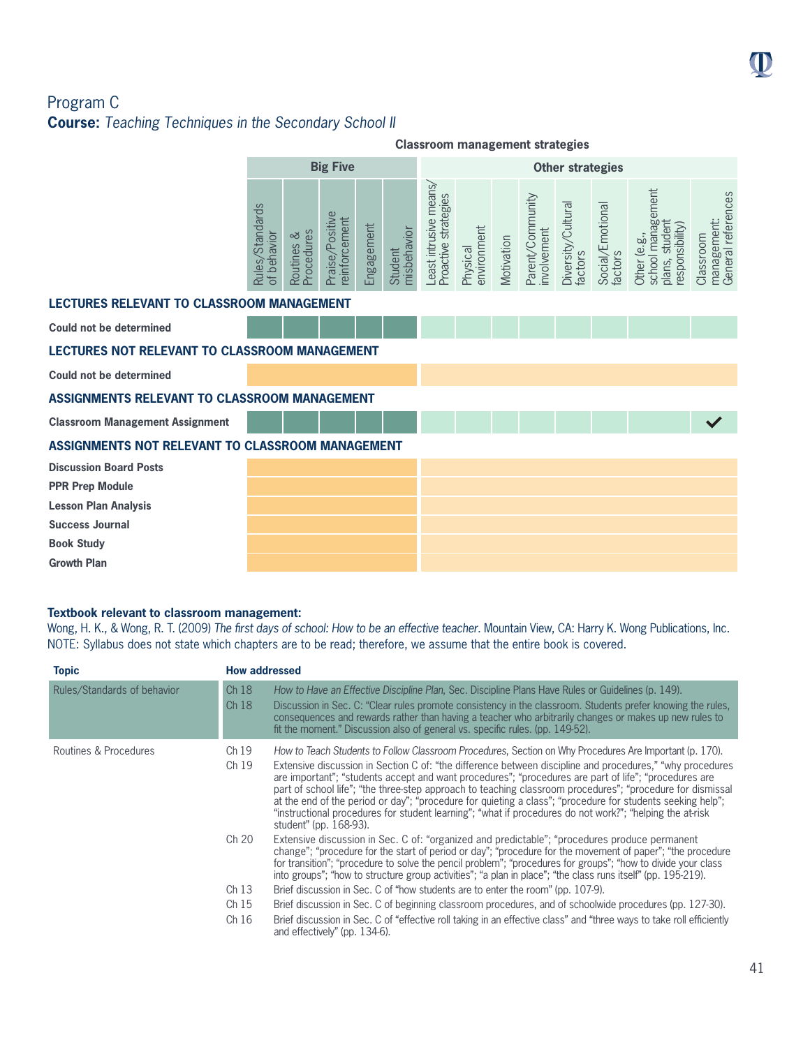## Program C

**Course:** *Teaching Techniques in the Secondary School II*

| | Big Five | | | | | Other strategies | | | | | | | |
|---|---|---|---|---|---|---|---|---|---|---|---|---|---|
| | Rules/Standards of behavior | Routines & Procedures | Praise/Positive reinforcement | Engagement | Student misbehavior | Least intrusive means/ Proactive strategies | Physical environment | Motivation | Parent/Community involvement | Diversity/Cultural factors | Social/Emotional factors | Other (e.g., school management plans, student responsibility) | Classroom management: General references |
| **LECTURES RELEVANT TO CLASSROOM MANAGEMENT** | | | | | | | | | | | | | |
| **Could not be determined** | | | | | | | | | | | | | |
| **LECTURES NOT RELEVANT TO CLASSROOM MANAGEMENT** | | | | | | | | | | | | | |
| **Could not be determined** | | | | | | | | | | | | | |
| **ASSIGNMENTS RELEVANT TO CLASSROOM MANAGEMENT** | | | | | | | | | | | | | |
| **Classroom Management Assignment** | | | | | | | | | | | | | ✓ |
| **ASSIGNMENTS NOT RELEVANT TO CLASSROOM MANAGEMENT** | | | | | | | | | | | | | |
| **Discussion Board Posts** | | | | | | | | | | | | | |
| **PPR Prep Module** | | | | | | | | | | | | | |
| **Lesson Plan Analysis** | | | | | | | | | | | | | |
| **Success Journal** | | | | | | | | | | | | | |
| **Book Study** | | | | | | | | | | | | | |
| **Growth Plan** | | | | | | | | | | | | | |

**Textbook relevant to classroom management:**

Wong, H. K., & Wong, R. T. (2009) *The first days of school: How to be an effective teacher*. Mountain View, CA: Harry K. Wong Publications, Inc.
NOTE: Syllabus does not state which chapters are to be read; therefore, we assume that the entire book is covered.

| Topic | How addressed | |
|---|---|---|
| Rules/Standards of behavior | Ch 18 | *How to Have an Effective Discipline Plan*, Sec. Discipline Plans Have Rules or Guidelines (p. 149). |
| | Ch 18 | Discussion in Sec. C: "Clear rules promote consistency in the classroom. Students prefer knowing the rules, consequences and rewards rather than having a teacher who arbitrarily changes or makes up new rules to fit the moment." Discussion also of general vs. specific rules. (pp. 149-52). |
| Routines & Procedures | Ch 19 | *How to Teach Students to Follow Classroom Procedures*, Section on Why Procedures Are Important (p. 170). |
| | Ch 19 | Extensive discussion in Section C of: "the difference between discipline and procedures," "why procedures are important"; "students accept and want procedures"; "procedures are part of life"; "procedures are part of school life"; "the three-step approach to teaching classroom procedures"; "procedure for dismissal at the end of the period or day"; "procedure for quieting a class"; "procedure for students seeking help"; "instructional procedures for student learning"; "what if procedures do not work?"; "helping the at-risk student" (pp. 168-93). |
| | Ch 20 | Extensive discussion in Sec. C of: "organized and predictable"; "procedures produce permanent change"; "procedure for the start of period or day"; "procedure for the movement of paper"; "the procedure for transition"; "procedures to solve the pencil problem"; "procedures for groups"; "how to divide your class into groups"; "how to structure group activities"; "a plan in place"; "the class runs itself" (pp. 195-219). |
| | Ch 13 | Brief discussion in Sec. C of "how students are to enter the room" (pp. 107-9). |
| | Ch 15 | Brief discussion in Sec. C of beginning classroom procedures, and of schoolwide procedures (pp. 127-30). |
| | Ch 16 | Brief discussion in Sec. C of "effective roll taking in an effective class" and "three ways to take roll efficiently and effectively" (pp. 134-6). |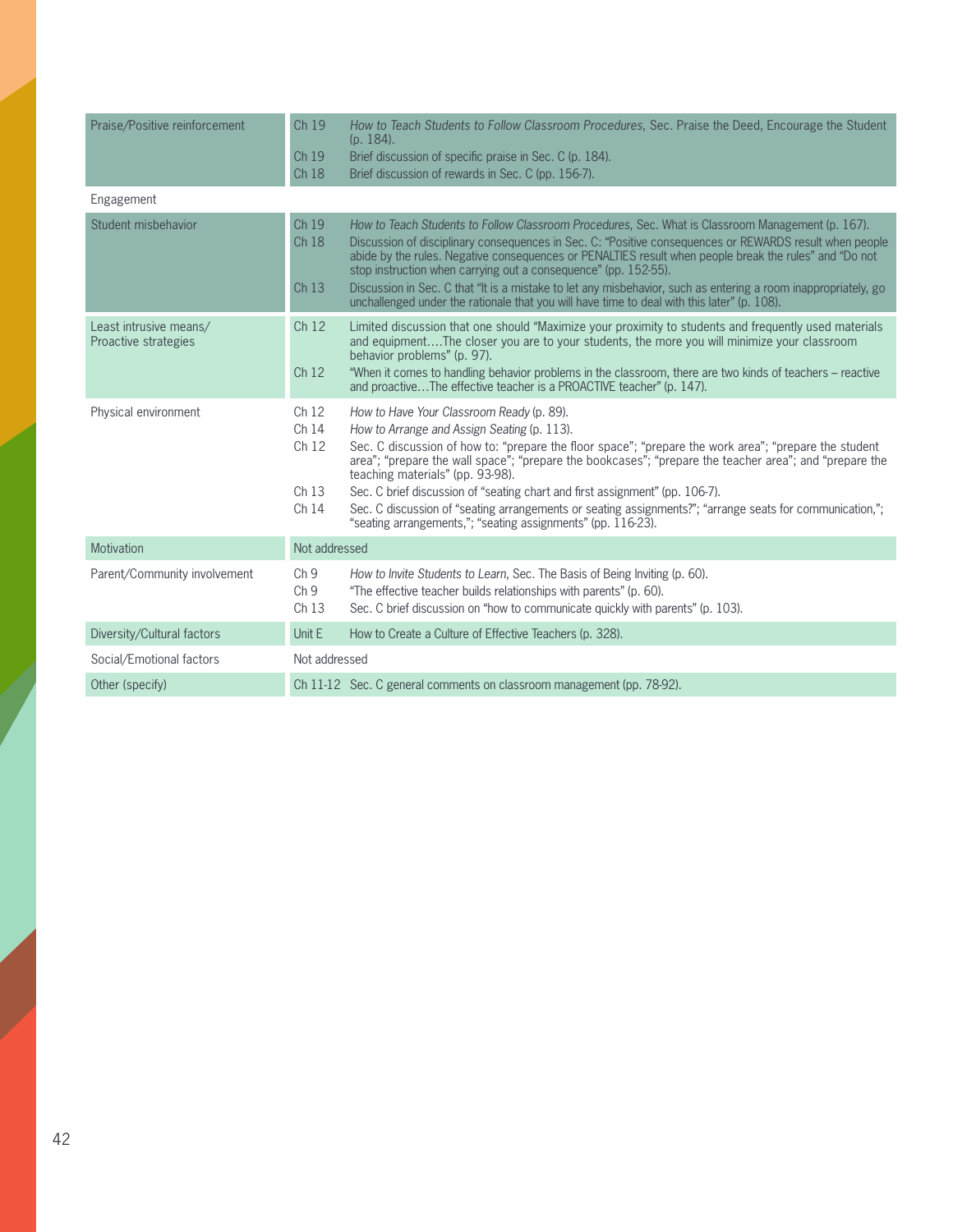| | | |
|---|---|---|
| Praise/Positive reinforcement | Ch 19 | *How to Teach Students to Follow Classroom Procedures*, Sec. Praise the Deed, Encourage the Student (p. 184). |
| | Ch 19 | Brief discussion of specific praise in Sec. C (p. 184). |
| | Ch 18 | Brief discussion of rewards in Sec. C (pp. 156-7). |
| Engagement | | |
| Student misbehavior | Ch 19 | *How to Teach Students to Follow Classroom Procedures*, Sec. What is Classroom Management (p. 167). |
| | Ch 18 | Discussion of disciplinary consequences in Sec. C: "Positive consequences or REWARDS result when people abide by the rules. Negative consequences or PENALTIES result when people break the rules" and "Do not stop instruction when carrying out a consequence" (pp. 152-55). |
| | Ch 13 | Discussion in Sec. C that "It is a mistake to let any misbehavior, such as entering a room inappropriately, go unchallenged under the rationale that you will have time to deal with this later" (p. 108). |
| Least intrusive means/ Proactive strategies | Ch 12 | Limited discussion that one should "Maximize your proximity to students and frequently used materials and equipment….The closer you are to your students, the more you will minimize your classroom behavior problems" (p. 97). |
| | Ch 12 | "When it comes to handling behavior problems in the classroom, there are two kinds of teachers – reactive and proactive…The effective teacher is a PROACTIVE teacher" (p. 147). |
| Physical environment | Ch 12 | *How to Have Your Classroom Ready* (p. 89). |
| | Ch 14 | *How to Arrange and Assign Seating* (p. 113). |
| | Ch 12 | Sec. C discussion of how to: "prepare the floor space"; "prepare the work area"; "prepare the student area"; "prepare the wall space"; "prepare the bookcases"; "prepare the teacher area"; and "prepare the teaching materials" (pp. 93-98). |
| | Ch 13 | Sec. C brief discussion of "seating chart and first assignment" (pp. 106-7). |
| | Ch 14 | Sec. C discussion of "seating arrangements or seating assignments?"; "arrange seats for communication,"; "seating arrangements,"; "seating assignments" (pp. 116-23). |
| Motivation | Not addressed | |
| Parent/Community involvement | Ch 9 | *How to Invite Students to Learn*, Sec. The Basis of Being Inviting (p. 60). |
| | Ch 9 | "The effective teacher builds relationships with parents" (p. 60). |
| | Ch 13 | Sec. C brief discussion on "how to communicate quickly with parents" (p. 103). |
| Diversity/Cultural factors | Unit E | How to Create a Culture of Effective Teachers (p. 328). |
| Social/Emotional factors | Not addressed | |
| Other (specify) | Ch 11-12 | Sec. C general comments on classroom management (pp. 78-92). |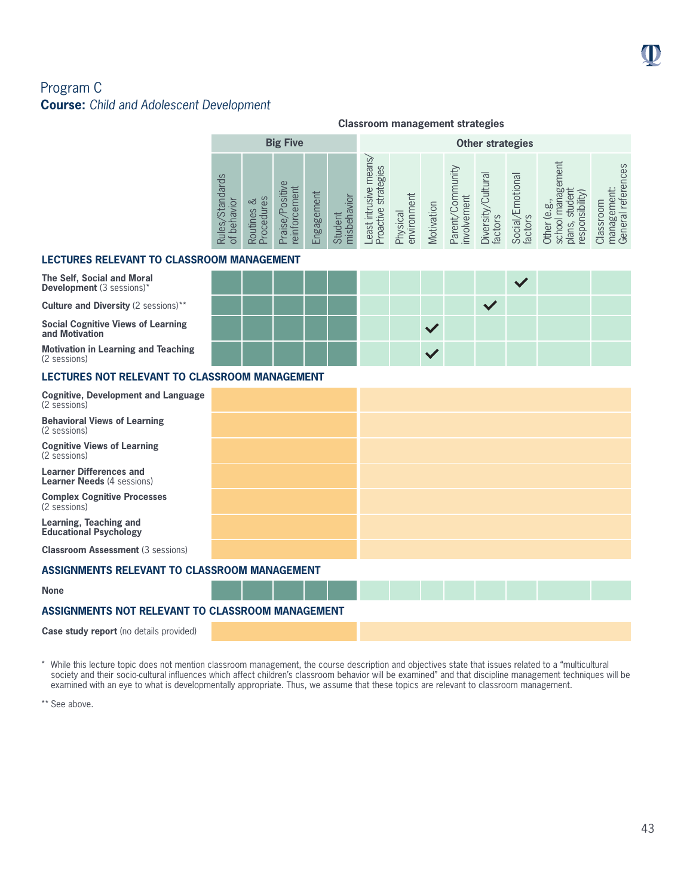## Program C
**Course:** *Child and Adolescent Development*

| | Classroom management strategies | | | | | | | | | | | | |
|---|---|---|---|---|---|---|---|---|---|---|---|---|---|
| | Big Five | | | | | Other strategies | | | | | | | |
| | Rules/Standards of behavior | Routines & Procedures | Praise/Positive reinforcement | Engagement | Student misbehavior | Least intrusive means/ Proactive strategies | Physical environment | Motivation | Parent/Community involvement | Diversity/Cultural factors | Social/Emotional factors | Other (e.g., school management plans, student responsibility) | Classroom management: General references |
| **LECTURES RELEVANT TO CLASSROOM MANAGEMENT** | | | | | | | | | | | | | |
| **The Self, Social and Moral Development** (3 sessions)* | | | | | | | | | | | ✓ | | |
| **Culture and Diversity** (2 sessions)** | | | | | | | | | | ✓ | | | |
| **Social Cognitive Views of Learning and Motivation** | | | | | | | | ✓ | | | | | |
| **Motivation in Learning and Teaching** (2 sessions) | | | | | | | | ✓ | | | | | |
| **LECTURES NOT RELEVANT TO CLASSROOM MANAGEMENT** | | | | | | | | | | | | | |
| **Cognitive, Development and Language** (2 sessions) | | | | | | | | | | | | | |
| **Behavioral Views of Learning** (2 sessions) | | | | | | | | | | | | | |
| **Cognitive Views of Learning** (2 sessions) | | | | | | | | | | | | | |
| **Learner Differences and Learner Needs** (4 sessions) | | | | | | | | | | | | | |
| **Complex Cognitive Processes** (2 sessions) | | | | | | | | | | | | | |
| **Learning, Teaching and Educational Psychology** | | | | | | | | | | | | | |
| **Classroom Assessment** (3 sessions) | | | | | | | | | | | | | |
| **ASSIGNMENTS RELEVANT TO CLASSROOM MANAGEMENT** | | | | | | | | | | | | | |
| **None** | | | | | | | | | | | | | |
| **ASSIGNMENTS NOT RELEVANT TO CLASSROOM MANAGEMENT** | | | | | | | | | | | | | |
| **Case study report** (no details provided) | | | | | | | | | | | | | |

* While this lecture topic does not mention classroom management, the course description and objectives state that issues related to a "multicultural society and their socio-cultural influences which affect children's classroom behavior will be examined" and that discipline management techniques will be examined with an eye to what is developmentally appropriate. Thus, we assume that these topics are relevant to classroom management.

** See above.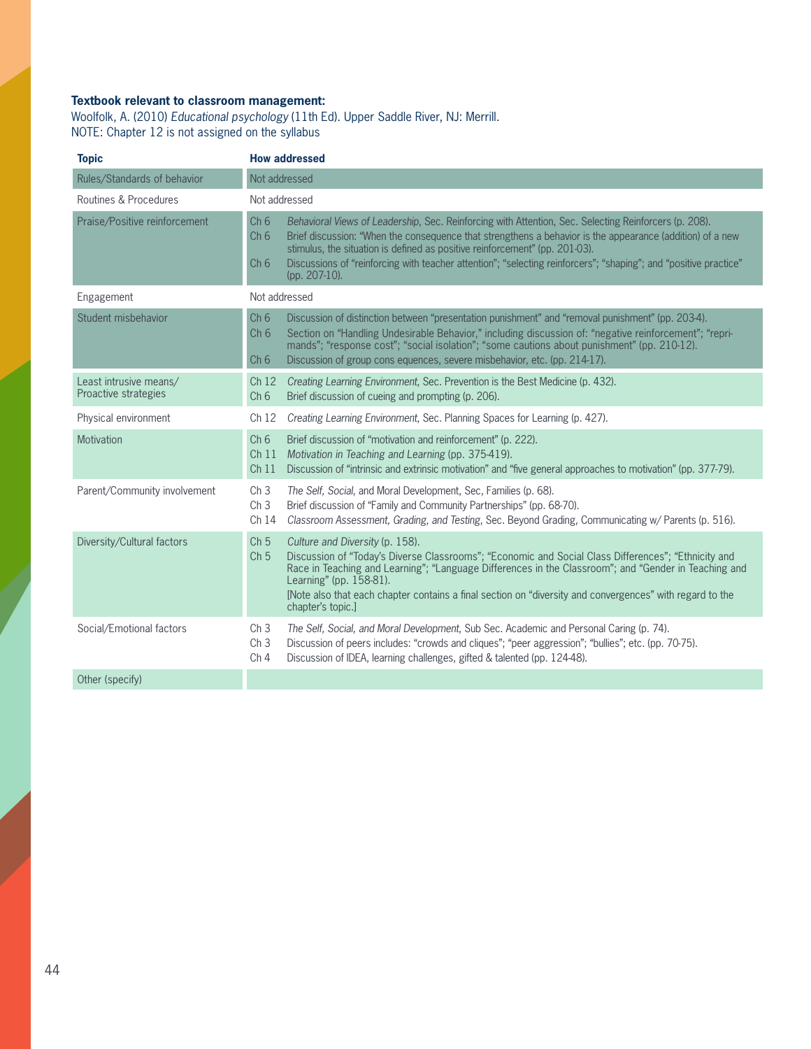**Textbook relevant to classroom management:**
Woolfolk, A. (2010) *Educational psychology* (11th Ed). Upper Saddle River, NJ: Merrill.
NOTE: Chapter 12 is not assigned on the syllabus

| Topic | How addressed |
|---|---|
| Rules/Standards of behavior | Not addressed |
| Routines & Procedures | Not addressed |
| Praise/Positive reinforcement | Ch 6 *Behavioral Views of Leadership*, Sec. Reinforcing with Attention, Sec. Selecting Reinforcers (p. 208).<br>Ch 6 Brief discussion: "When the consequence that strengthens a behavior is the appearance (addition) of a new stimulus, the situation is defined as positive reinforcement" (pp. 201-03).<br>Ch 6 Discussions of "reinforcing with teacher attention"; "selecting reinforcers"; "shaping"; and "positive practice" (pp. 207-10). |
| Engagement | Not addressed |
| Student misbehavior | Ch 6 Discussion of distinction between "presentation punishment" and "removal punishment" (pp. 203-4).<br>Ch 6 Section on "Handling Undesirable Behavior," including discussion of: "negative reinforcement"; "reprimands"; "response cost"; "social isolation"; "some cautions about punishment" (pp. 210-12).<br>Ch 6 Discussion of group cons equences, severe misbehavior, etc. (pp. 214-17). |
| Least intrusive means/ Proactive strategies | Ch 12 *Creating Learning Environment*, Sec. Prevention is the Best Medicine (p. 432).<br>Ch 6 Brief discussion of cueing and prompting (p. 206). |
| Physical environment | Ch 12 *Creating Learning Environment*, Sec. Planning Spaces for Learning (p. 427). |
| Motivation | Ch 6 Brief discussion of "motivation and reinforcement" (p. 222).<br>Ch 11 *Motivation in Teaching and Learning* (pp. 375-419).<br>Ch 11 Discussion of "intrinsic and extrinsic motivation" and "five general approaches to motivation" (pp. 377-79). |
| Parent/Community involvement | Ch 3 *The Self, Social*, and Moral Development, Sec, Families (p. 68).<br>Ch 3 Brief discussion of "Family and Community Partnerships" (pp. 68-70).<br>Ch 14 *Classroom Assessment, Grading, and Testing*, Sec. Beyond Grading, Communicating w/ Parents (p. 516). |
| Diversity/Cultural factors | Ch 5 *Culture and Diversity* (p. 158).<br>Ch 5 Discussion of "Today's Diverse Classrooms"; "Economic and Social Class Differences"; "Ethnicity and Race in Teaching and Learning"; "Language Differences in the Classroom"; and "Gender in Teaching and Learning" (pp. 158-81).<br>[Note also that each chapter contains a final section on "diversity and convergences" with regard to the chapter's topic.] |
| Social/Emotional factors | Ch 3 *The Self, Social, and Moral Development*, Sub Sec. Academic and Personal Caring (p. 74).<br>Ch 3 Discussion of peers includes: "crowds and cliques"; "peer aggression"; "bullies"; etc. (pp. 70-75).<br>Ch 4 Discussion of IDEA, learning challenges, gifted & talented (pp. 124-48). |
| Other (specify) | |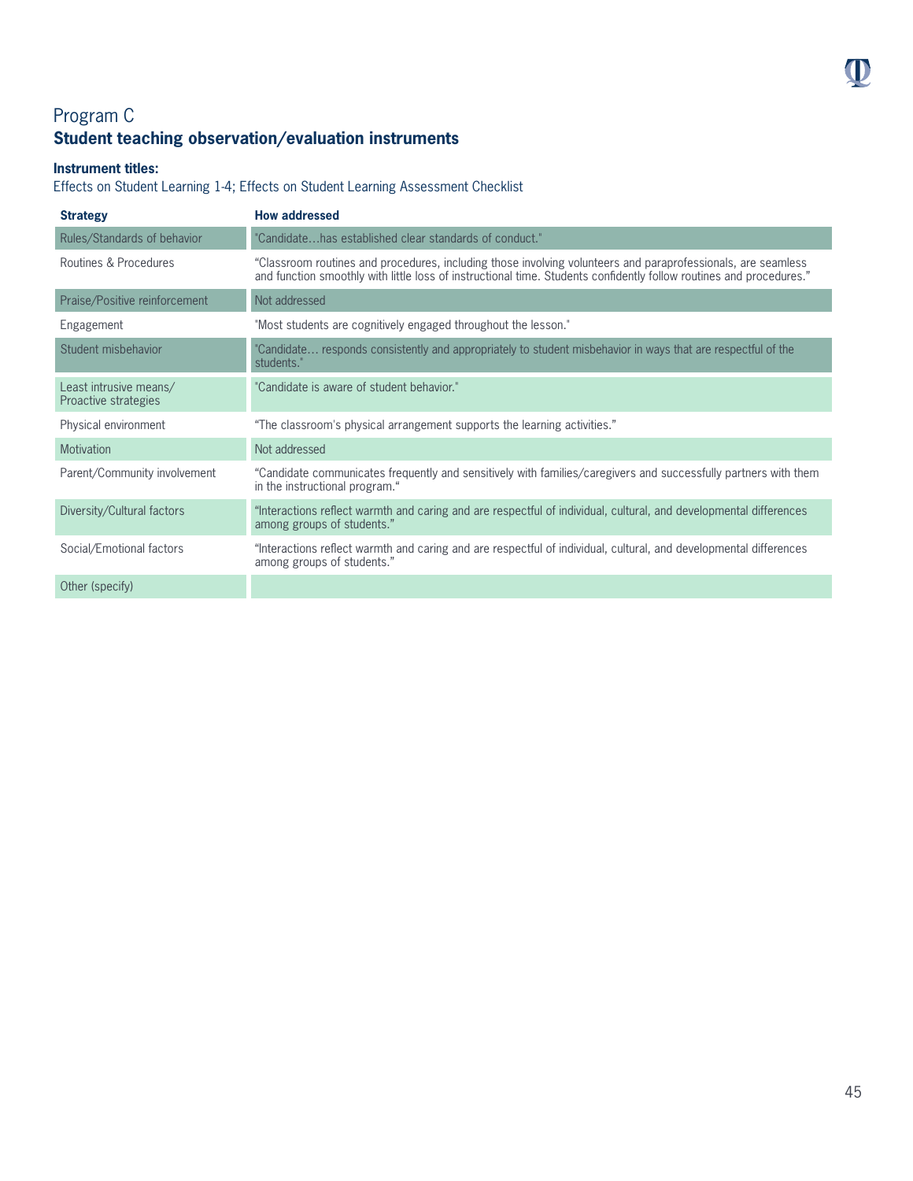## Program C
### Student teaching observation/evaluation instruments

**Instrument titles:**
Effects on Student Learning 1-4; Effects on Student Learning Assessment Checklist

| Strategy | How addressed |
|---|---|
| Rules/Standards of behavior | "Candidate…has established clear standards of conduct." |
| Routines & Procedures | "Classroom routines and procedures, including those involving volunteers and paraprofessionals, are seamless and function smoothly with little loss of instructional time. Students confidently follow routines and procedures." |
| Praise/Positive reinforcement | Not addressed |
| Engagement | "Most students are cognitively engaged throughout the lesson." |
| Student misbehavior | "Candidate… responds consistently and appropriately to student misbehavior in ways that are respectful of the students." |
| Least intrusive means/ Proactive strategies | "Candidate is aware of student behavior." |
| Physical environment | "The classroom's physical arrangement supports the learning activities." |
| Motivation | Not addressed |
| Parent/Community involvement | "Candidate communicates frequently and sensitively with families/caregivers and successfully partners with them in the instructional program." |
| Diversity/Cultural factors | "Interactions reflect warmth and caring and are respectful of individual, cultural, and developmental differences among groups of students." |
| Social/Emotional factors | "Interactions reflect warmth and caring and are respectful of individual, cultural, and developmental differences among groups of students." |
| Other (specify) | |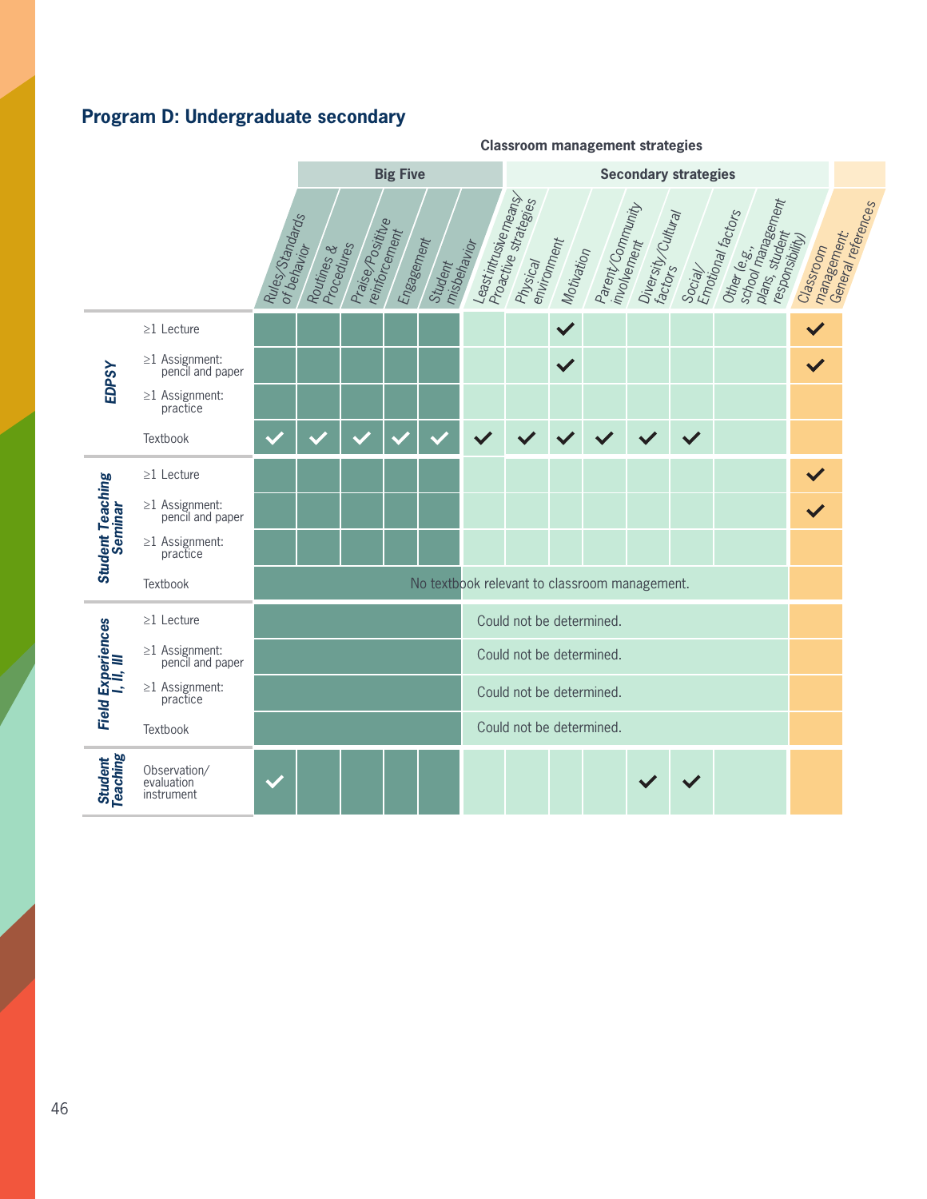## Program D: Undergraduate secondary

| | | Classroom management strategies | | | | | | | | | | | | |
|---|---|---|---|---|---|---|---|---|---|---|---|---|---|---|
| | | Big Five | | | | | Secondary strategies | | | | | | | |
| | | Rules/Standards of behavior | Routines & Procedures | Praise/Positive reinforcement | Engagement | Student misbehavior | Least intrusive means/ Proactive strategies | Physical environment | Motivation | Parent/Community involvement | Diversity/Cultural factors | Social/ Emotional factors | Other (e.g., school management plans, student responsibility) | Classroom management: General references |
| **EDPSY** | ≥1 Lecture | | | | | | | | ✓ | | | | | ✓ |
| | ≥1 Assignment: pencil and paper | | | | | | | | ✓ | | | | | ✓ |
| | ≥1 Assignment: practice | | | | | | | | | | | | | |
| | Textbook | ✓ | ✓ | ✓ | ✓ | ✓ | ✓ | ✓ | ✓ | ✓ | ✓ | ✓ | | |
| **Student Teaching Seminar** | ≥1 Lecture | | | | | | | | | | | | | ✓ |
| | ≥1 Assignment: pencil and paper | | | | | | | | | | | | | ✓ |
| | ≥1 Assignment: practice | | | | | | | | | | | | | |
| | Textbook | No textbook relevant to classroom management. | | | | | | | | | | | | |
| **Field Experiences I, II, III** | ≥1 Lecture | | | | | | Could not be determined. | | | | | | | |
| | ≥1 Assignment: pencil and paper | | | | | | Could not be determined. | | | | | | | |
| | ≥1 Assignment: practice | | | | | | Could not be determined. | | | | | | | |
| | Textbook | | | | | | Could not be determined. | | | | | | | |
| **Student Teaching** | Observation/ evaluation instrument | ✓ | | | | | | | | | ✓ | ✓ | | |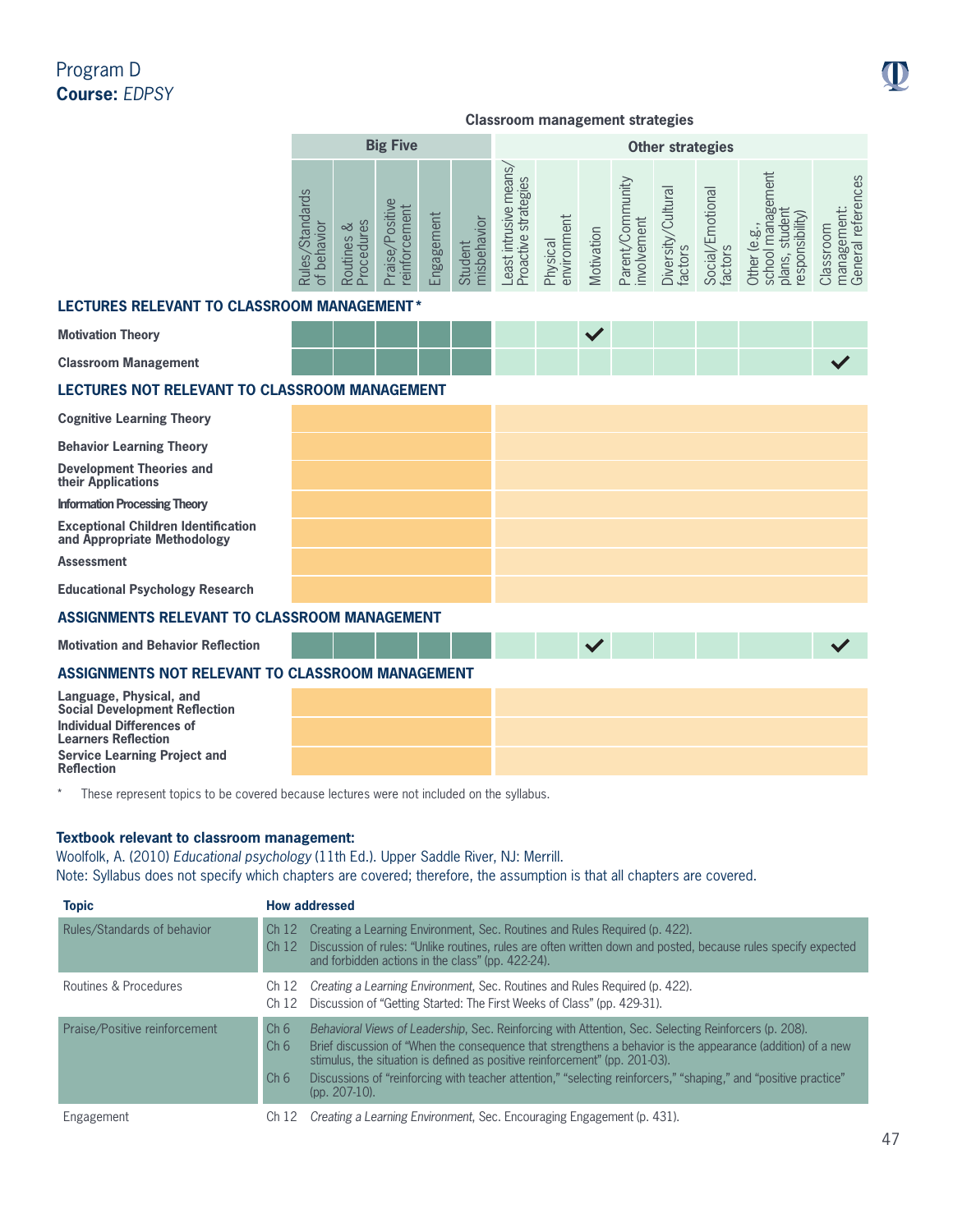# Program D
**Course:** *EDPSY*

**Classroom management strategies**

| | Big Five | | | | | Other strategies | | | | | | | |
|---|---|---|---|---|---|---|---|---|---|---|---|---|---|
| | Rules/Standards of behavior | Routines & Procedures | Praise/Positive reinforcement | Engagement | Student misbehavior | Least intrusive means/ Proactive strategies | Physical environment | Motivation | Parent/Community involvement | Diversity/Cultural factors | Social/Emotional factors | Other (e.g., school management plans, student responsibility) | Classroom management: General references |
| **LECTURES RELEVANT TO CLASSROOM MANAGEMENT*** | | | | | | | | | | | | | |
| **Motivation Theory** | | | | | | | | ✓ | | | | | |
| **Classroom Management** | | | | | | | | | | | | | ✓ |
| **LECTURES NOT RELEVANT TO CLASSROOM MANAGEMENT** | | | | | | | | | | | | | |
| **Cognitive Learning Theory** | | | | | | | | | | | | | |
| **Behavior Learning Theory** | | | | | | | | | | | | | |
| **Development Theories and their Applications** | | | | | | | | | | | | | |
| **Information Processing Theory** | | | | | | | | | | | | | |
| **Exceptional Children Identification and Appropriate Methodology** | | | | | | | | | | | | | |
| **Assessment** | | | | | | | | | | | | | |
| **Educational Psychology Research** | | | | | | | | | | | | | |
| **ASSIGNMENTS RELEVANT TO CLASSROOM MANAGEMENT** | | | | | | | | | | | | | |
| **Motivation and Behavior Reflection** | | | | | | | | ✓ | | | | | ✓ |
| **ASSIGNMENTS NOT RELEVANT TO CLASSROOM MANAGEMENT** | | | | | | | | | | | | | |
| **Language, Physical, and Social Development Reflection** | | | | | | | | | | | | | |
| **Individual Differences of Learners Reflection** | | | | | | | | | | | | | |
| **Service Learning Project and Reflection** | | | | | | | | | | | | | |

\* These represent topics to be covered because lectures were not included on the syllabus.

**Textbook relevant to classroom management:**

Woolfolk, A. (2010) *Educational psychology* (11th Ed.). Upper Saddle River, NJ: Merrill.

Note: Syllabus does not specify which chapters are covered; therefore, the assumption is that all chapters are covered.

| Topic | How addressed |
|---|---|
| Rules/Standards of behavior | Ch 12 Creating a Learning Environment, Sec. Routines and Rules Required (p. 422).<br>Ch 12 Discussion of rules: "Unlike routines, rules are often written down and posted, because rules specify expected and forbidden actions in the class" (pp. 422-24). |
| Routines & Procedures | Ch 12 *Creating a Learning Environment*, Sec. Routines and Rules Required (p. 422).<br>Ch 12 Discussion of "Getting Started: The First Weeks of Class" (pp. 429-31). |
| Praise/Positive reinforcement | Ch 6 *Behavioral Views of Leadership*, Sec. Reinforcing with Attention, Sec. Selecting Reinforcers (p. 208).<br>Ch 6 Brief discussion of "When the consequence that strengthens a behavior is the appearance (addition) of a new stimulus, the situation is defined as positive reinforcement" (pp. 201-03).<br>Ch 6 Discussions of "reinforcing with teacher attention," "selecting reinforcers," "shaping," and "positive practice" (pp. 207-10). |
| Engagement | Ch 12 *Creating a Learning Environment*, Sec. Encouraging Engagement (p. 431). |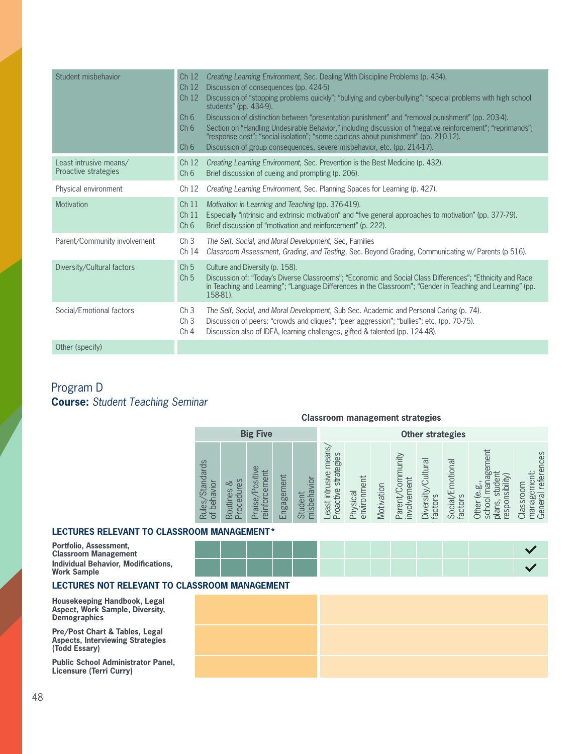| | | |
|---|---|---|
| Student misbehavior | Ch 12 | *Creating Learning Environment*, Sec. Dealing With Discipline Problems (p. 434). |
| | Ch 12 | Discussion of consequences (pp. 424-5) |
| | Ch 12 | Discussion of "stopping problems quickly"; "bullying and cyber-bullying"; "special problems with high school students" (pp. 434-9). |
| | Ch 6 | Discussion of distinction between "presentation punishment" and "removal punishment" (pp. 203-4). |
| | Ch 6 | Section on "Handling Undesirable Behavior," including discussion of "negative reinforcement"; "reprimands"; "response cost"; "social isolation"; "some cautions about punishment" (pp. 210-12). |
| | Ch 6 | Discussion of group consequences, severe misbehavior, etc. (pp. 214-17). |
| Least intrusive means/ Proactive strategies | Ch 12 | *Creating Learning Environment*, Sec. Prevention is the Best Medicine (p. 432). |
| | Ch 6 | Brief discussion of cueing and prompting (p. 206). |
| Physical environment | Ch 12 | *Creating Learning Environment*, Sec. Planning Spaces for Learning (p. 427). |
| Motivation | Ch 11 | *Motivation in Learning and Teaching* (pp. 376-419). |
| | Ch 11 | Especially "intrinsic and extrinsic motivation" and "five general approaches to motivation" (pp. 377-79). |
| | Ch 6 | Brief discussion of "motivation and reinforcement" (p. 222). |
| Parent/Community involvement | Ch 3 | *The Self, Social, and Moral Development*, Sec, Families |
| | Ch 14 | *Classroom Assessment, Grading, and Testing*, Sec. Beyond Grading, Communicating w/ Parents (p 516). |
| Diversity/Cultural factors | Ch 5 | Culture and Diversity (p. 158). |
| | Ch 5 | Discussion of: "Today's Diverse Classrooms"; "Economic and Social Class Differences"; "Ethnicity and Race in Teaching and Learning"; "Language Differences in the Classroom"; "Gender in Teaching and Learning" (pp. 158-81). |
| Social/Emotional factors | Ch 3 | *The Self, Social, and Moral Development*, Sub Sec. Academic and Personal Caring (p. 74). |
| | Ch 3 | Discussion of peers: "crowds and cliques"; "peer aggression"; "bullies"; etc. (pp. 70-75). |
| | Ch 4 | Discussion also of IDEA, learning challenges, gifted & talented (pp. 124-48). |
| Other (specify) | | |

## Program D

**Course:** *Student Teaching Seminar*

**Classroom management strategies**

| | Big Five | | | | | Other strategies | | | | | | | |
|---|---|---|---|---|---|---|---|---|---|---|---|---|---|
| | Rules/Standards of behavior | Routines & Procedures | Praise/Positive reinforcement | Engagement | Student misbehavior | Least intrusive means/ Proactive strategies | Physical environment | Motivation | Parent/Community involvement | Diversity/Cultural factors | Social/Emotional factors | Other (e.g., school management plans, student responsibility) | Classroom management: General references |
| **LECTURES RELEVANT TO CLASSROOM MANAGEMENT*** | | | | | | | | | | | | | |
| **Portfolio, Assessment, Classroom Management** | | | | | | | | | | | | | ✓ |
| **Individual Behavior, Modifications, Work Sample** | | | | | | | | | | | | | ✓ |
| **LECTURES NOT RELEVANT TO CLASSROOM MANAGEMENT** | | | | | | | | | | | | | |
| **Housekeeping Handbook, Legal Aspect, Work Sample, Diversity, Demographics** | | | | | | | | | | | | | |
| **Pre/Post Chart & Tables, Legal Aspects, Interviewing Strategies (Todd Essary)** | | | | | | | | | | | | | |
| **Public School Administrator Panel, Licensure (Terri Curry)** | | | | | | | | | | | | | |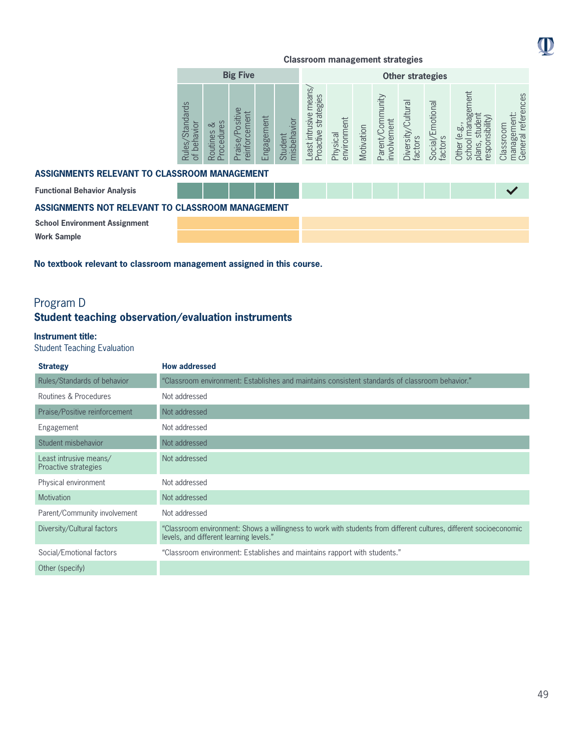**Classroom management strategies**

| | Big Five | | | | | Other strategies | | | | | | | |
|---|---|---|---|---|---|---|---|---|---|---|---|---|---|
| | Rules/Standards of behavior | Routines & Procedures | Praise/Positive reinforcement | Engagement | Student misbehavior | Least intrusive means/ Proactive strategies | Physical environment | Motivation | Parent/Community involvement | Diversity/Cultural factors | Social/Emotional factors | Other (e.g., school management plans, student responsibility) | Classroom management: General references |
| **ASSIGNMENTS RELEVANT TO CLASSROOM MANAGEMENT** | | | | | | | | | | | | | |
| **Functional Behavior Analysis** | | | | | | | | | | | | | ✓ |
| **ASSIGNMENTS NOT RELEVANT TO CLASSROOM MANAGEMENT** | | | | | | | | | | | | | |
| **School Environment Assignment** | | | | | | | | | | | | | |
| **Work Sample** | | | | | | | | | | | | | |

**No textbook relevant to classroom management assigned in this course.**

## Program D

## Student teaching observation/evaluation instruments

**Instrument title:**

Student Teaching Evaluation

| Strategy | How addressed |
|---|---|
| Rules/Standards of behavior | "Classroom environment: Establishes and maintains consistent standards of classroom behavior." |
| Routines & Procedures | Not addressed |
| Praise/Positive reinforcement | Not addressed |
| Engagement | Not addressed |
| Student misbehavior | Not addressed |
| Least intrusive means/ Proactive strategies | Not addressed |
| Physical environment | Not addressed |
| Motivation | Not addressed |
| Parent/Community involvement | Not addressed |
| Diversity/Cultural factors | "Classroom environment: Shows a willingness to work with students from different cultures, different socioeconomic levels, and different learning levels." |
| Social/Emotional factors | "Classroom environment: Establishes and maintains rapport with students." |
| Other (specify) | |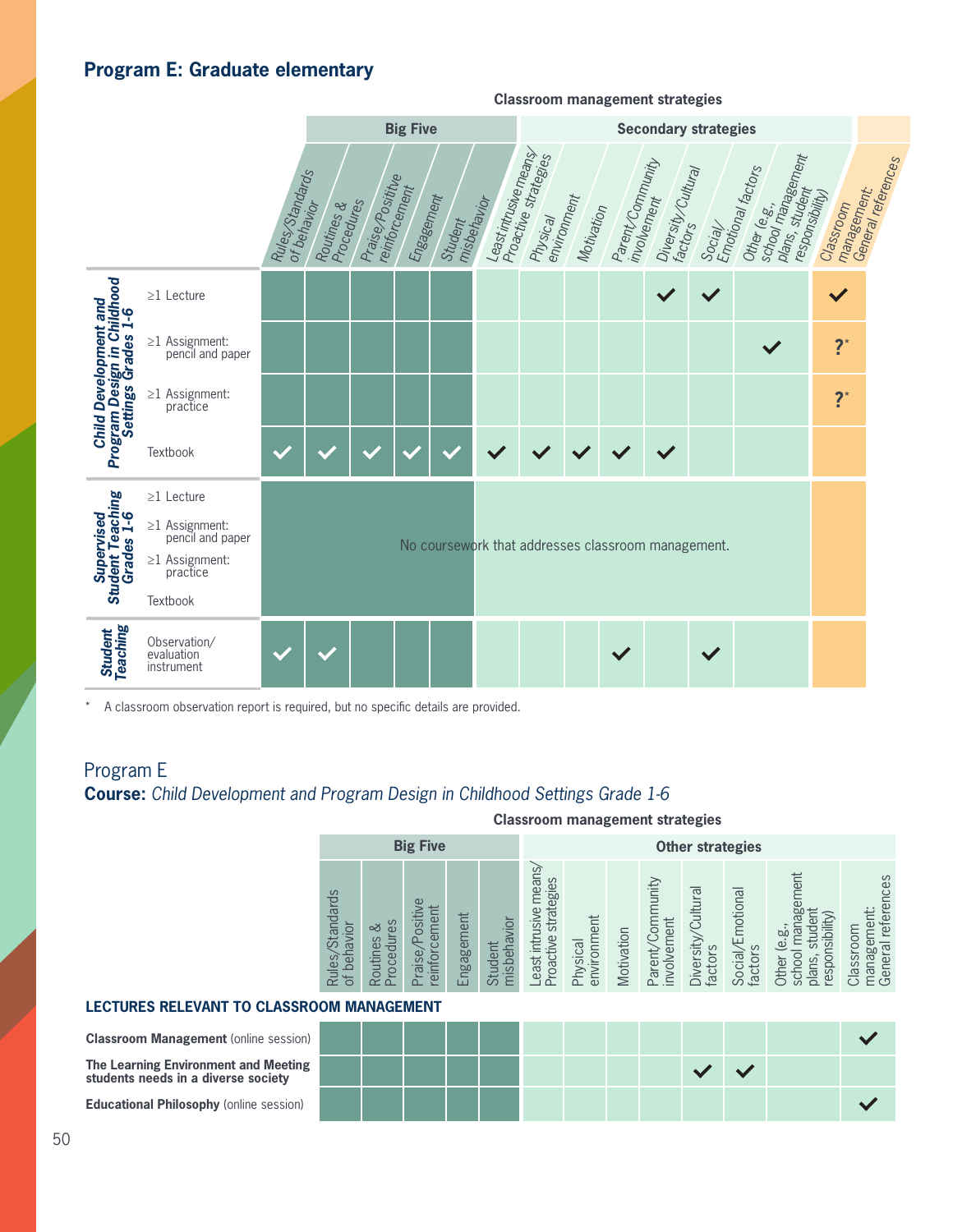## Program E: Graduate elementary

| | | Classroom management strategies | | | | | | | | | | | | | |
|---|---|---|---|---|---|---|---|---|---|---|---|---|---|---|---|
| | | Big Five | | | | | Secondary strategies | | | | | | | | |
| | | Rules/Standards of behavior | Routines & Procedures | Praise/Positive reinforcement | Engagement | Student misbehavior | Least intrusive means/ Proactive strategies | Physical environment | Motivation | Parent/Community involvement | Diversity/Cultural factors | Social/ Emotional factors | Other (e.g., school management plans, student responsibility) | Classroom management: General references |
| **Child Development and Program Design in Childhood Settings Grades 1-6** | ≥1 Lecture | | | | | | | | | | ✓ | ✓ | | ✓ |
| | ≥1 Assignment: pencil and paper | | | | | | | | | | | | ✓ | ?* |
| | ≥1 Assignment: practice | | | | | | | | | | | | | ?* |
| | Textbook | ✓ | ✓ | ✓ | ✓ | ✓ | ✓ | ✓ | ✓ | ✓ | ✓ | | | |
| **Supervised Student Teaching Grades 1-6** | ≥1 Lecture; ≥1 Assignment: pencil and paper; ≥1 Assignment: practice; Textbook | No coursework that addresses classroom management. | | | | | | | | | | | | |
| **Student Teaching** | Observation/ evaluation instrument | ✓ | ✓ | | | | | | | ✓ | | ✓ | | |

\* A classroom observation report is required, but no specific details are provided.

Program E
**Course:** *Child Development and Program Design in Childhood Settings Grade 1-6*

| | Classroom management strategies | | | | | | | | | | | | |
|---|---|---|---|---|---|---|---|---|---|---|---|---|---|
| | Big Five | | | | | Other strategies | | | | | | | |
| | Rules/Standards of behavior | Routines & Procedures | Praise/Positive reinforcement | Engagement | Student misbehavior | Least intrusive means/ Proactive strategies | Physical environment | Motivation | Parent/Community involvement | Diversity/Cultural factors | Social/Emotional factors | Other (e.g., school management plans, student responsibility) | Classroom management: General references |
| **LECTURES RELEVANT TO CLASSROOM MANAGEMENT** | | | | | | | | | | | | | |
| **Classroom Management** (online session) | | | | | | | | | | | | | ✓ |
| **The Learning Environment and Meeting students needs in a diverse society** | | | | | | | | | | ✓ | ✓ | | |
| **Educational Philosophy** (online session) | | | | | | | | | | | | | ✓ |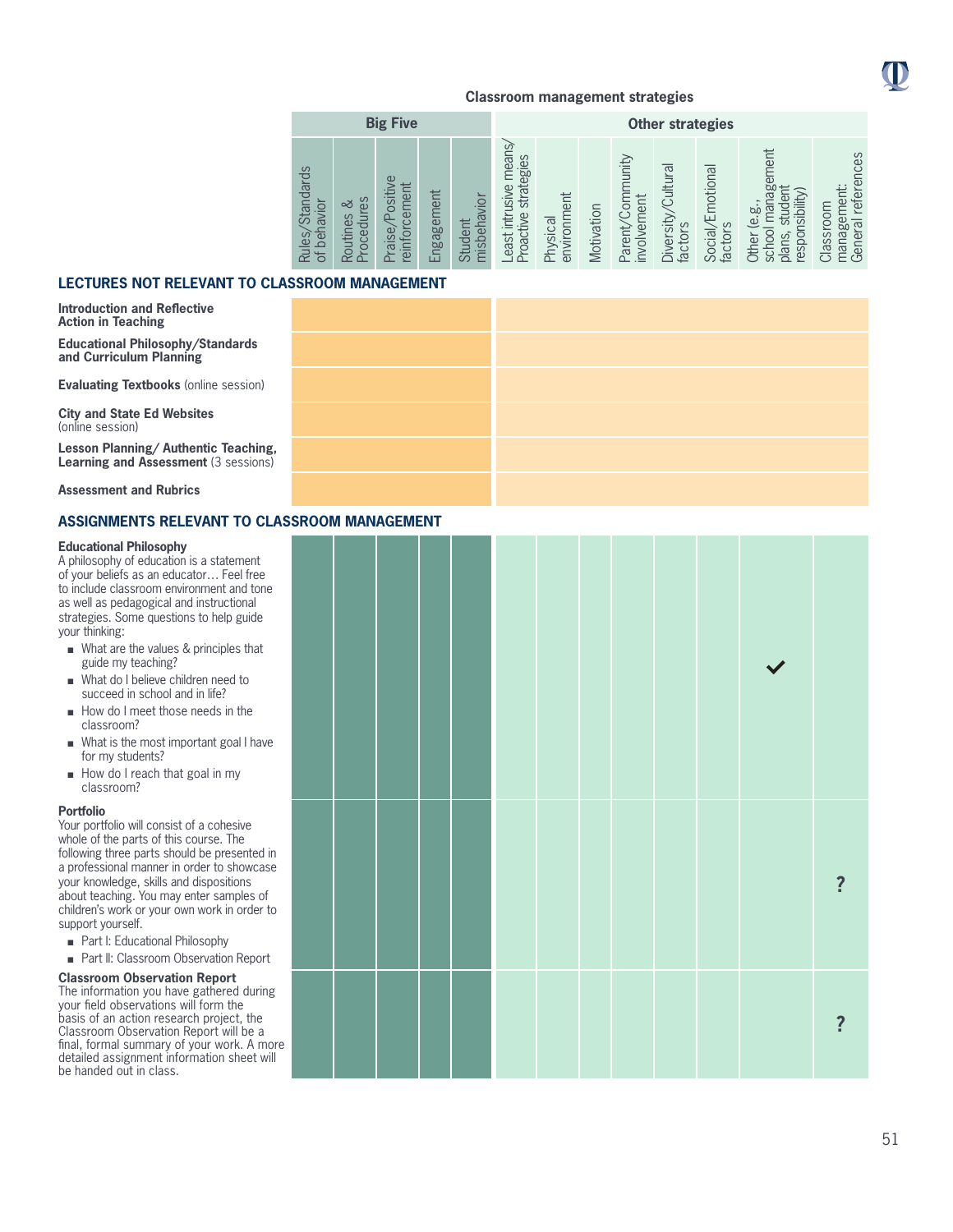**Classroom management strategies**

| | Big Five | | | | | Other strategies | | | | | | | |
|---|---|---|---|---|---|---|---|---|---|---|---|---|---|
| | Rules/Standards of behavior | Routines & Procedures | Praise/Positive reinforcement | Engagement | Student misbehavior | Least intrusive means/ Proactive strategies | Physical environment | Motivation | Parent/Community involvement | Diversity/Cultural factors | Social/Emotional factors | Other (e.g., school management plans, student responsibility) | Classroom management: General references |
| **LECTURES NOT RELEVANT TO CLASSROOM MANAGEMENT** | | | | | | | | | | | | | |
| **Introduction and Reflective Action in Teaching** | | | | | | | | | | | | | |
| **Educational Philosophy/Standards and Curriculum Planning** | | | | | | | | | | | | | |
| **Evaluating Textbooks** (online session) | | | | | | | | | | | | | |
| **City and State Ed Websites** (online session) | | | | | | | | | | | | | |
| **Lesson Planning/ Authentic Teaching, Learning and Assessment** (3 sessions) | | | | | | | | | | | | | |
| **Assessment and Rubrics** | | | | | | | | | | | | | |
| **ASSIGNMENTS RELEVANT TO CLASSROOM MANAGEMENT** | | | | | | | | | | | | | |
| **Educational Philosophy** A philosophy of education is a statement of your beliefs as an educator… Feel free to include classroom environment and tone as well as pedagogical and instructional strategies. Some questions to help guide your thinking: ■ What are the values & principles that guide my teaching? ■ What do I believe children need to succeed in school and in life? ■ How do I meet those needs in the classroom? ■ What is the most important goal I have for my students? ■ How do I reach that goal in my classroom? | | | | | | | | | | | | ✔ | |
| **Portfolio** Your portfolio will consist of a cohesive whole of the parts of this course. The following three parts should be presented in a professional manner in order to showcase your knowledge, skills and dispositions about teaching. You may enter samples of children's work or your own work in order to support yourself. ■ Part I: Educational Philosophy ■ Part II: Classroom Observation Report | | | | | | | | | | | | | ? |
| **Classroom Observation Report** The information you have gathered during your field observations will form the basis of an action research project, the Classroom Observation Report will be a final, formal summary of your work. A more detailed assignment information sheet will be handed out in class. | | | | | | | | | | | | | ? |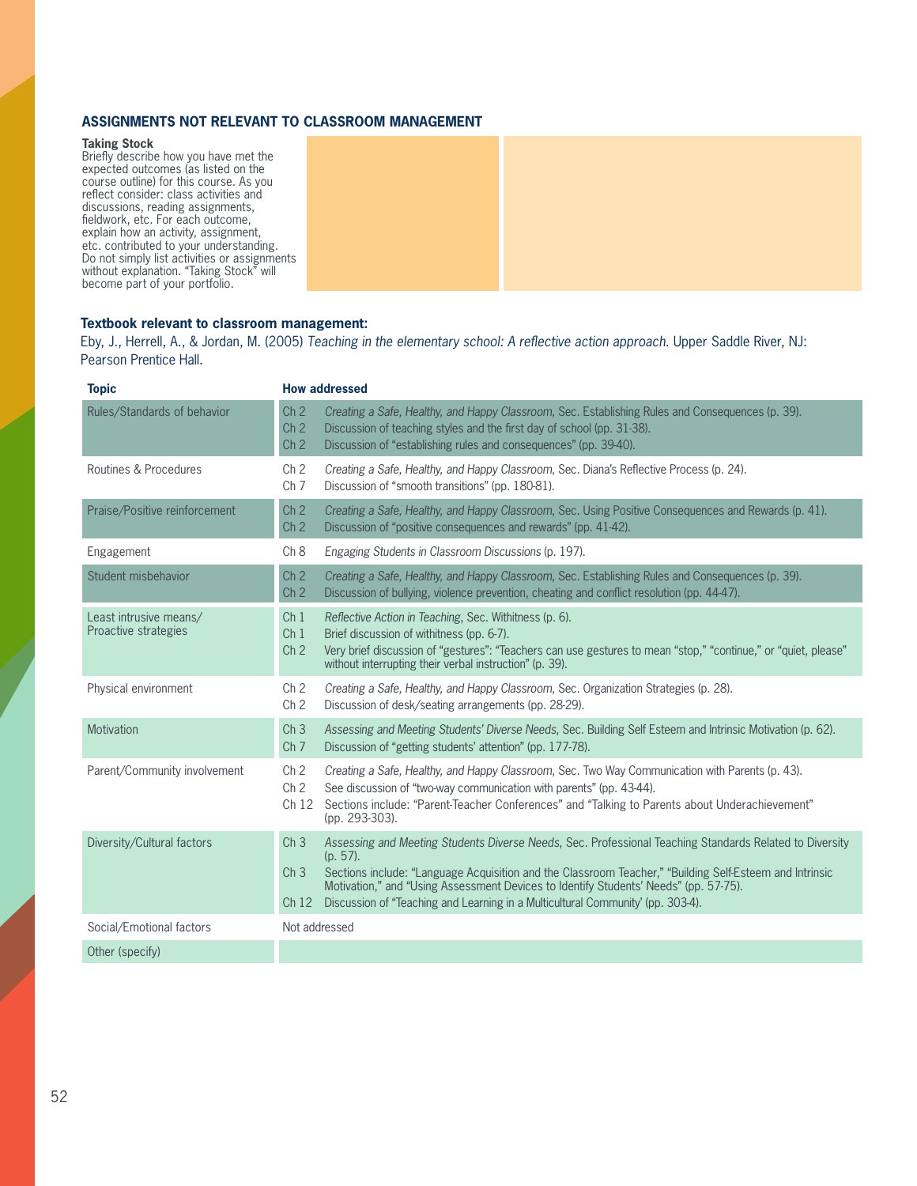## ASSIGNMENTS NOT RELEVANT TO CLASSROOM MANAGEMENT

| | | |
|---|---|---|
| **Taking Stock**<br>Briefly describe how you have met the expected outcomes (as listed on the course outline) for this course. As you reflect consider: class activities and discussions, reading assignments, fieldwork, etc. For each outcome, explain how an activity, assignment, etc. contributed to your understanding. Do not simply list activities or assignments without explanation. "Taking Stock" will become part of your portfolio. | | |

### Textbook relevant to classroom management:

Eby, J., Herrell, A., & Jordan, M. (2005) *Teaching in the elementary school: A reflective action approach.* Upper Saddle River, NJ: Pearson Prentice Hall.

| Topic | How addressed | |
|---|---|---|
| Rules/Standards of behavior | Ch 2<br>Ch 2<br>Ch 2 | *Creating a Safe, Healthy, and Happy Classroom*, Sec. Establishing Rules and Consequences (p. 39).<br>Discussion of teaching styles and the first day of school (pp. 31-38).<br>Discussion of "establishing rules and consequences" (pp. 39-40). |
| Routines & Procedures | Ch 2<br>Ch 7 | *Creating a Safe, Healthy, and Happy Classroom*, Sec. Diana's Reflective Process (p. 24).<br>Discussion of "smooth transitions" (pp. 180-81). |
| Praise/Positive reinforcement | Ch 2<br>Ch 2 | *Creating a Safe, Healthy, and Happy Classroom*, Sec. Using Positive Consequences and Rewards (p. 41).<br>Discussion of "positive consequences and rewards" (pp. 41-42). |
| Engagement | Ch 8 | *Engaging Students in Classroom Discussions* (p. 197). |
| Student misbehavior | Ch 2<br>Ch 2 | *Creating a Safe, Healthy, and Happy Classroom*, Sec. Establishing Rules and Consequences (p. 39).<br>Discussion of bullying, violence prevention, cheating and conflict resolution (pp. 44-47). |
| Least intrusive means/ Proactive strategies | Ch 1<br>Ch 1<br>Ch 2 | *Reflective Action in Teaching*, Sec. Withitness (p. 6).<br>Brief discussion of withitness (pp. 6-7).<br>Very brief discussion of "gestures": "Teachers can use gestures to mean "stop," "continue," or "quiet, please" without interrupting their verbal instruction" (p. 39). |
| Physical environment | Ch 2<br>Ch 2 | *Creating a Safe, Healthy, and Happy Classroom*, Sec. Organization Strategies (p. 28).<br>Discussion of desk/seating arrangements (pp. 28-29). |
| Motivation | Ch 3<br>Ch 7 | *Assessing and Meeting Students' Diverse Needs*, Sec. Building Self Esteem and Intrinsic Motivation (p. 62).<br>Discussion of "getting students' attention" (pp. 177-78). |
| Parent/Community involvement | Ch 2<br>Ch 2<br>Ch 12 | *Creating a Safe, Healthy, and Happy Classroom*, Sec. Two Way Communication with Parents (p. 43).<br>See discussion of "two-way communication with parents" (pp. 43-44).<br>Sections include: "Parent-Teacher Conferences" and "Talking to Parents about Underachievement" (pp. 293-303). |
| Diversity/Cultural factors | Ch 3<br>Ch 3<br>Ch 12 | *Assessing and Meeting Students Diverse Needs*, Sec. Professional Teaching Standards Related to Diversity (p. 57).<br>Sections include: "Language Acquisition and the Classroom Teacher," "Building Self-Esteem and Intrinsic Motivation," and "Using Assessment Devices to Identify Students' Needs" (pp. 57-75).<br>Discussion of "Teaching and Learning in a Multicultural Community' (pp. 303-4). |
| Social/Emotional factors | Not addressed | |
| Other (specify) | | |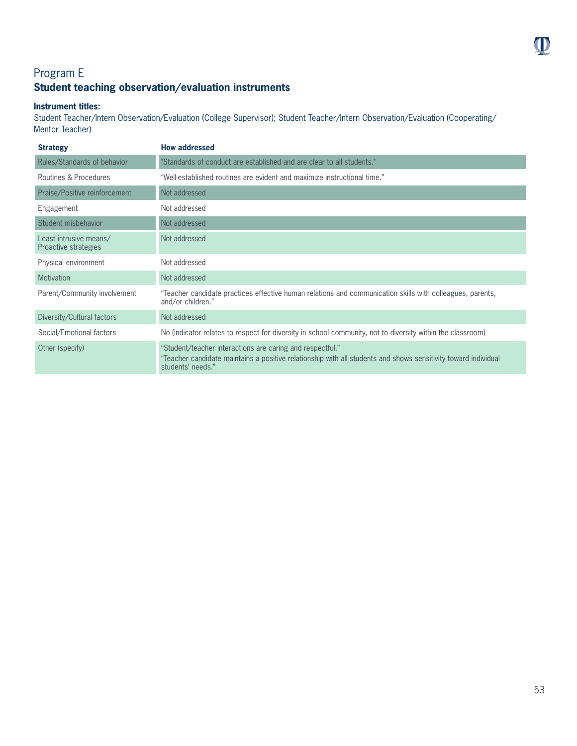## Program E
### Student teaching observation/evaluation instruments

**Instrument titles:**
Student Teacher/Intern Observation/Evaluation (College Supervisor); Student Teacher/Intern Observation/Evaluation (Cooperating/Mentor Teacher)

| Strategy | How addressed |
|---|---|
| Rules/Standards of behavior | "Standards of conduct are established and are clear to all students." |
| Routines & Procedures | "Well-established routines are evident and maximize instructional time." |
| Praise/Positive reinforcement | Not addressed |
| Engagement | Not addressed |
| Student misbehavior | Not addressed |
| Least intrusive means/ Proactive strategies | Not addressed |
| Physical environment | Not addressed |
| Motivation | Not addressed |
| Parent/Community involvement | "Teacher candidate practices effective human relations and communication skills with colleagues, parents, and/or children." |
| Diversity/Cultural factors | Not addressed |
| Social/Emotional factors | No (indicator relates to respect for diversity in school community, not to diversity within the classroom) |
| Other (specify) | "Student/teacher interactions are caring and respectful." "Teacher candidate maintains a positive relationship with all students and shows sensitivity toward individual students' needs." |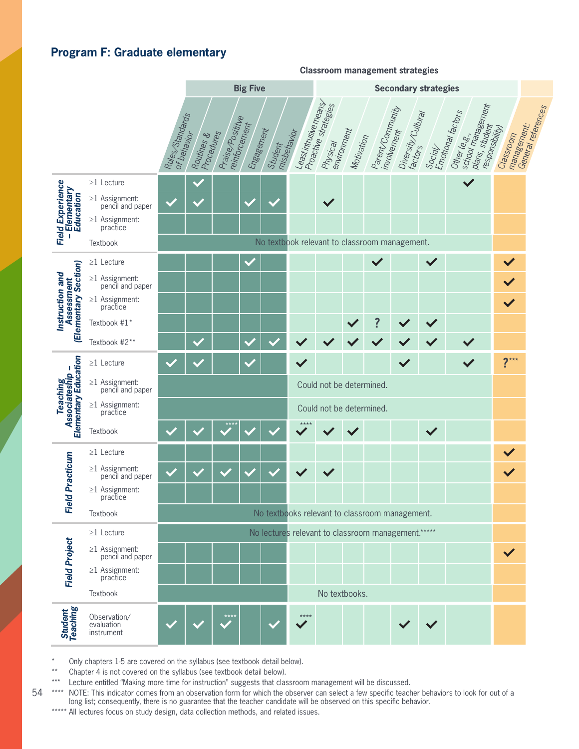## Program F: Graduate elementary

**Classroom management strategies**

| Course | Component | Rules/Standards of behavior | Routines & Procedures | Praise/Positive reinforcement | Engagement | Student misbehavior | Least intrusive means/ Proactive strategies | Physical environment | Motivation | Parent/Community involvement | Diversity/Cultural factors | Social/ Emotional factors | Other (e.g., school management plans, student responsibility) | Classroom management: General references |
|---|---|---|---|---|---|---|---|---|---|---|---|---|---|---|
| | | **Big Five** | | | | | **Secondary strategies** | | | | | | | |
| Field Experience – Elementary Education | ≥1 Lecture | | ✓ | | | | | | | | | | ✓ | |
| | ≥1 Assignment: pencil and paper | ✓ | ✓ | | ✓ | ✓ | | ✓ | | | | | | |
| | ≥1 Assignment: practice | | | | | | | | | | | | | |
| | Textbook | No textbook relevant to classroom management. | | | | | | | | | | | | |
| Instruction and Assessment (Elementary Section) | ≥1 Lecture | | | | ✓ | | | | | ✓ | | ✓ | | ✓ |
| | ≥1 Assignment: pencil and paper | | | | | | | | | | | | | ✓ |
| | ≥1 Assignment: practice | | | | | | | | | | | | | ✓ |
| | Textbook #1* | | | | | | | | ✓ | ? | ✓ | ✓ | | |
| | Textbook #2** | | ✓ | | ✓ | ✓ | ✓ | ✓ | ✓ | ✓ | ✓ | ✓ | ✓ | |
| Teaching Associateship – Elementary Education | ≥1 Lecture | ✓ | ✓ | | ✓ | | ✓ | | | | ✓ | | ✓ | ?*** |
| | ≥1 Assignment: pencil and paper | | | | | | Could not be determined. | | | | | | | |
| | ≥1 Assignment: practice | | | | | | Could not be determined. | | | | | | | |
| | Textbook | ✓ | ✓ | ✓**** | ✓ | ✓ | ✓**** | ✓ | ✓ | | | ✓ | | |
| Field Practicum | ≥1 Lecture | | | | | | | | | | | | | ✓ |
| | ≥1 Assignment: pencil and paper | ✓ | ✓ | ✓ | ✓ | ✓ | ✓ | ✓ | | | | | | ✓ |
| | ≥1 Assignment: practice | | | | | | | | | | | | | |
| | Textbook | No textbooks relevant to classroom management. | | | | | | | | | | | | |
| Field Project | ≥1 Lecture | No lectures relevant to classroom management.***** | | | | | | | | | | | | |
| | ≥1 Assignment: pencil and paper | | | | | | | | | | | | | ✓ |
| | ≥1 Assignment: practice | | | | | | | | | | | | | |
| | Textbook | | | | | | No textbooks. | | | | | | | |
| Student Teaching | Observation/ evaluation instrument | ✓ | ✓ | ✓**** | | ✓ | ✓**** | | | | ✓ | ✓ | | |

\* Only chapters 1-5 are covered on the syllabus (see textbook detail below).

** Chapter 4 is not covered on the syllabus (see textbook detail below).

*** Lecture entitled "Making more time for instruction" suggests that classroom management will be discussed.

**** NOTE: This indicator comes from an observation form for which the observer can select a few specific teacher behaviors to look for out of a long list; consequently, there is no guarantee that the teacher candidate will be observed on this specific behavior.

***** All lectures focus on study design, data collection methods, and related issues.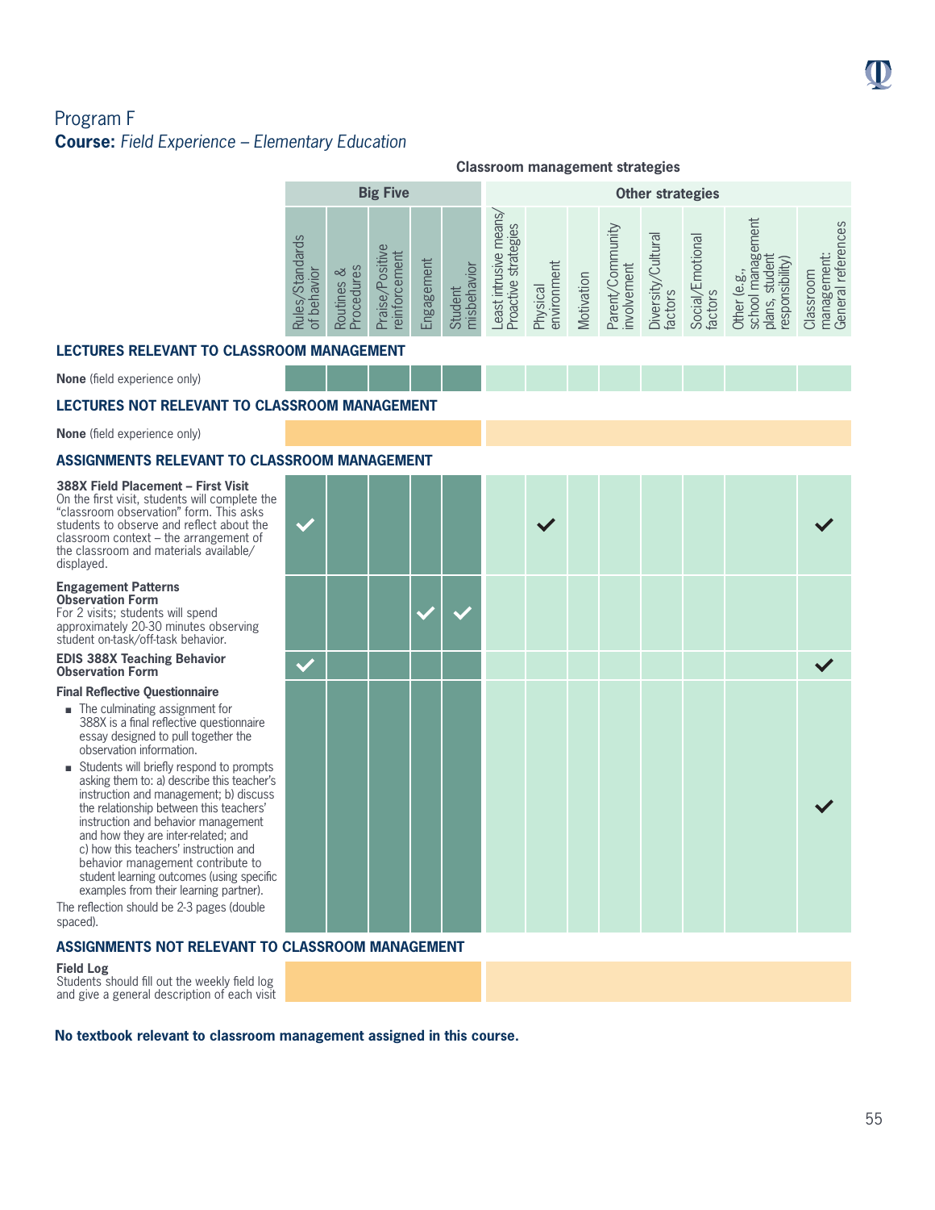## Program F

**Course:** *Field Experience – Elementary Education*

**Classroom management strategies**

| | Big Five | | | | | Other strategies | | | | | | | |
|---|---|---|---|---|---|---|---|---|---|---|---|---|---|
| | Rules/Standards of behavior | Routines & Procedures | Praise/Positive reinforcement | Engagement | Student misbehavior | Least intrusive means/ Proactive strategies | Physical environment | Motivation | Parent/Community involvement | Diversity/Cultural factors | Social/Emotional factors | Other (e.g., school management plans, student responsibility) | Classroom management: General references |
| **LECTURES RELEVANT TO CLASSROOM MANAGEMENT** | | | | | | | | | | | | | |
| **None** (field experience only) | | | | | | | | | | | | | |
| **LECTURES NOT RELEVANT TO CLASSROOM MANAGEMENT** | | | | | | | | | | | | | |
| **None** (field experience only) | | | | | | | | | | | | | |
| **ASSIGNMENTS RELEVANT TO CLASSROOM MANAGEMENT** | | | | | | | | | | | | | |
| **388X Field Placement – First Visit** On the first visit, students will complete the "classroom observation" form. This asks students to observe and reflect about the classroom context – the arrangement of the classroom and materials available/ displayed. | ✓ | | | | | | ✓ | | | | | | ✓ |
| **Engagement Patterns Observation Form** For 2 visits; students will spend approximately 20-30 minutes observing student on-task/off-task behavior. | | | | ✓ | ✓ | | | | | | | | |
| **EDIS 388X Teaching Behavior Observation Form** | ✓ | | | | | | | | | | | | ✓ |
| **Final Reflective Questionnaire** <br>▪ The culminating assignment for 388X is a final reflective questionnaire essay designed to pull together the observation information. <br>▪ Students will briefly respond to prompts asking them to: a) describe this teacher's instruction and management; b) discuss the relationship between this teachers' instruction and behavior management and how they are inter-related; and c) how this teachers' instruction and behavior management contribute to student learning outcomes (using specific examples from their learning partner). <br>The reflection should be 2-3 pages (double spaced). | | | | | | | | | | | | | ✓ |
| **ASSIGNMENTS NOT RELEVANT TO CLASSROOM MANAGEMENT** | | | | | | | | | | | | | |
| **Field Log** Students should fill out the weekly field log and give a general description of each visit | | | | | | | | | | | | | |

**No textbook relevant to classroom management assigned in this course.**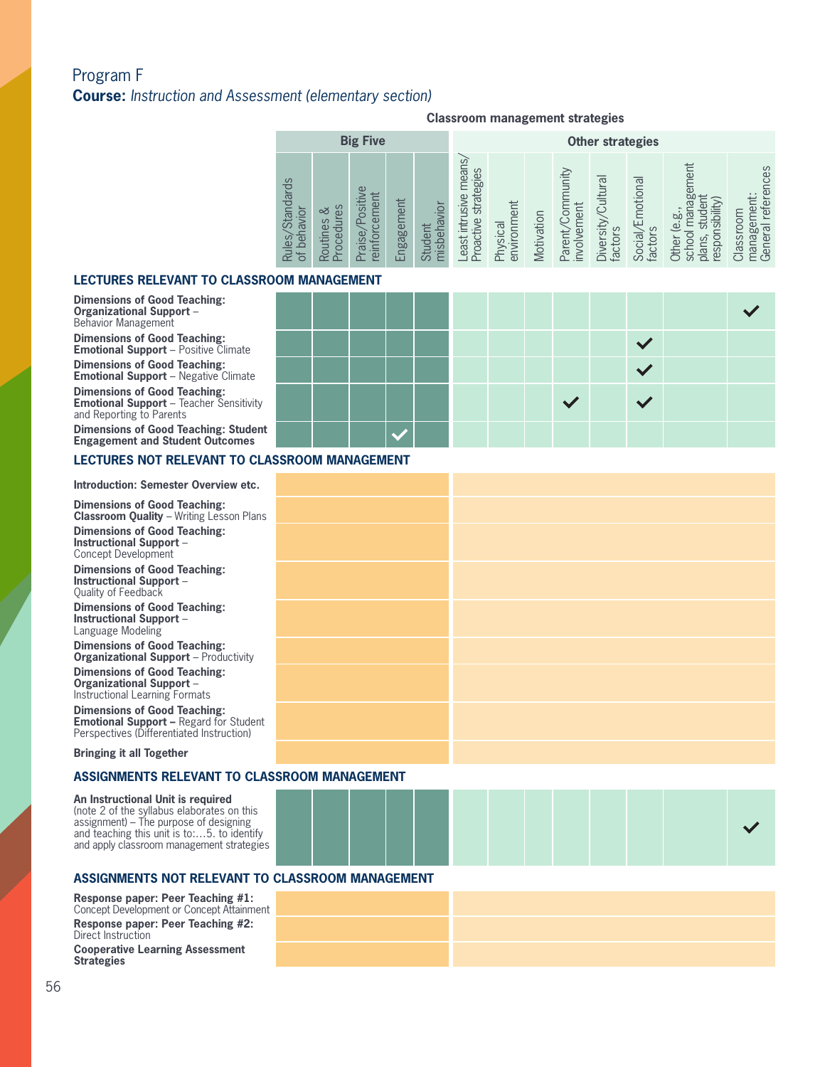# Program F

**Course:** *Instruction and Assessment (elementary section)*

**Classroom management strategies**

| | Big Five | | | | | Other strategies | | | | | | | |
|---|---|---|---|---|---|---|---|---|---|---|---|---|---|
| | Rules/Standards of behavior | Routines & Procedures | Praise/Positive reinforcement | Engagement | Student misbehavior | Least intrusive means/ Proactive strategies | Physical environment | Motivation | Parent/Community involvement | Diversity/Cultural factors | Social/Emotional factors | Other (e.g., school management plans, student responsibility) | Classroom management: General references |
| **LECTURES RELEVANT TO CLASSROOM MANAGEMENT** | | | | | | | | | | | | | |
| **Dimensions of Good Teaching: Organizational Support** – Behavior Management | | | | | | | | | | | | | ✓ |
| **Dimensions of Good Teaching: Emotional Support** – Positive Climate | | | | | | | | | | | ✓ | | |
| **Dimensions of Good Teaching: Emotional Support** – Negative Climate | | | | | | | | | | | ✓ | | |
| **Dimensions of Good Teaching: Emotional Support** – Teacher Sensitivity and Reporting to Parents | | | | | | | | | ✓ | | ✓ | | |
| **Dimensions of Good Teaching: Student Engagement and Student Outcomes** | | | | ✓ | | | | | | | | | |
| **LECTURES NOT RELEVANT TO CLASSROOM MANAGEMENT** | | | | | | | | | | | | | |
| **Introduction: Semester Overview etc.** | | | | | | | | | | | | | |
| **Dimensions of Good Teaching: Classroom Quality** – Writing Lesson Plans | | | | | | | | | | | | | |
| **Dimensions of Good Teaching: Instructional Support** – Concept Development | | | | | | | | | | | | | |
| **Dimensions of Good Teaching: Instructional Support** – Quality of Feedback | | | | | | | | | | | | | |
| **Dimensions of Good Teaching: Instructional Support** – Language Modeling | | | | | | | | | | | | | |
| **Dimensions of Good Teaching: Organizational Support** – Productivity | | | | | | | | | | | | | |
| **Dimensions of Good Teaching: Organizational Support** – Instructional Learning Formats | | | | | | | | | | | | | |
| **Dimensions of Good Teaching: Emotional Support** – Regard for Student Perspectives (Differentiated Instruction) | | | | | | | | | | | | | |
| **Bringing it all Together** | | | | | | | | | | | | | |
| **ASSIGNMENTS RELEVANT TO CLASSROOM MANAGEMENT** | | | | | | | | | | | | | |
| **An Instructional Unit is required** (note 2 of the syllabus elaborates on this assignment) – The purpose of designing and teaching this unit is to:…5. to identify and apply classroom management strategies | | | | | | | | | | | | | ✓ |
| **ASSIGNMENTS NOT RELEVANT TO CLASSROOM MANAGEMENT** | | | | | | | | | | | | | |
| **Response paper: Peer Teaching #1:** Concept Development or Concept Attainment | | | | | | | | | | | | | |
| **Response paper: Peer Teaching #2:** Direct Instruction | | | | | | | | | | | | | |
| **Cooperative Learning Assessment Strategies** | | | | | | | | | | | | | |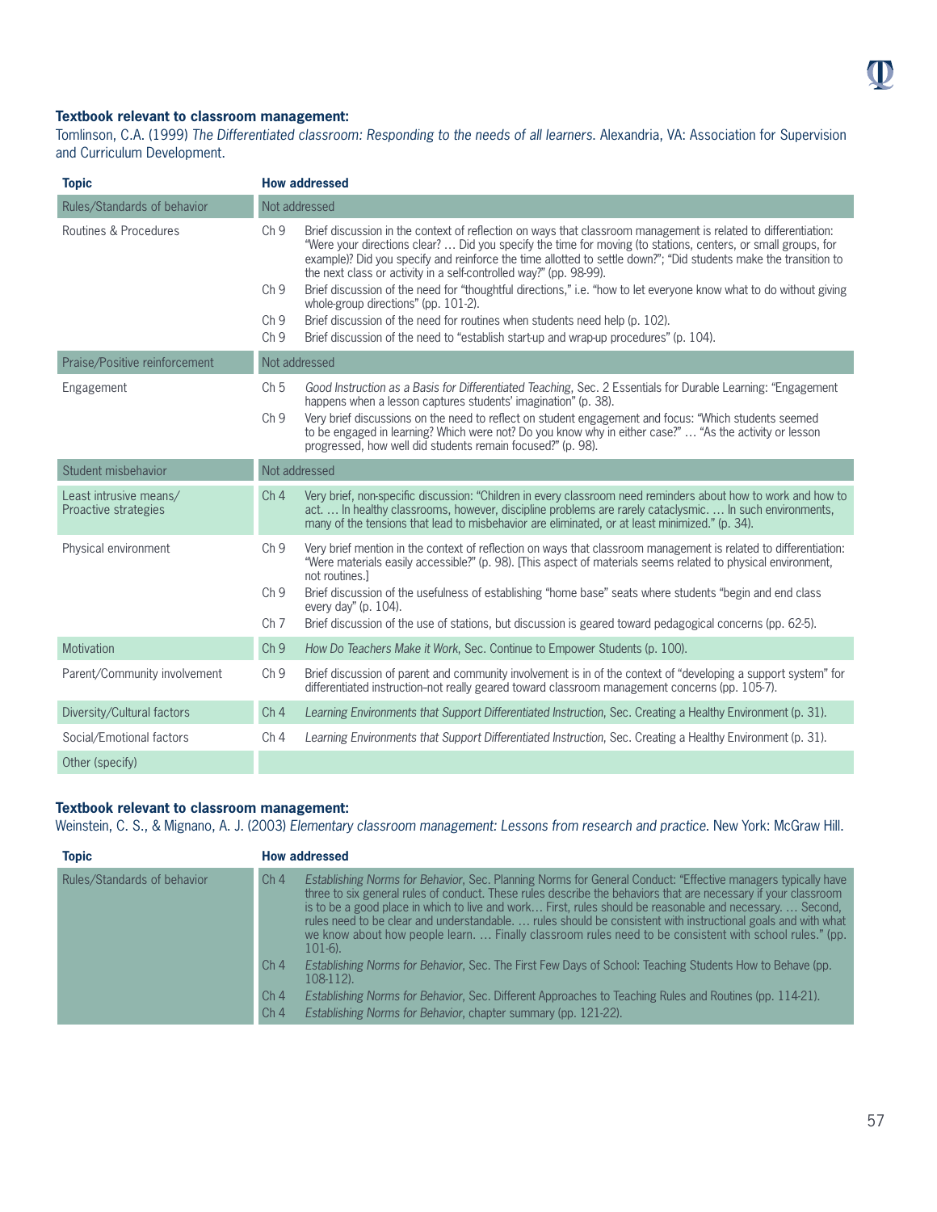**Textbook relevant to classroom management:**

Tomlinson, C.A. (1999) *The Differentiated classroom: Responding to the needs of all learners.* Alexandria, VA: Association for Supervision and Curriculum Development.

| Topic | How addressed | |
|---|---|---|
| Rules/Standards of behavior | Not addressed | |
| Routines & Procedures | Ch 9 | Brief discussion in the context of reflection on ways that classroom management is related to differentiation: "Were your directions clear? … Did you specify the time for moving (to stations, centers, or small groups, for example)? Did you specify and reinforce the time allotted to settle down?"; "Did students make the transition to the next class or activity in a self-controlled way?" (pp. 98-99). |
| | Ch 9 | Brief discussion of the need for "thoughtful directions," i.e. "how to let everyone know what to do without giving whole-group directions" (pp. 101-2). |
| | Ch 9 | Brief discussion of the need for routines when students need help (p. 102). |
| | Ch 9 | Brief discussion of the need to "establish start-up and wrap-up procedures" (p. 104). |
| Praise/Positive reinforcement | Not addressed | |
| Engagement | Ch 5 | *Good Instruction as a Basis for Differentiated Teaching*, Sec. 2 Essentials for Durable Learning: "Engagement happens when a lesson captures students' imagination" (p. 38). |
| | Ch 9 | Very brief discussions on the need to reflect on student engagement and focus: "Which students seemed to be engaged in learning? Which were not? Do you know why in either case?" … "As the activity or lesson progressed, how well did students remain focused?" (p. 98). |
| Student misbehavior | Not addressed | |
| Least intrusive means/ Proactive strategies | Ch 4 | Very brief, non-specific discussion: "Children in every classroom need reminders about how to work and how to act. … In healthy classrooms, however, discipline problems are rarely cataclysmic. … In such environments, many of the tensions that lead to misbehavior are eliminated, or at least minimized." (p. 34). |
| Physical environment | Ch 9 | Very brief mention in the context of reflection on ways that classroom management is related to differentiation: "Were materials easily accessible?" (p. 98). [This aspect of materials seems related to physical environment, not routines.] |
| | Ch 9 | Brief discussion of the usefulness of establishing "home base" seats where students "begin and end class every day" (p. 104). |
| | Ch 7 | Brief discussion of the use of stations, but discussion is geared toward pedagogical concerns (pp. 62-5). |
| Motivation | Ch 9 | *How Do Teachers Make it Work*, Sec. Continue to Empower Students (p. 100). |
| Parent/Community involvement | Ch 9 | Brief discussion of parent and community involvement is in of the context of "developing a support system" for differentiated instruction–not really geared toward classroom management concerns (pp. 105-7). |
| Diversity/Cultural factors | Ch 4 | *Learning Environments that Support Differentiated Instruction*, Sec. Creating a Healthy Environment (p. 31). |
| Social/Emotional factors | Ch 4 | *Learning Environments that Support Differentiated Instruction*, Sec. Creating a Healthy Environment (p. 31). |
| Other (specify) | | |

**Textbook relevant to classroom management:**

Weinstein, C. S., & Mignano, A. J. (2003) *Elementary classroom management: Lessons from research and practice.* New York: McGraw Hill.

| Topic | How addressed | |
|---|---|---|
| Rules/Standards of behavior | Ch 4 | *Establishing Norms for Behavior*, Sec. Planning Norms for General Conduct: "Effective managers typically have three to six general rules of conduct. These rules describe the behaviors that are necessary if your classroom is to be a good place in which to live and work… First, rules should be reasonable and necessary. … Second, rules need to be clear and understandable. … rules should be consistent with instructional goals and with what we know about how people learn. … Finally classroom rules need to be consistent with school rules." (pp. 101-6). |
| | Ch 4 | *Establishing Norms for Behavior*, Sec. The First Few Days of School: Teaching Students How to Behave (pp. 108-112). |
| | Ch 4 | *Establishing Norms for Behavior*, Sec. Different Approaches to Teaching Rules and Routines (pp. 114-21). |
| | Ch 4 | *Establishing Norms for Behavior*, chapter summary (pp. 121-22). |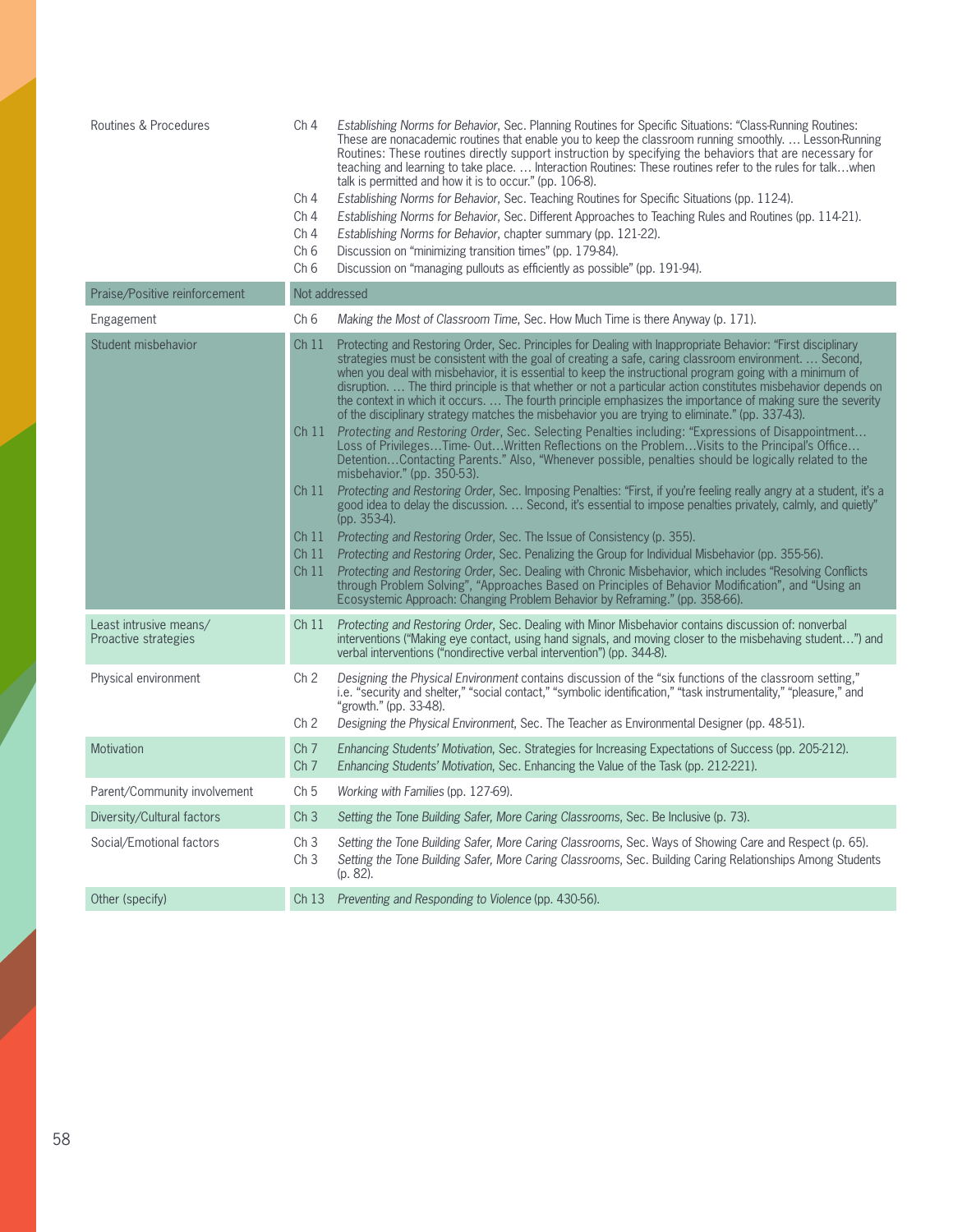| | | |
|---|---|---|
| Routines & Procedures | Ch 4 | *Establishing Norms for Behavior*, Sec. Planning Routines for Specific Situations: "Class-Running Routines: These are nonacademic routines that enable you to keep the classroom running smoothly. … Lesson-Running Routines: These routines directly support instruction by specifying the behaviors that are necessary for teaching and learning to take place. … Interaction Routines: These routines refer to the rules for talk…when talk is permitted and how it is to occur." (pp. 106-8). |
| | Ch 4 | *Establishing Norms for Behavior*, Sec. Teaching Routines for Specific Situations (pp. 112-4). |
| | Ch 4 | *Establishing Norms for Behavior*, Sec. Different Approaches to Teaching Rules and Routines (pp. 114-21). |
| | Ch 4 | *Establishing Norms for Behavior*, chapter summary (pp. 121-22). |
| | Ch 6 | Discussion on "minimizing transition times" (pp. 179-84). |
| | Ch 6 | Discussion on "managing pullouts as efficiently as possible" (pp. 191-94). |
| Praise/Positive reinforcement | Not addressed | |
| Engagement | Ch 6 | *Making the Most of Classroom Time*, Sec. How Much Time is there Anyway (p. 171). |
| Student misbehavior | Ch 11 | *Protecting and Restoring Order*, Sec. Principles for Dealing with Inappropriate Behavior: "First disciplinary strategies must be consistent with the goal of creating a safe, caring classroom environment. … Second, when you deal with misbehavior, it is essential to keep the instructional program going with a minimum of disruption. … The third principle is that whether or not a particular action constitutes misbehavior depends on the context in which it occurs. … The fourth principle emphasizes the importance of making sure the severity of the disciplinary strategy matches the misbehavior you are trying to eliminate." (pp. 337-43). |
| | Ch 11 | *Protecting and Restoring Order*, Sec. Selecting Penalties including: "Expressions of Disappointment… Loss of Privileges…Time- Out…Written Reflections on the Problem…Visits to the Principal's Office… Detention…Contacting Parents." Also, "Whenever possible, penalties should be logically related to the misbehavior." (pp. 350-53). |
| | Ch 11 | *Protecting and Restoring Order*, Sec. Imposing Penalties: "First, if you're feeling really angry at a student, it's a good idea to delay the discussion. … Second, it's essential to impose penalties privately, calmly, and quietly" (pp. 353-4). |
| | Ch 11 | *Protecting and Restoring Order*, Sec. The Issue of Consistency (p. 355). |
| | Ch 11 | *Protecting and Restoring Order*, Sec. Penalizing the Group for Individual Misbehavior (pp. 355-56). |
| | Ch 11 | *Protecting and Restoring Order*, Sec. Dealing with Chronic Misbehavior, which includes "Resolving Conflicts through Problem Solving", "Approaches Based on Principles of Behavior Modification", and "Using an Ecosystemic Approach: Changing Problem Behavior by Reframing." (pp. 358-66). |
| Least intrusive means/ Proactive strategies | Ch 11 | *Protecting and Restoring Order*, Sec. Dealing with Minor Misbehavior contains discussion of: nonverbal interventions ("Making eye contact, using hand signals, and moving closer to the misbehaving student…") and verbal interventions ("nondirective verbal intervention") (pp. 344-8). |
| Physical environment | Ch 2 | *Designing the Physical Environment* contains discussion of the "six functions of the classroom setting," i.e. "security and shelter," "social contact," "symbolic identification," "task instrumentality," "pleasure," and "growth." (pp. 33-48). |
| | Ch 2 | *Designing the Physical Environment*, Sec. The Teacher as Environmental Designer (pp. 48-51). |
| Motivation | Ch 7 | *Enhancing Students' Motivation*, Sec. Strategies for Increasing Expectations of Success (pp. 205-212). |
| | Ch 7 | *Enhancing Students' Motivation*, Sec. Enhancing the Value of the Task (pp. 212-221). |
| Parent/Community involvement | Ch 5 | *Working with Families* (pp. 127-69). |
| Diversity/Cultural factors | Ch 3 | *Setting the Tone Building Safer, More Caring Classrooms*, Sec. Be Inclusive (p. 73). |
| Social/Emotional factors | Ch 3 | *Setting the Tone Building Safer, More Caring Classrooms*, Sec. Ways of Showing Care and Respect (p. 65). |
| | Ch 3 | *Setting the Tone Building Safer, More Caring Classrooms*, Sec. Building Caring Relationships Among Students (p. 82). |
| Other (specify) | Ch 13 | *Preventing and Responding to Violence* (pp. 430-56). |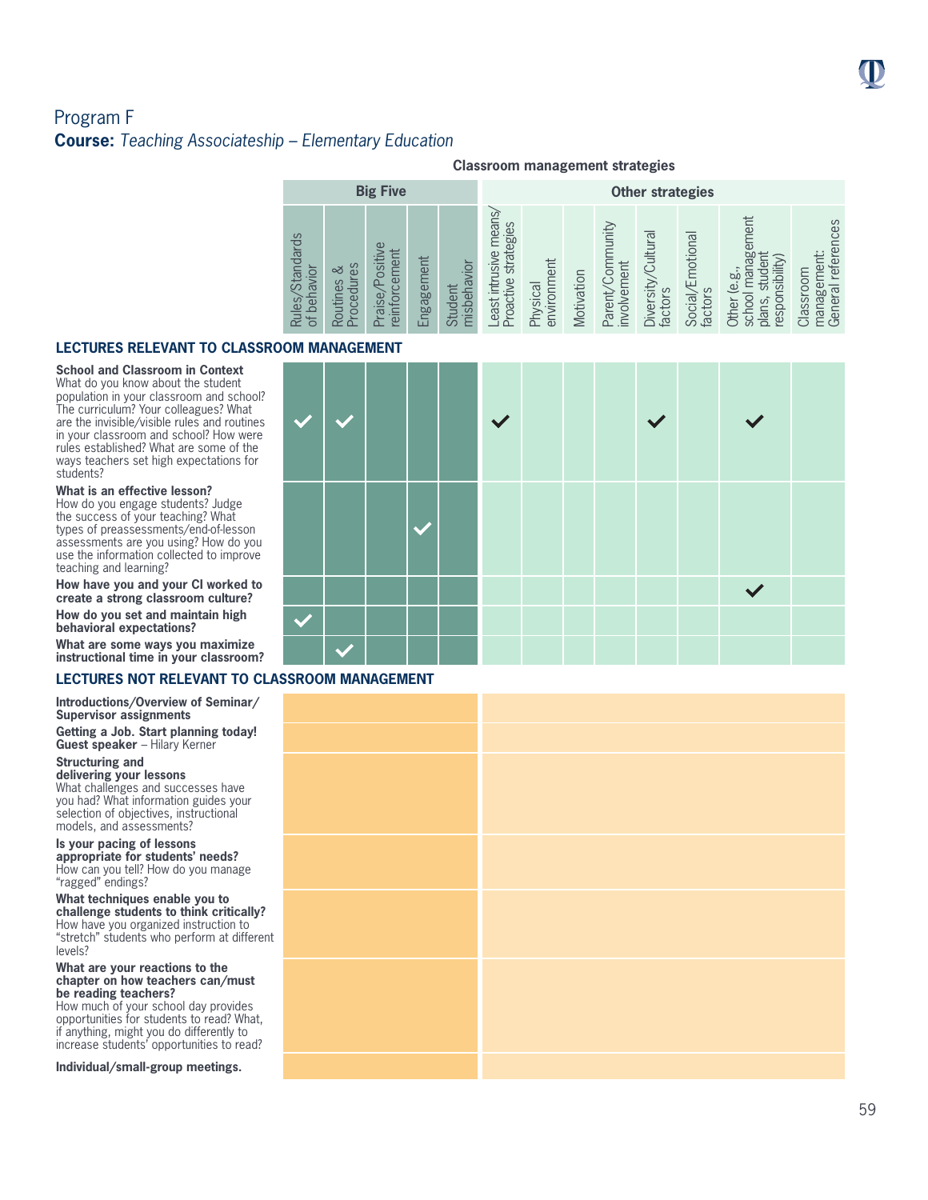## Program F

**Course:** *Teaching Associateship – Elementary Education*

**Classroom management strategies**

| | Big Five | | | | | Other strategies | | | | | | | |
|---|---|---|---|---|---|---|---|---|---|---|---|---|---|
| | Rules/Standards of behavior | Routines & Procedures | Praise/Positive reinforcement | Engagement | Student misbehavior | Least intrusive means/ Proactive strategies | Physical environment | Motivation | Parent/Community involvement | Diversity/Cultural factors | Social/Emotional factors | Other (e.g., school management plans, student responsibility) | Classroom management: General references |
| **LECTURES RELEVANT TO CLASSROOM MANAGEMENT** | | | | | | | | | | | | | |
| **School and Classroom in Context** What do you know about the student population in your classroom and school? The curriculum? Your colleagues? What are the invisible/visible rules and routines in your classroom and school? How were rules established? What are some of the ways teachers set high expectations for students? | ✓ | ✓ | | | | ✓ | | | | ✓ | | ✓ | |
| **What is an effective lesson?** How do you engage students? Judge the success of your teaching? What types of preassessments/end-of-lesson assessments are you using? How do you use the information collected to improve teaching and learning? | | | | ✓ | | | | | | | | | |
| **How have you and your CI worked to create a strong classroom culture?** | | | | | | | | | | | | ✓ | |
| **How do you set and maintain high behavioral expectations?** | ✓ | | | | | | | | | | | | |
| **What are some ways you maximize instructional time in your classroom?** | | ✓ | | | | | | | | | | | |
| **LECTURES NOT RELEVANT TO CLASSROOM MANAGEMENT** | | | | | | | | | | | | | |
| **Introductions/Overview of Seminar/ Supervisor assignments** | | | | | | | | | | | | | |
| **Getting a Job. Start planning today! Guest speaker** – Hilary Kerner | | | | | | | | | | | | | |
| **Structuring and delivering your lessons** What challenges and successes have you had? What information guides your selection of objectives, instructional models, and assessments? | | | | | | | | | | | | | |
| **Is your pacing of lessons appropriate for students' needs?** How can you tell? How do you manage "ragged" endings? | | | | | | | | | | | | | |
| **What techniques enable you to challenge students to think critically?** How have you organized instruction to "stretch" students who perform at different levels? | | | | | | | | | | | | | |
| **What are your reactions to the chapter on how teachers can/must be reading teachers?** How much of your school day provides opportunities for students to read? What, if anything, might you do differently to increase students' opportunities to read? | | | | | | | | | | | | | |
| **Individual/small-group meetings.** | | | | | | | | | | | | | |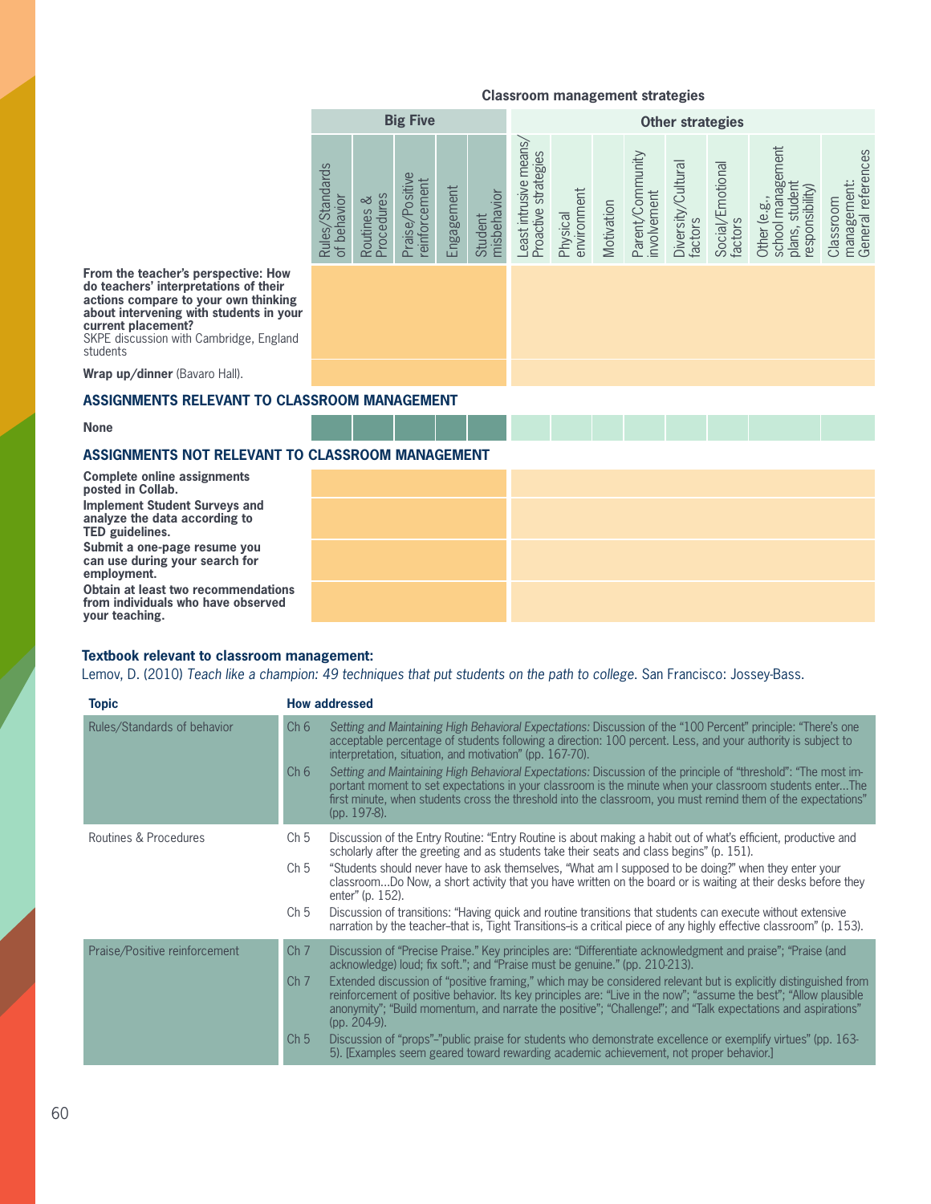**Classroom management strategies**

| | Big Five | | | | | Other strategies | | | | | | | |
|---|---|---|---|---|---|---|---|---|---|---|---|---|---|
| | Rules/Standards of behavior | Routines & Procedures | Praise/Positive reinforcement | Engagement | Student misbehavior | Least intrusive means/ Proactive strategies | Physical environment | Motivation | Parent/Community involvement | Diversity/Cultural factors | Social/Emotional factors | Other (e.g., school management plans, student responsibility) | Classroom management: General references |
| **From the teacher's perspective: How do teachers' interpretations of their actions compare to your own thinking about intervening with students in your current placement?** SKPE discussion with Cambridge, England students | | | | | | | | | | | | | |
| **Wrap up/dinner** (Bavaro Hall). | | | | | | | | | | | | | |
| **ASSIGNMENTS RELEVANT TO CLASSROOM MANAGEMENT** | | | | | | | | | | | | | |
| **None** | | | | | | | | | | | | | |
| **ASSIGNMENTS NOT RELEVANT TO CLASSROOM MANAGEMENT** | | | | | | | | | | | | | |
| **Complete online assignments posted in Collab.** | | | | | | | | | | | | | |
| **Implement Student Surveys and analyze the data according to TED guidelines.** | | | | | | | | | | | | | |
| **Submit a one-page resume you can use during your search for employment.** | | | | | | | | | | | | | |
| **Obtain at least two recommendations from individuals who have observed your teaching.** | | | | | | | | | | | | | |

**Textbook relevant to classroom management:**

Lemov, D. (2010) *Teach like a champion: 49 techniques that put students on the path to college.* San Francisco: Jossey-Bass.

| Topic | How addressed | |
|---|---|---|
| Rules/Standards of behavior | Ch 6 | *Setting and Maintaining High Behavioral Expectations:* Discussion of the "100 Percent" principle: "There's one acceptable percentage of students following a direction: 100 percent. Less, and your authority is subject to interpretation, situation, and motivation" (pp. 167-70). |
| | Ch 6 | *Setting and Maintaining High Behavioral Expectations:* Discussion of the principle of "threshold": "The most important moment to set expectations in your classroom is the minute when your classroom students enter…The first minute, when students cross the threshold into the classroom, you must remind them of the expectations" (pp. 197-8). |
| Routines & Procedures | Ch 5 | Discussion of the Entry Routine: "Entry Routine is about making a habit out of what's efficient, productive and scholarly after the greeting and as students take their seats and class begins" (p. 151). |
| | Ch 5 | "Students should never have to ask themselves, "What am I supposed to be doing?" when they enter your classroom…Do Now, a short activity that you have written on the board or is waiting at their desks before they enter" (p. 152). |
| | Ch 5 | Discussion of transitions: "Having quick and routine transitions that students can execute without extensive narration by the teacher–that is, Tight Transitions–is a critical piece of any highly effective classroom" (p. 153). |
| Praise/Positive reinforcement | Ch 7 | Discussion of "Precise Praise." Key principles are: "Differentiate acknowledgment and praise"; "Praise (and acknowledge) loud; fix soft."; and "Praise must be genuine." (pp. 210-213). |
| | Ch 7 | Extended discussion of "positive framing," which may be considered relevant but is explicitly distinguished from reinforcement of positive behavior. Its key principles are: "Live in the now"; "assume the best"; "Allow plausible anonymity"; "Build momentum, and narrate the positive"; "Challenge!"; and "Talk expectations and aspirations" (pp. 204-9). |
| | Ch 5 | Discussion of "props"–"public praise for students who demonstrate excellence or exemplify virtues" (pp. 163-5). [Examples seem geared toward rewarding academic achievement, not proper behavior.] |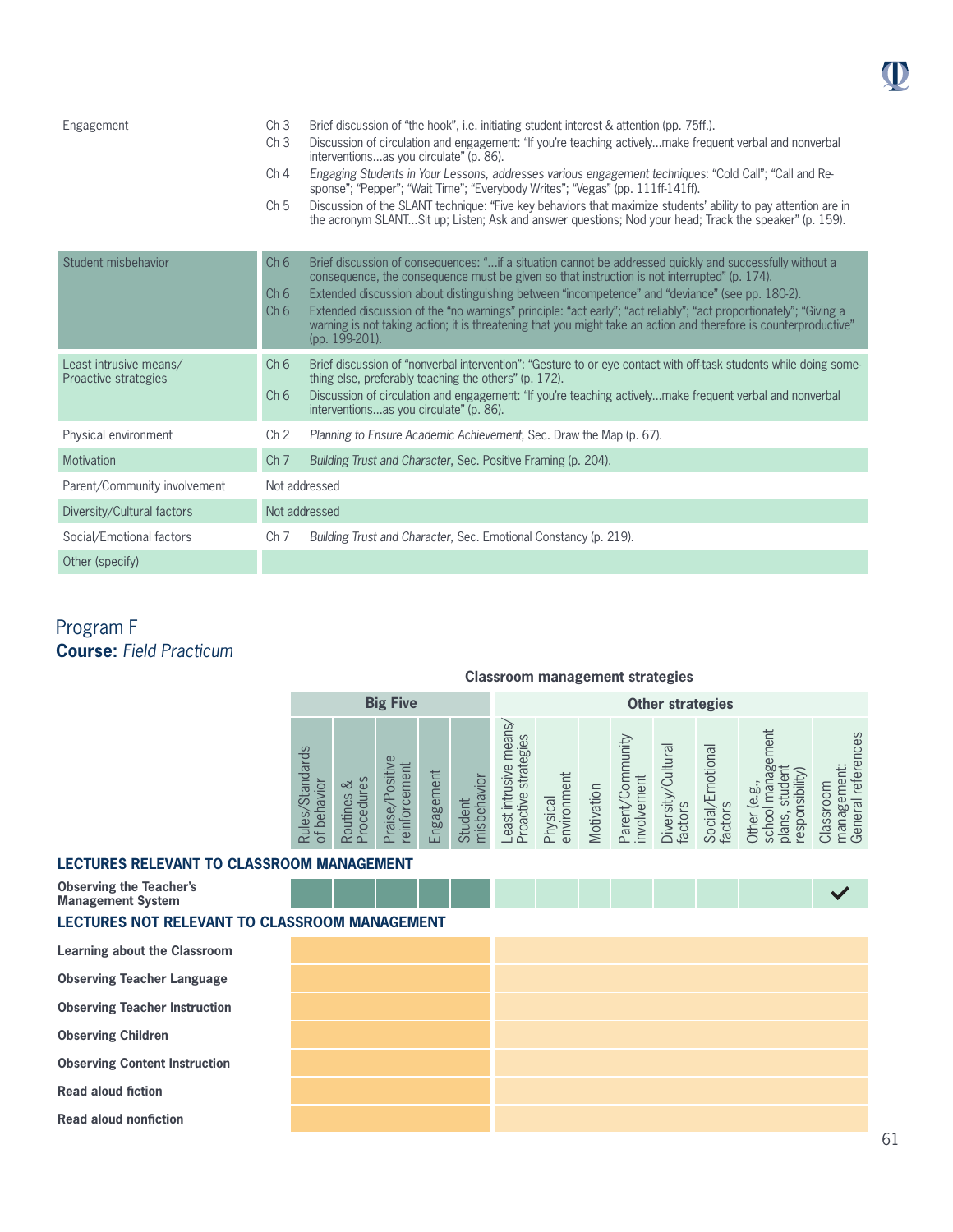| | | |
|---|---|---|
| Engagement | Ch 3 | Brief discussion of "the hook", i.e. initiating student interest & attention (pp. 75ff.). |
| | Ch 3 | Discussion of circulation and engagement: "If you're teaching actively…make frequent verbal and nonverbal interventions…as you circulate" (p. 86). |
| | Ch 4 | *Engaging Students in Your Lessons, addresses various engagement techniques*: "Cold Call"; "Call and Response"; "Pepper"; "Wait Time"; "Everybody Writes"; "Vegas" (pp. 111ff-141ff). |
| | Ch 5 | Discussion of the SLANT technique: "Five key behaviors that maximize students' ability to pay attention are in the acronym SLANT…Sit up; Listen; Ask and answer questions; Nod your head; Track the speaker" (p. 159). |
| Student misbehavior | Ch 6 | Brief discussion of consequences: "…if a situation cannot be addressed quickly and successfully without a consequence, the consequence must be given so that instruction is not interrupted" (p. 174). |
| | Ch 6 | Extended discussion about distinguishing between "incompetence" and "deviance" (see pp. 180-2). |
| | Ch 6 | Extended discussion of the "no warnings" principle: "act early"; "act reliably"; "act proportionately"; "Giving a warning is not taking action; it is threatening that you might take an action and therefore is counterproductive" (pp. 199-201). |
| Least intrusive means/ Proactive strategies | Ch 6 | Brief discussion of "nonverbal intervention": "Gesture to or eye contact with off-task students while doing something else, preferably teaching the others" (p. 172). |
| | Ch 6 | Discussion of circulation and engagement: "If you're teaching actively…make frequent verbal and nonverbal interventions…as you circulate" (p. 86). |
| Physical environment | Ch 2 | *Planning to Ensure Academic Achievement*, Sec. Draw the Map (p. 67). |
| Motivation | Ch 7 | *Building Trust and Character*, Sec. Positive Framing (p. 204). |
| Parent/Community involvement | Not addressed | |
| Diversity/Cultural factors | Not addressed | |
| Social/Emotional factors | Ch 7 | *Building Trust and Character*, Sec. Emotional Constancy (p. 219). |
| Other (specify) | | |

## Program F
**Course:** *Field Practicum*

**Classroom management strategies**

| | Big Five | | | | | Other strategies | | | | | | | |
|---|---|---|---|---|---|---|---|---|---|---|---|---|---|
| | Rules/Standards of behavior | Routines & Procedures | Praise/Positive reinforcement | Engagement | Student misbehavior | Least intrusive means/ Proactive strategies | Physical environment | Motivation | Parent/Community involvement | Diversity/Cultural factors | Social/Emotional factors | Other (e.g., school management plans, student responsibility) | Classroom management: General references |
| **LECTURES RELEVANT TO CLASSROOM MANAGEMENT** | | | | | | | | | | | | | |
| **Observing the Teacher's Management System** | | | | | | | | | | | | | ✔ |
| **LECTURES NOT RELEVANT TO CLASSROOM MANAGEMENT** | | | | | | | | | | | | | |
| **Learning about the Classroom** | | | | | | | | | | | | | |
| **Observing Teacher Language** | | | | | | | | | | | | | |
| **Observing Teacher Instruction** | | | | | | | | | | | | | |
| **Observing Children** | | | | | | | | | | | | | |
| **Observing Content Instruction** | | | | | | | | | | | | | |
| **Read aloud fiction** | | | | | | | | | | | | | |
| **Read aloud nonfiction** | | | | | | | | | | | | | |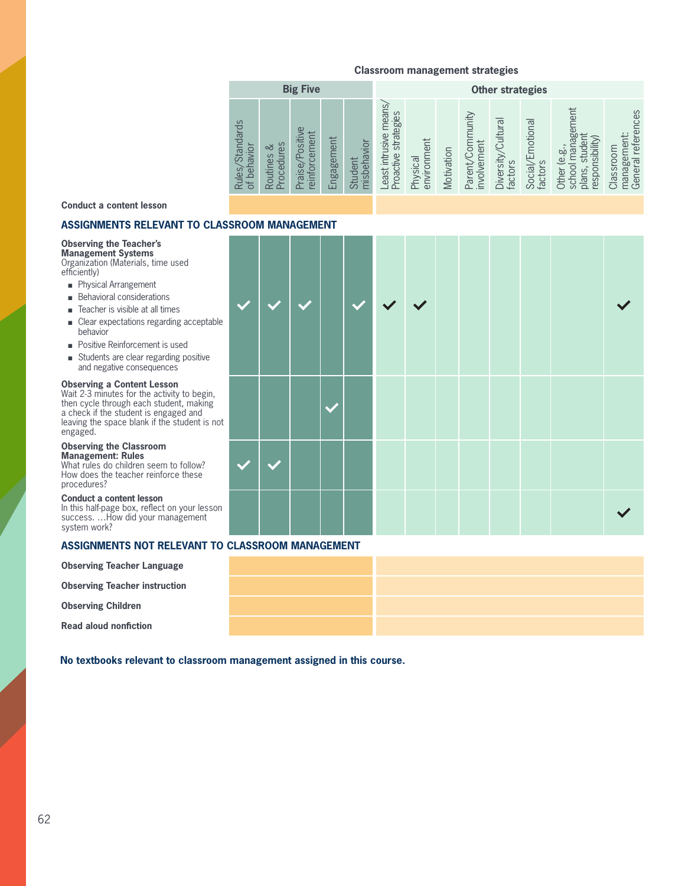**Classroom management strategies**

| | Big Five | | | | | Other strategies | | | | | | | |
|---|---|---|---|---|---|---|---|---|---|---|---|---|---|
| | Rules/Standards of behavior | Routines & Procedures | Praise/Positive reinforcement | Engagement | Student misbehavior | Least intrusive means/ Proactive strategies | Physical environment | Motivation | Parent/Community involvement | Diversity/Cultural factors | Social/Emotional factors | Other (e.g., school management plans, student responsibility) | Classroom management: General references |
| **Conduct a content lesson** | | | | | | | | | | | | | |
| **ASSIGNMENTS RELEVANT TO CLASSROOM MANAGEMENT** | | | | | | | | | | | | | |
| **Observing the Teacher's Management Systems** Organization (Materials, time used efficiently) ■ Physical Arrangement ■ Behavioral considerations ■ Teacher is visible at all times ■ Clear expectations regarding acceptable behavior ■ Positive Reinforcement is used ■ Students are clear regarding positive and negative consequences | ✓ | ✓ | ✓ | | ✓ | ✓ | ✓ | | | | | | ✓ |
| **Observing a Content Lesson** Wait 2-3 minutes for the activity to begin, then cycle through each student, making a check if the student is engaged and leaving the space blank if the student is not engaged. | | | | ✓ | | | | | | | | | |
| **Observing the Classroom Management: Rules** What rules do children seem to follow? How does the teacher reinforce these procedures? | ✓ | ✓ | | | | | | | | | | | |
| **Conduct a content lesson** In this half-page box, reflect on your lesson success. …How did your management system work? | | | | | | | | | | | | | ✓ |
| **ASSIGNMENTS NOT RELEVANT TO CLASSROOM MANAGEMENT** | | | | | | | | | | | | | |
| **Observing Teacher Language** | | | | | | | | | | | | | |
| **Observing Teacher instruction** | | | | | | | | | | | | | |
| **Observing Children** | | | | | | | | | | | | | |
| **Read aloud nonfiction** | | | | | | | | | | | | | |

**No textbooks relevant to classroom management assigned in this course.**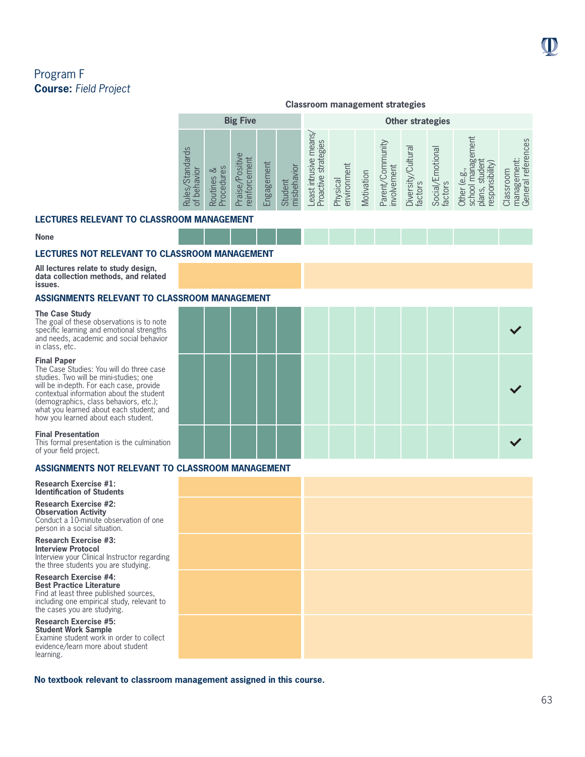# Program F

**Course:** *Field Project*

**Classroom management strategies**

| | Big Five | | | | | Other strategies | | | | | | | |
|---|---|---|---|---|---|---|---|---|---|---|---|---|---|
| | Rules/Standards of behavior | Routines & Procedures | Praise/Positive reinforcement | Engagement | Student misbehavior | Least intrusive means/ Proactive strategies | Physical environment | Motivation | Parent/Community involvement | Diversity/Cultural factors | Social/Emotional factors | Other (e.g., school management plans, student responsibility) | Classroom management: General references |
| **LECTURES RELEVANT TO CLASSROOM MANAGEMENT** | | | | | | | | | | | | | |
| **None** | | | | | | | | | | | | | |
| **LECTURES NOT RELEVANT TO CLASSROOM MANAGEMENT** | | | | | | | | | | | | | |
| **All lectures relate to study design, data collection methods, and related issues.** | | | | | | | | | | | | | |
| **ASSIGNMENTS RELEVANT TO CLASSROOM MANAGEMENT** | | | | | | | | | | | | | |
| **The Case Study** The goal of these observations is to note specific learning and emotional strengths and needs, academic and social behavior in class, etc. | | | | | | | | | | | | | ✓ |
| **Final Paper** The Case Studies: You will do three case studies. Two will be mini-studies; one will be in-depth. For each case, provide contextual information about the student (demographics, class behaviors, etc.); what you learned about each student; and how you learned about each student. | | | | | | | | | | | | | ✓ |
| **Final Presentation** This formal presentation is the culmination of your field project. | | | | | | | | | | | | | ✓ |
| **ASSIGNMENTS NOT RELEVANT TO CLASSROOM MANAGEMENT** | | | | | | | | | | | | | |
| **Research Exercise #1: Identification of Students** | | | | | | | | | | | | | |
| **Research Exercise #2: Observation Activity** Conduct a 10-minute observation of one person in a social situation. | | | | | | | | | | | | | |
| **Research Exercise #3: Interview Protocol** Interview your Clinical Instructor regarding the three students you are studying. | | | | | | | | | | | | | |
| **Research Exercise #4: Best Practice Literature** Find at least three published sources, including one empirical study, relevant to the cases you are studying. | | | | | | | | | | | | | |
| **Research Exercise #5: Student Work Sample** Examine student work in order to collect evidence/learn more about student learning. | | | | | | | | | | | | | |

**No textbook relevant to classroom management assigned in this course.**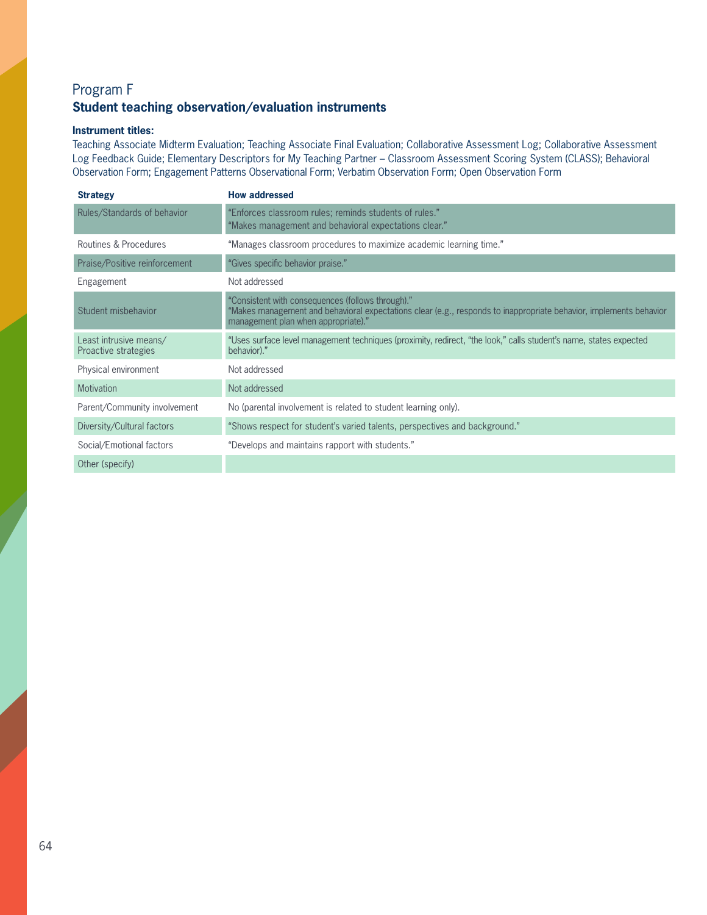## Program F

### Student teaching observation/evaluation instruments

**Instrument titles:**

Teaching Associate Midterm Evaluation; Teaching Associate Final Evaluation; Collaborative Assessment Log; Collaborative Assessment Log Feedback Guide; Elementary Descriptors for My Teaching Partner – Classroom Assessment Scoring System (CLASS); Behavioral Observation Form; Engagement Patterns Observational Form; Verbatim Observation Form; Open Observation Form

| Strategy | How addressed |
|---|---|
| Rules/Standards of behavior | "Enforces classroom rules; reminds students of rules." "Makes management and behavioral expectations clear." |
| Routines & Procedures | "Manages classroom procedures to maximize academic learning time." |
| Praise/Positive reinforcement | "Gives specific behavior praise." |
| Engagement | Not addressed |
| Student misbehavior | "Consistent with consequences (follows through)." "Makes management and behavioral expectations clear (e.g., responds to inappropriate behavior, implements behavior management plan when appropriate)." |
| Least intrusive means/ Proactive strategies | "Uses surface level management techniques (proximity, redirect, "the look," calls student's name, states expected behavior)." |
| Physical environment | Not addressed |
| Motivation | Not addressed |
| Parent/Community involvement | No (parental involvement is related to student learning only). |
| Diversity/Cultural factors | "Shows respect for student's varied talents, perspectives and background." |
| Social/Emotional factors | "Develops and maintains rapport with students." |
| Other (specify) | |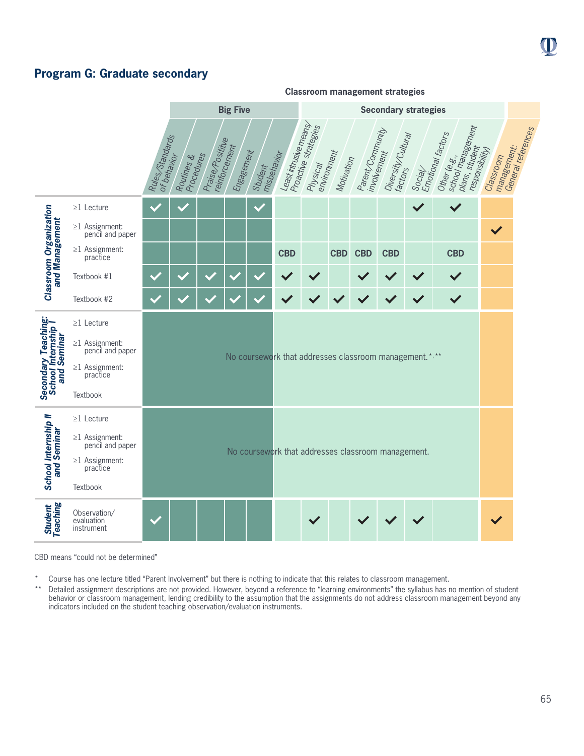## Program G: Graduate secondary

**Classroom management strategies**

| Course | Component | Rules/Standards of behavior (Big Five) | Routines & Procedures (Big Five) | Praise/Positive reinforcement (Big Five) | Engagement (Big Five) | Student misbehavior (Big Five) | Least intrusive means/Proactive strategies (Secondary strategies) | Physical environment (Secondary strategies) | Motivation (Secondary strategies) | Parent/Community involvement (Secondary strategies) | Diversity/Cultural factors (Secondary strategies) | Social/Emotional factors (Secondary strategies) | Other (e.g., school management plans, student responsibility) (Secondary strategies) | Classroom management: General references |
|---|---|---|---|---|---|---|---|---|---|---|---|---|---|---|
| Classroom Organization and Management | ≥1 Lecture | ✓ | ✓ | | | ✓ | | | | | | ✓ | ✓ | |
| | ≥1 Assignment: pencil and paper | | | | | | | | | | | | | ✓ |
| | ≥1 Assignment: practice | | | | | | CBD | | CBD | CBD | CBD | | CBD | |
| | Textbook #1 | ✓ | ✓ | ✓ | ✓ | ✓ | ✓ | ✓ | | ✓ | ✓ | ✓ | ✓ | |
| | Textbook #2 | ✓ | ✓ | ✓ | ✓ | ✓ | ✓ | ✓ | ✓ | ✓ | ✓ | ✓ | ✓ | |
| Secondary Teaching: School Internship I and Seminar | ≥1 Lecture; ≥1 Assignment: pencil and paper; ≥1 Assignment: practice; Textbook | No coursework that addresses classroom management.*,** | | | | | | | | | | | | |
| School Internship II and Seminar | ≥1 Lecture; ≥1 Assignment: pencil and paper; ≥1 Assignment: practice; Textbook | No coursework that addresses classroom management. | | | | | | | | | | | | |
| Student Teaching | Observation/evaluation instrument | ✓ | | | | | | ✓ | | ✓ | ✓ | ✓ | | ✓ |

CBD means "could not be determined"

\* Course has one lecture titled "Parent Involvement" but there is nothing to indicate that this relates to classroom management.

\*\* Detailed assignment descriptions are not provided. However, beyond a reference to "learning environments" the syllabus has no mention of student behavior or classroom management, lending credibility to the assumption that the assignments do not address classroom management beyond any indicators included on the student teaching observation/evaluation instruments.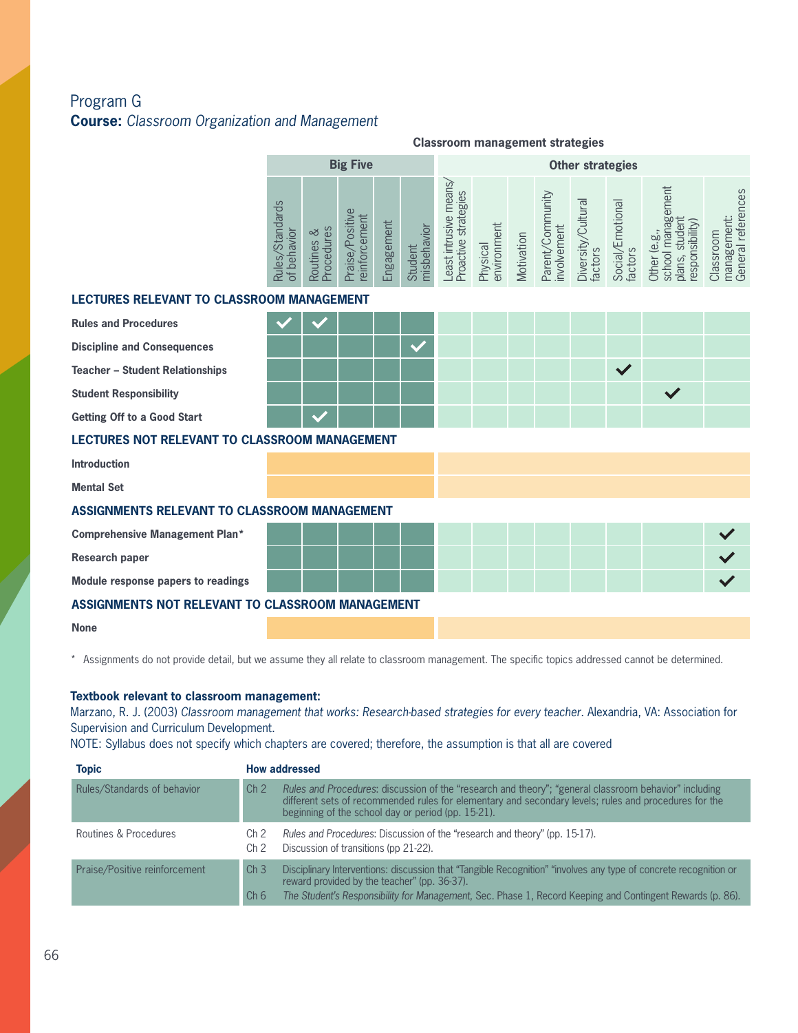## Program G

**Course:** *Classroom Organization and Management*

| | Big Five | | | | | Other strategies | | | | | | | |
|---|---|---|---|---|---|---|---|---|---|---|---|---|---|
| | Rules/Standards of behavior | Routines & Procedures | Praise/Positive reinforcement | Engagement | Student misbehavior | Least intrusive means/ Proactive strategies | Physical environment | Motivation | Parent/Community involvement | Diversity/Cultural factors | Social/Emotional factors | Other (e.g., school management plans, student responsibility) | Classroom management: General references |
| **LECTURES RELEVANT TO CLASSROOM MANAGEMENT** | | | | | | | | | | | | | |
| **Rules and Procedures** | ✓ | ✓ | | | | | | | | | | | |
| **Discipline and Consequences** | | | | | ✓ | | | | | | | | |
| **Teacher – Student Relationships** | | | | | | | | | | | ✓ | | |
| **Student Responsibility** | | | | | | | | | | | | ✓ | |
| **Getting Off to a Good Start** | | ✓ | | | | | | | | | | | |
| **LECTURES NOT RELEVANT TO CLASSROOM MANAGEMENT** | | | | | | | | | | | | | |
| **Introduction** | | | | | | | | | | | | | |
| **Mental Set** | | | | | | | | | | | | | |
| **ASSIGNMENTS RELEVANT TO CLASSROOM MANAGEMENT** | | | | | | | | | | | | | |
| **Comprehensive Management Plan*** | | | | | | | | | | | | | ✓ |
| **Research paper** | | | | | | | | | | | | | ✓ |
| **Module response papers to readings** | | | | | | | | | | | | | ✓ |
| **ASSIGNMENTS NOT RELEVANT TO CLASSROOM MANAGEMENT** | | | | | | | | | | | | | |
| **None** | | | | | | | | | | | | | |

\* Assignments do not provide detail, but we assume they all relate to classroom management. The specific topics addressed cannot be determined.

**Textbook relevant to classroom management:**

Marzano, R. J. (2003) *Classroom management that works: Research-based strategies for every teacher*. Alexandria, VA: Association for Supervision and Curriculum Development.

NOTE: Syllabus does not specify which chapters are covered; therefore, the assumption is that all are covered

| Topic | How addressed | |
|---|---|---|
| Rules/Standards of behavior | Ch 2 | *Rules and Procedures*: discussion of the "research and theory"; "general classroom behavior" including different sets of recommended rules for elementary and secondary levels; rules and procedures for the beginning of the school day or period (pp. 15-21). |
| Routines & Procedures | Ch 2 | *Rules and Procedures*: Discussion of the "research and theory" (pp. 15-17). |
| | Ch 2 | Discussion of transitions (pp 21-22). |
| Praise/Positive reinforcement | Ch 3 | Disciplinary Interventions: discussion that "Tangible Recognition" "involves any type of concrete recognition or reward provided by the teacher" (pp. 36-37). |
| | Ch 6 | *The Student's Responsibility for Management*, Sec. Phase 1, Record Keeping and Contingent Rewards (p. 86). |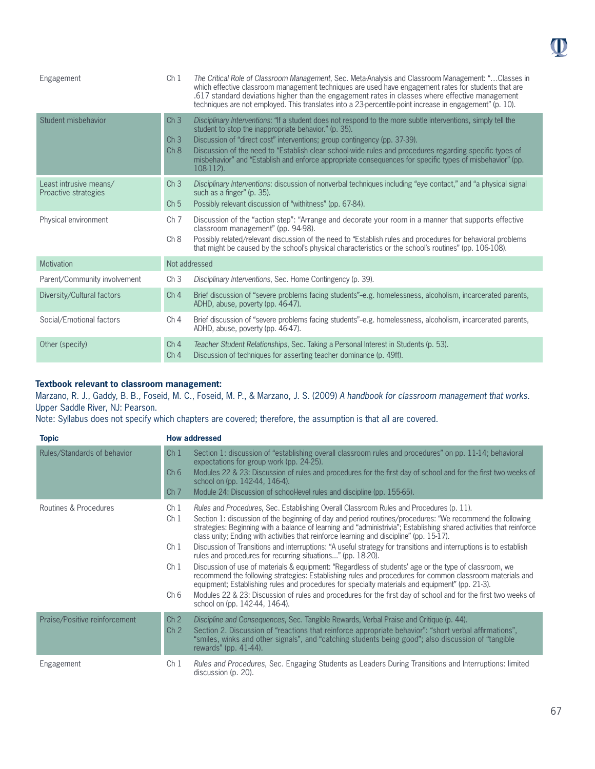| | | |
|---|---|---|
| Engagement | Ch 1 | *The Critical Role of Classroom Management*, Sec. Meta-Analysis and Classroom Management: "…Classes in which effective classroom management techniques are used have engagement rates for students that are .617 standard deviations higher than the engagement rates in classes where effective management techniques are not employed. This translates into a 23-percentile-point increase in engagement" (p. 10). |
| Student misbehavior | Ch 3 | *Disciplinary Interventions*: "If a student does not respond to the more subtle interventions, simply tell the student to stop the inappropriate behavior." (p. 35). |
| | Ch 3 | Discussion of "direct cost" interventions; group contingency (pp. 37-39). |
| | Ch 8 | Discussion of the need to "Establish clear school-wide rules and procedures regarding specific types of misbehavior" and "Establish and enforce appropriate consequences for specific types of misbehavior" (pp. 108-112). |
| Least intrusive means/ Proactive strategies | Ch 3 | *Disciplinary Interventions*: discussion of nonverbal techniques including "eye contact," and "a physical signal such as a finger" (p. 35). |
| | Ch 5 | Possibly relevant discussion of "withitness" (pp. 67-84). |
| Physical environment | Ch 7 | Discussion of the "action step": "Arrange and decorate your room in a manner that supports effective classroom management" (pp. 94-98). |
| | Ch 8 | Possibly related/relevant discussion of the need to "Establish rules and procedures for behavioral problems that might be caused by the school's physical characteristics or the school's routines" (pp. 106-108). |
| Motivation | Not addressed | |
| Parent/Community involvement | Ch 3 | *Disciplinary Interventions*, Sec. Home Contingency (p. 39). |
| Diversity/Cultural factors | Ch 4 | Brief discussion of "severe problems facing students"–e.g. homelessness, alcoholism, incarcerated parents, ADHD, abuse, poverty (pp. 46-47). |
| Social/Emotional factors | Ch 4 | Brief discussion of "severe problems facing students"–e.g. homelessness, alcoholism, incarcerated parents, ADHD, abuse, poverty (pp. 46-47). |
| Other (specify) | Ch 4 | *Teacher Student Relationships*, Sec. Taking a Personal Interest in Students (p. 53). |
| | Ch 4 | Discussion of techniques for asserting teacher dominance (p. 49ff). |

**Textbook relevant to classroom management:**

Marzano, R. J., Gaddy, B. B., Foseid, M. C., Foseid, M. P., & Marzano, J. S. (2009) *A handbook for classroom management that works*. Upper Saddle River, NJ: Pearson.

Note: Syllabus does not specify which chapters are covered; therefore, the assumption is that all are covered.

| Topic | How addressed | |
|---|---|---|
| Rules/Standards of behavior | Ch 1 | Section 1: discussion of "establishing overall classroom rules and procedures" on pp. 11-14; behavioral expectations for group work (pp. 24-25). |
| | Ch 6 | Modules 22 & 23: Discussion of rules and procedures for the first day of school and for the first two weeks of school on (pp. 142-44, 146-4). |
| | Ch 7 | Module 24: Discussion of school-level rules and discipline (pp. 155-65). |
| Routines & Procedures | Ch 1 | *Rules and Procedures*, Sec. Establishing Overall Classroom Rules and Procedures (p. 11). |
| | Ch 1 | Section 1: discussion of the beginning of day and period routines/procedures: "We recommend the following strategies: Beginning with a balance of learning and "administrivia"; Establishing shared activities that reinforce class unity; Ending with activities that reinforce learning and discipline" (pp. 15-17). |
| | Ch 1 | Discussion of Transitions and interruptions: "A useful strategy for transitions and interruptions is to establish rules and procedures for recurring situations…" (pp. 18-20). |
| | Ch 1 | Discussion of use of materials & equipment: "Regardless of students' age or the type of classroom, we recommend the following strategies: Establishing rules and procedures for common classroom materials and equipment; Establishing rules and procedures for specialty materials and equipment" (pp. 21-3). |
| | Ch 6 | Modules 22 & 23: Discussion of rules and procedures for the first day of school and for the first two weeks of school on (pp. 142-44, 146-4). |
| Praise/Positive reinforcement | Ch 2 | *Discipline and Consequences*, Sec. Tangible Rewards, Verbal Praise and Critique (p. 44). |
| | Ch 2 | Section 2. Discussion of "reactions that reinforce appropriate behavior": "short verbal affirmations", "smiles, winks and other signals", and "catching students being good"; also discussion of "tangible rewards" (pp. 41-44). |
| Engagement | Ch 1 | *Rules and Procedures*, Sec. Engaging Students as Leaders During Transitions and Interruptions: limited discussion (p. 20). |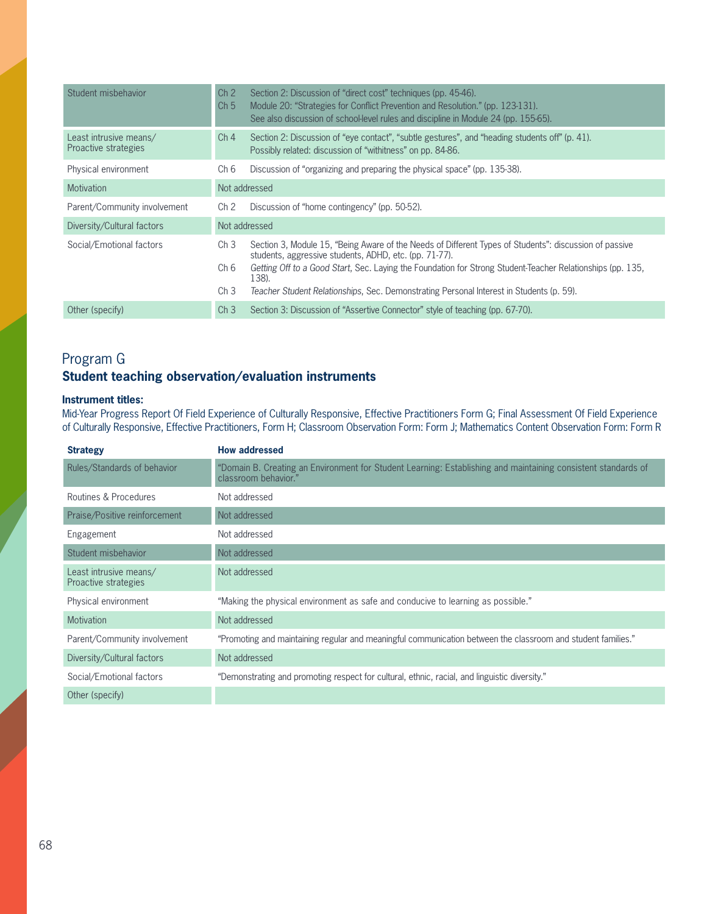| | | |
|---|---|---|
| Student misbehavior | Ch 2<br>Ch 5 | Section 2: Discussion of "direct cost" techniques (pp. 45-46).<br>Module 20: "Strategies for Conflict Prevention and Resolution." (pp. 123-131).<br>See also discussion of school-level rules and discipline in Module 24 (pp. 155-65). |
| Least intrusive means/ Proactive strategies | Ch 4 | Section 2: Discussion of "eye contact", "subtle gestures", and "heading students off" (p. 41).<br>Possibly related: discussion of "withitness" on pp. 84-86. |
| Physical environment | Ch 6 | Discussion of "organizing and preparing the physical space" (pp. 135-38). |
| Motivation | Not addressed | |
| Parent/Community involvement | Ch 2 | Discussion of "home contingency" (pp. 50-52). |
| Diversity/Cultural factors | Not addressed | |
| Social/Emotional factors | Ch 3<br>Ch 6<br>Ch 3 | Section 3, Module 15, "Being Aware of the Needs of Different Types of Students": discussion of passive students, aggressive students, ADHD, etc. (pp. 71-77).<br>*Getting Off to a Good Start*, Sec. Laying the Foundation for Strong Student-Teacher Relationships (pp. 135, 138).<br>*Teacher Student Relationships*, Sec. Demonstrating Personal Interest in Students (p. 59). |
| Other (specify) | Ch 3 | Section 3: Discussion of "Assertive Connector" style of teaching (pp. 67-70). |

## Program G

### Student teaching observation/evaluation instruments

**Instrument titles:**

Mid-Year Progress Report Of Field Experience of Culturally Responsive, Effective Practitioners Form G; Final Assessment Of Field Experience of Culturally Responsive, Effective Practitioners, Form H; Classroom Observation Form: Form J; Mathematics Content Observation Form: Form R

| Strategy | How addressed |
|---|---|
| Rules/Standards of behavior | "Domain B. Creating an Environment for Student Learning: Establishing and maintaining consistent standards of classroom behavior." |
| Routines & Procedures | Not addressed |
| Praise/Positive reinforcement | Not addressed |
| Engagement | Not addressed |
| Student misbehavior | Not addressed |
| Least intrusive means/ Proactive strategies | Not addressed |
| Physical environment | "Making the physical environment as safe and conducive to learning as possible." |
| Motivation | Not addressed |
| Parent/Community involvement | "Promoting and maintaining regular and meaningful communication between the classroom and student families." |
| Diversity/Cultural factors | Not addressed |
| Social/Emotional factors | "Demonstrating and promoting respect for cultural, ethnic, racial, and linguistic diversity." |
| Other (specify) | |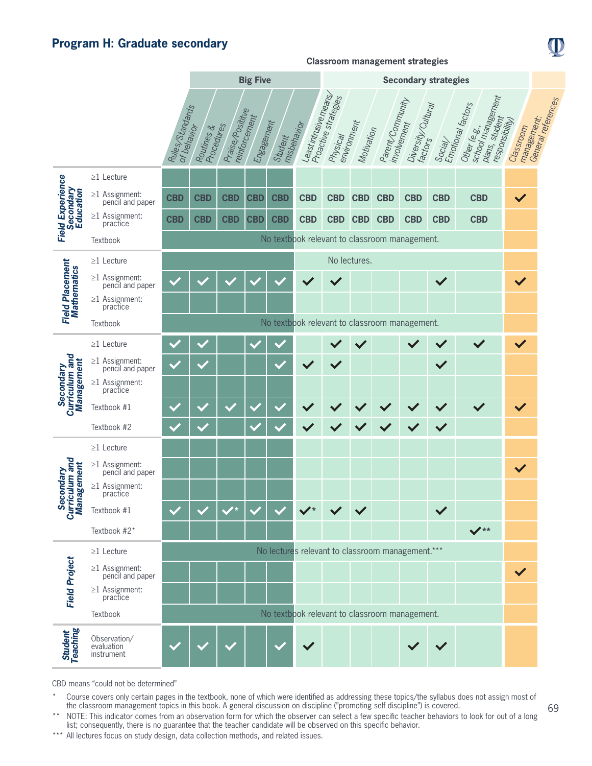## Program H: Graduate secondary

**Classroom management strategies**

| Course | Component | Big Five | | | | | Secondary strategies | | | | | | | |
|---|---|---|---|---|---|---|---|---|---|---|---|---|---|---|
| | | Rules/Standards of behavior | Routines & Procedures | Praise/Positive reinforcement | Engagement | Student misbehavior | Least intrusive means/ Proactive strategies | Physical environment | Motivation | Parent/Community involvement | Diversity/ Cultural factors | Social/ Emotional factors | Other (e.g., school management plans, student responsibility) | Classroom management: General references |
| **Field Experience Secondary Education** | ≥1 Lecture | | | | | | | | | | | | | |
| | ≥1 Assignment: pencil and paper | CBD | CBD | CBD | CBD | CBD | CBD | CBD | CBD | CBD | CBD | CBD | CBD | ✓ |
| | ≥1 Assignment: practice | CBD | CBD | CBD | CBD | CBD | CBD | CBD | CBD | CBD | CBD | CBD | CBD | |
| | Textbook | No textbook relevant to classroom management. | | | | | | | | | | | | |
| **Field Placement Mathematics** | ≥1 Lecture | No lectures. | | | | | | | | | | | | |
| | ≥1 Assignment: pencil and paper | ✓ | ✓ | ✓ | ✓ | ✓ | ✓ | ✓ | | | | ✓ | | ✓ |
| | ≥1 Assignment: practice | | | | | | | | | | | | | |
| | Textbook | No textbook relevant to classroom management. | | | | | | | | | | | | |
| **Secondary Curriculum and Management** | ≥1 Lecture | ✓ | ✓ | | ✓ | ✓ | | ✓ | ✓ | | ✓ | ✓ | ✓ | ✓ |
| | ≥1 Assignment: pencil and paper | ✓ | ✓ | | | ✓ | ✓ | ✓ | | | | ✓ | | |
| | ≥1 Assignment: practice | | | | | | | | | | | | | |
| | Textbook #1 | ✓ | ✓ | ✓ | ✓ | ✓ | ✓ | ✓ | ✓ | ✓ | ✓ | ✓ | ✓ | ✓ |
| | Textbook #2 | ✓ | ✓ | | ✓ | ✓ | ✓ | ✓ | ✓ | ✓ | ✓ | ✓ | | |
| **Secondary Curriculum and Management** | ≥1 Lecture | | | | | | | | | | | | | |
| | ≥1 Assignment: pencil and paper | | | | | | | | | | | | | ✓ |
| | ≥1 Assignment: practice | | | | | | | | | | | | | |
| | Textbook #1 | ✓ | ✓ | ✓* | ✓ | ✓ | ✓* | ✓ | ✓ | | | ✓ | | |
| | Textbook #2* | | | | | | | | | | | | ✓** | |
| **Field Project** | ≥1 Lecture | No lectures relevant to classroom management.*** | | | | | | | | | | | | |
| | ≥1 Assignment: pencil and paper | | | | | | | | | | | | | ✓ |
| | ≥1 Assignment: practice | | | | | | | | | | | | | |
| | Textbook | No textbook relevant to classroom management. | | | | | | | | | | | | |
| **Student Teaching** | Observation/ evaluation instrument | ✓ | ✓ | ✓ | | ✓ | ✓ | | | | ✓ | ✓ | | |

CBD means "could not be determined"

\* Course covers only certain pages in the textbook, none of which were identified as addressing these topics/the syllabus does not assign most of the classroom management topics in this book. A general discussion on discipline ("promoting self discipline") is covered.

\*\* NOTE: This indicator comes from an observation form for which the observer can select a few specific teacher behaviors to look for out of a long list; consequently, there is no guarantee that the teacher candidate will be observed on this specific behavior.

\*\*\* All lectures focus on study design, data collection methods, and related issues.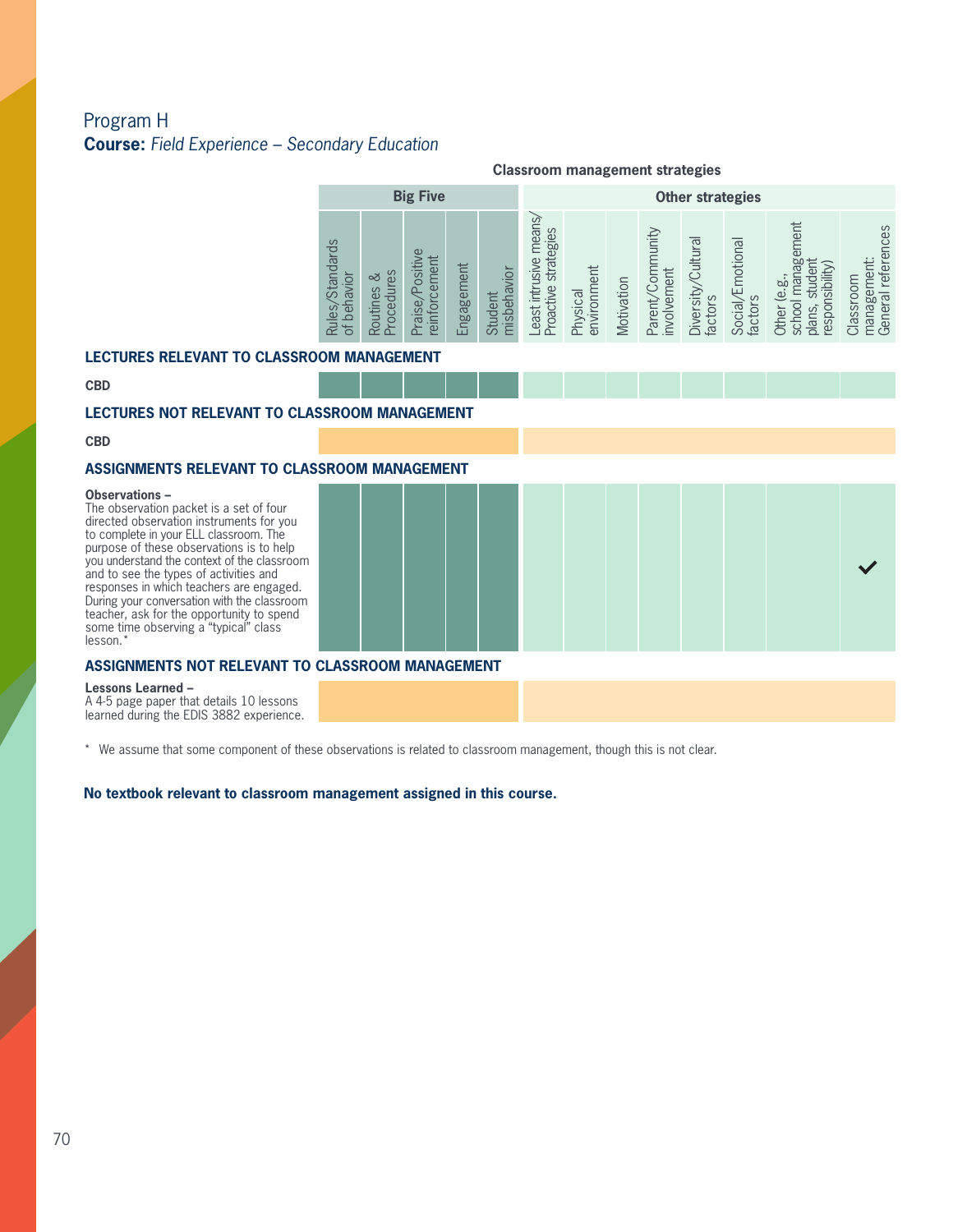Program H

**Course:** *Field Experience – Secondary Education*

| | Classroom management strategies | | | | | | | | | | | | |
|---|---|---|---|---|---|---|---|---|---|---|---|---|---|
| | Big Five | | | | | Other strategies | | | | | | | |
| | Rules/Standards of behavior | Routines & Procedures | Praise/Positive reinforcement | Engagement | Student misbehavior | Least intrusive means/ Proactive strategies | Physical environment | Motivation | Parent/Community involvement | Diversity/Cultural factors | Social/Emotional factors | Other (e.g., school management plans, student responsibility) | Classroom management: General references |
| **LECTURES RELEVANT TO CLASSROOM MANAGEMENT** | | | | | | | | | | | | | |
| **CBD** | | | | | | | | | | | | | |
| **LECTURES NOT RELEVANT TO CLASSROOM MANAGEMENT** | | | | | | | | | | | | | |
| **CBD** | | | | | | | | | | | | | |
| **ASSIGNMENTS RELEVANT TO CLASSROOM MANAGEMENT** | | | | | | | | | | | | | |
| **Observations –** The observation packet is a set of four directed observation instruments for you to complete in your ELL classroom. The purpose of these observations is to help you understand the context of the classroom and to see the types of activities and responses in which teachers are engaged. During your conversation with the classroom teacher, ask for the opportunity to spend some time observing a "typical" class lesson.* | | | | | | | | | | | | | ✔ |
| **ASSIGNMENTS NOT RELEVANT TO CLASSROOM MANAGEMENT** | | | | | | | | | | | | | |
| **Lessons Learned –** A 4-5 page paper that details 10 lessons learned during the EDIS 3882 experience. | | | | | | | | | | | | | |

\* We assume that some component of these observations is related to classroom management, though this is not clear.

**No textbook relevant to classroom management assigned in this course.**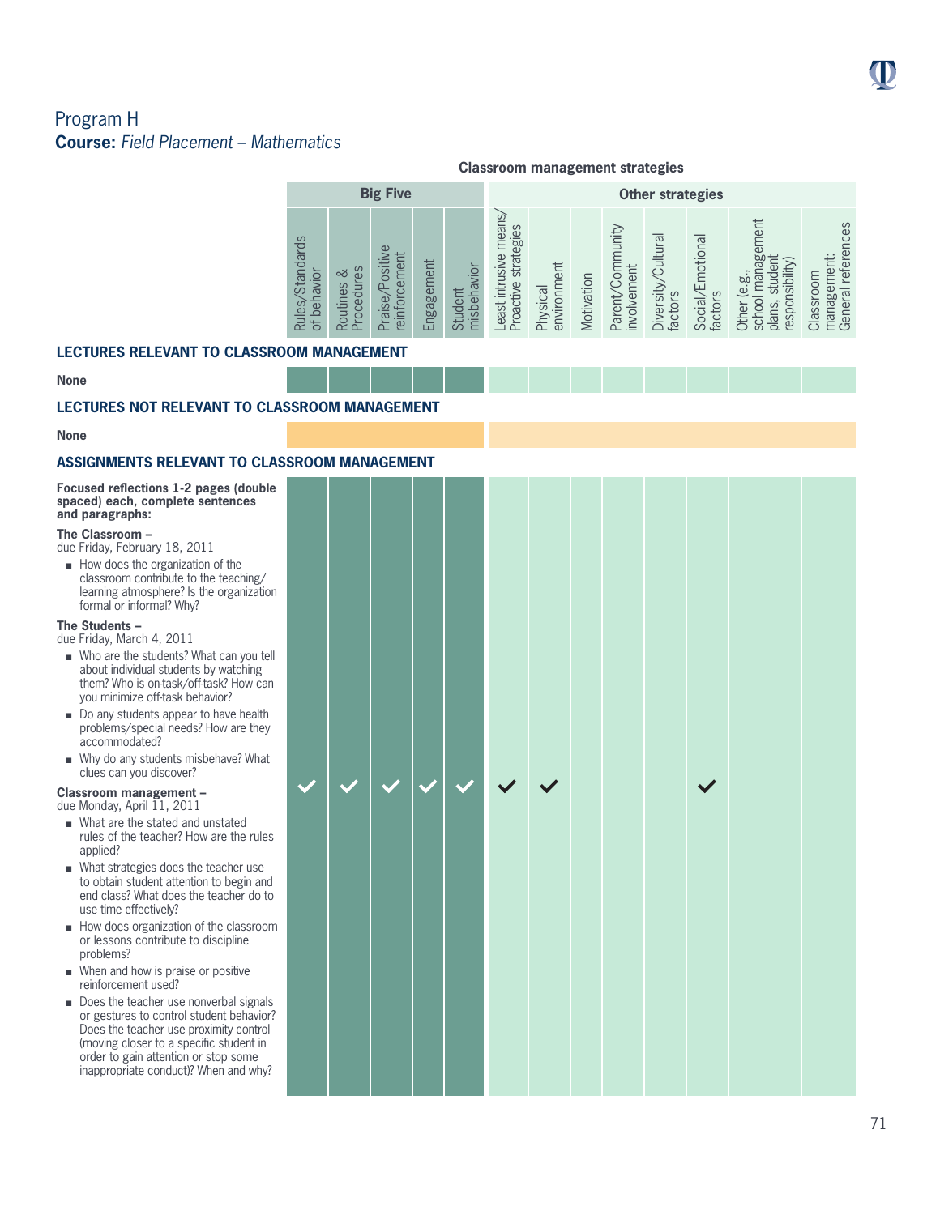# Program H

**Course:** *Field Placement – Mathematics*

**Classroom management strategies**

| | Big Five | | | | | Other strategies | | | | | | | |
|---|---|---|---|---|---|---|---|---|---|---|---|---|---|
| | Rules/Standards of behavior | Routines & Procedures | Praise/Positive reinforcement | Engagement | Student misbehavior | Least intrusive means/ Proactive strategies | Physical environment | Motivation | Parent/Community involvement | Diversity/Cultural factors | Social/Emotional factors | Other (e.g., school management plans, student responsibility) | Classroom management: General references |
| **LECTURES RELEVANT TO CLASSROOM MANAGEMENT** | | | | | | | | | | | | | |
| None | | | | | | | | | | | | | |
| **LECTURES NOT RELEVANT TO CLASSROOM MANAGEMENT** | | | | | | | | | | | | | |
| None | | | | | | | | | | | | | |
| **ASSIGNMENTS RELEVANT TO CLASSROOM MANAGEMENT** | | | | | | | | | | | | | |
| **Focused reflections 1-2 pages (double spaced) each, complete sentences and paragraphs:** (The Classroom; The Students; Classroom management) | ✓ | ✓ | ✓ | ✓ | ✓ | ✓ | ✓ | | | | ✓ | | |

**Focused reflections 1-2 pages (double spaced) each, complete sentences and paragraphs:**

**The Classroom –**
due Friday, February 18, 2011

- How does the organization of the classroom contribute to the teaching/ learning atmosphere? Is the organization formal or informal? Why?

**The Students –**
due Friday, March 4, 2011

- Who are the students? What can you tell about individual students by watching them? Who is on-task/off-task? How can you minimize off-task behavior?
- Do any students appear to have health problems/special needs? How are they accommodated?
- Why do any students misbehave? What clues can you discover?

**Classroom management –**
due Monday, April 11, 2011

- What are the stated and unstated rules of the teacher? How are the rules applied?
- What strategies does the teacher use to obtain student attention to begin and end class? What does the teacher do to use time effectively?
- How does organization of the classroom or lessons contribute to discipline problems?
- When and how is praise or positive reinforcement used?
- Does the teacher use nonverbal signals or gestures to control student behavior? Does the teacher use proximity control (moving closer to a specific student in order to gain attention or stop some inappropriate conduct)? When and why?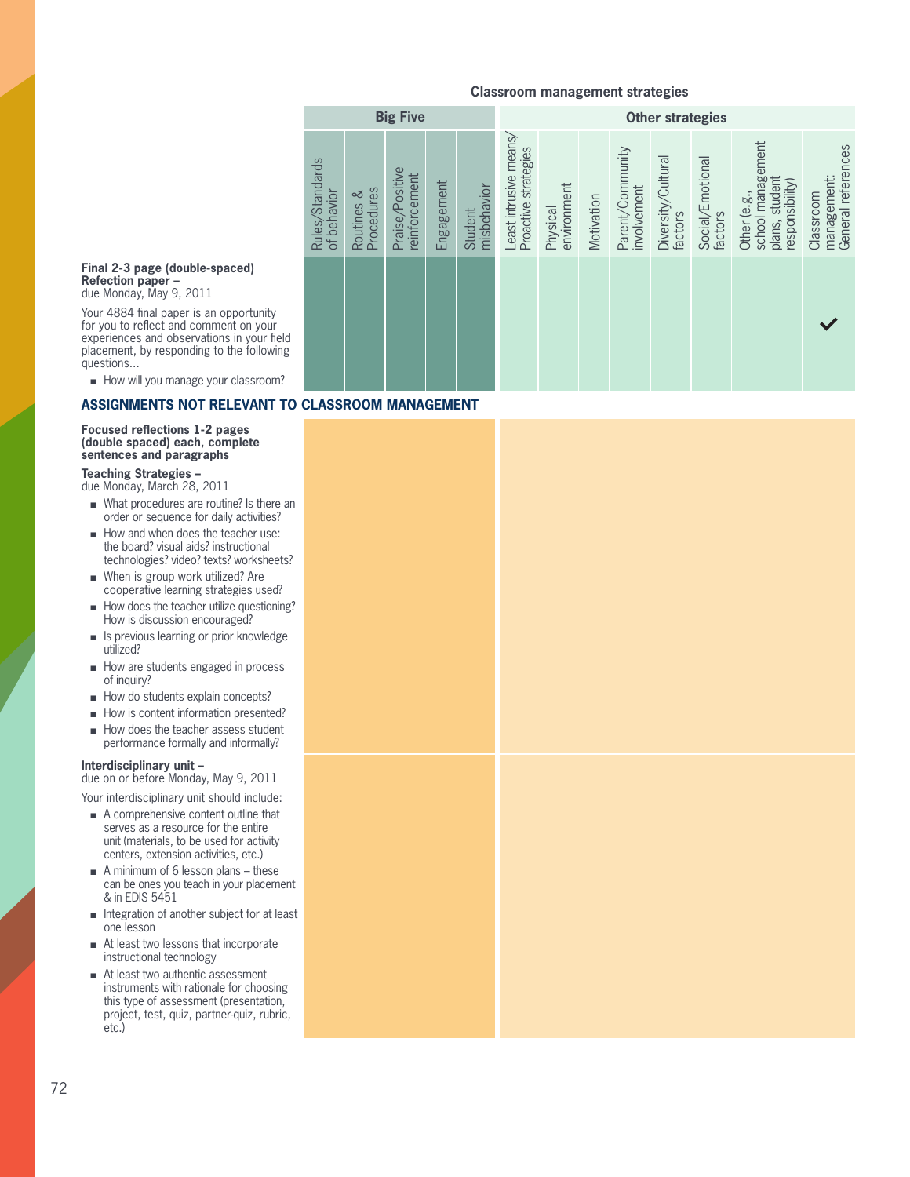**Classroom management strategies**

| | Big Five | | | | | Other strategies | | | | | | | |
|---|---|---|---|---|---|---|---|---|---|---|---|---|---|
| | Rules/Standards of behavior | Routines & Procedures | Praise/Positive reinforcement | Engagement | Student misbehavior | Least intrusive means/ Proactive strategies | Physical environment | Motivation | Parent/Community involvement | Diversity/Cultural factors | Social/Emotional factors | Other (e.g., school management plans, student responsibility) | Classroom management: General references |
| **Final 2-3 page (double-spaced) Refection paper –** due Monday, May 9, 2011<br><br>Your 4884 final paper is an opportunity for you to reflect and comment on your experiences and observations in your field placement, by responding to the following questions…<br><br>■ How will you manage your classroom? | | | | | | | | | | | | | ✔ |

**ASSIGNMENTS NOT RELEVANT TO CLASSROOM MANAGEMENT**

**Focused reflections 1-2 pages (double spaced) each, complete sentences and paragraphs**

**Teaching Strategies –**
due Monday, March 28, 2011

- What procedures are routine? Is there an order or sequence for daily activities?
- How and when does the teacher use: the board? visual aids? instructional technologies? video? texts? worksheets?
- When is group work utilized? Are cooperative learning strategies used?
- How does the teacher utilize questioning? How is discussion encouraged?
- Is previous learning or prior knowledge utilized?
- How are students engaged in process of inquiry?
- How do students explain concepts?
- How is content information presented?
- How does the teacher assess student performance formally and informally?

**Interdisciplinary unit –**
due on or before Monday, May 9, 2011

Your interdisciplinary unit should include:

- A comprehensive content outline that serves as a resource for the entire unit (materials, to be used for activity centers, extension activities, etc.)
- A minimum of 6 lesson plans – these can be ones you teach in your placement & in EDIS 5451
- Integration of another subject for at least one lesson
- At least two lessons that incorporate instructional technology
- At least two authentic assessment instruments with rationale for choosing this type of assessment (presentation, project, test, quiz, partner-quiz, rubric, etc.)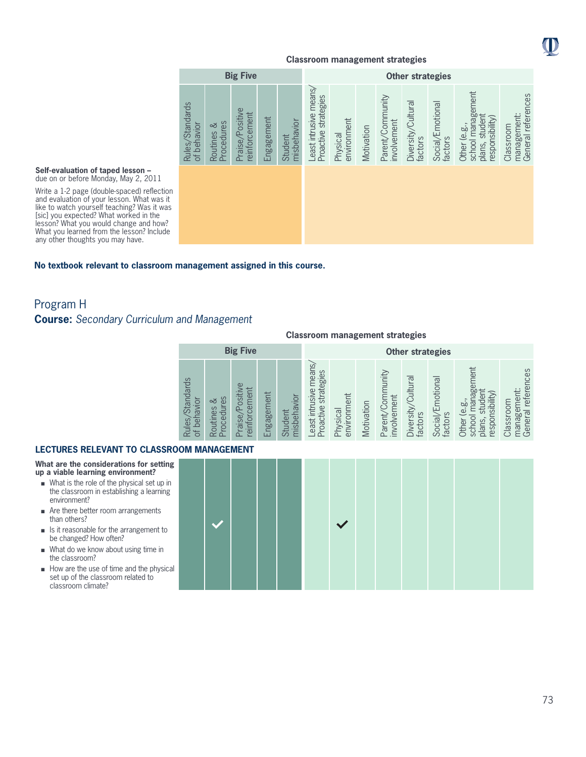| | Classroom management strategies | | | | | | | | | | | | |
|---|---|---|---|---|---|---|---|---|---|---|---|---|---|
| | Big Five | | | | | Other strategies | | | | | | | |
| | Rules/Standards of behavior | Routines & Procedures | Praise/Positive reinforcement | Engagement | Student misbehavior | Least intrusive means/ Proactive strategies | Physical environment | Motivation | Parent/Community involvement | Diversity/Cultural factors | Social/Emotional factors | Other (e.g., school management plans, student responsibility) | Classroom management: General references |
| **Self-evaluation of taped lesson** – due on or before Monday, May 2, 2011<br><br>Write a 1-2 page (double-spaced) reflection and evaluation of your lesson. What was it like to watch yourself teaching? Was it was [sic] you expected? What worked in the lesson? What you would change and how? What you learned from the lesson? Include any other thoughts you may have. | | | | | | | | | | | | | |

**No textbook relevant to classroom management assigned in this course.**

## Program H

**Course:** *Secondary Curriculum and Management*

| | Classroom management strategies | | | | | | | | | | | | |
|---|---|---|---|---|---|---|---|---|---|---|---|---|---|
| | Big Five | | | | | Other strategies | | | | | | | |
| | Rules/Standards of behavior | Routines & Procedures | Praise/Positive reinforcement | Engagement | Student misbehavior | Least intrusive means/ Proactive strategies | Physical environment | Motivation | Parent/Community involvement | Diversity/Cultural factors | Social/Emotional factors | Other (e.g., school management plans, student responsibility) | Classroom management: General references |
| **LECTURES RELEVANT TO CLASSROOM MANAGEMENT** | | | | | | | | | | | | | |
| **What are the considerations for setting up a viable learning environment?**<br>■ What is the role of the physical set up in the classroom in establishing a learning environment?<br>■ Are there better room arrangements than others?<br>■ Is it reasonable for the arrangement to be changed? How often?<br>■ What do we know about using time in the classroom?<br>■ How are the use of time and the physical set up of the classroom related to classroom climate? | | ✓ | | | | | ✓ | | | | | | |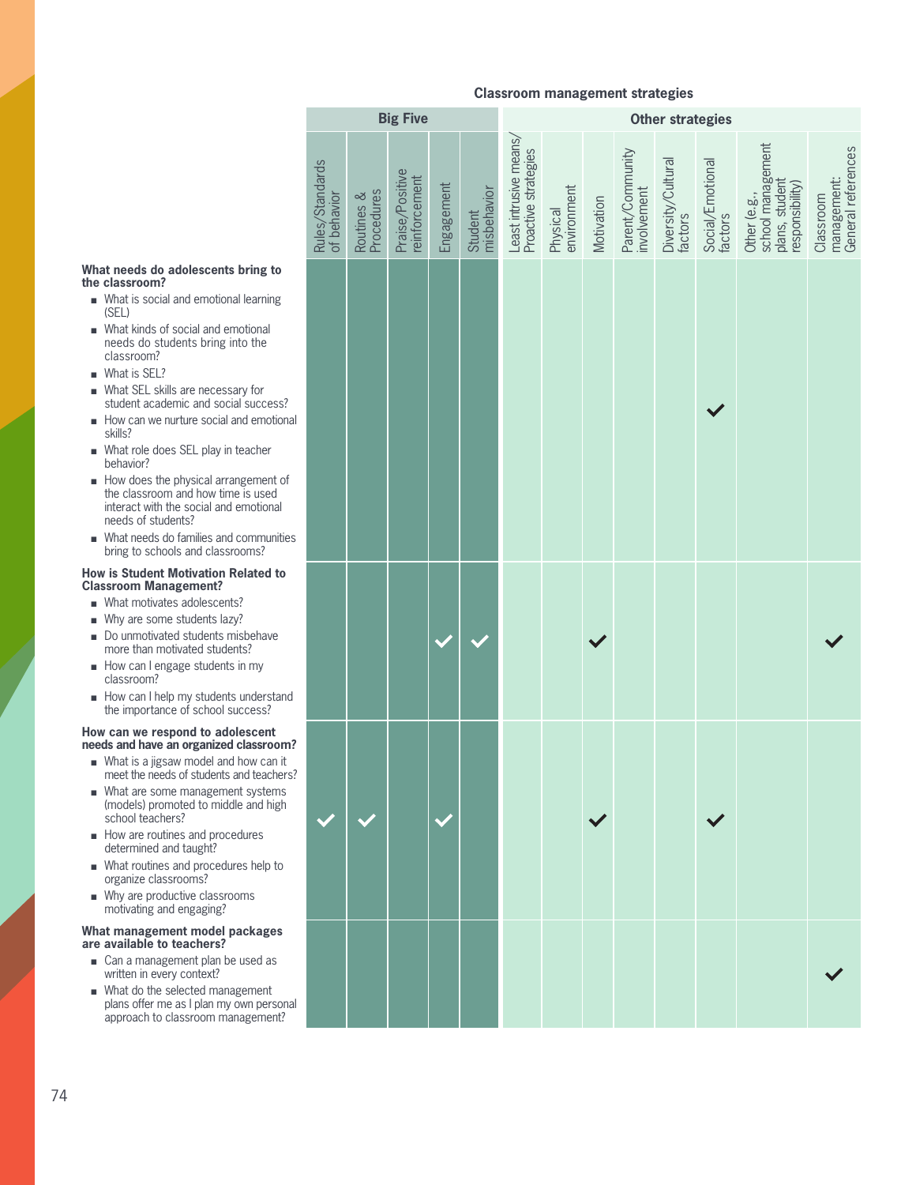**Classroom management strategies**

| | Big Five | | | | | Other strategies | | | | | | | |
|---|---|---|---|---|---|---|---|---|---|---|---|---|---|
| | Rules/Standards of behavior | Routines & Procedures | Praise/Positive reinforcement | Engagement | Student misbehavior | Least intrusive means/ Proactive strategies | Physical environment | Motivation | Parent/Community involvement | Diversity/Cultural factors | Social/Emotional factors | Other (e.g., school management plans, student responsibility) | Classroom management: General references |
| **What needs do adolescents bring to the classroom?**<br>■ What is social and emotional learning (SEL)<br>■ What kinds of social and emotional needs do students bring into the classroom?<br>■ What is SEL?<br>■ What SEL skills are necessary for student academic and social success?<br>■ How can we nurture social and emotional skills?<br>■ What role does SEL play in teacher behavior?<br>■ How does the physical arrangement of the classroom and how time is used interact with the social and emotional needs of students?<br>■ What needs do families and communities bring to schools and classrooms? | | | | | | | | | | | ✓ | | |
| **How is Student Motivation Related to Classroom Management?**<br>■ What motivates adolescents?<br>■ Why are some students lazy?<br>■ Do unmotivated students misbehave more than motivated students?<br>■ How can I engage students in my classroom?<br>■ How can I help my students understand the importance of school success? | | | | ✓ | ✓ | | | ✓ | | | | | ✓ |
| **How can we respond to adolescent needs and have an organized classroom?**<br>■ What is a jigsaw model and how can it meet the needs of students and teachers?<br>■ What are some management systems (models) promoted to middle and high school teachers?<br>■ How are routines and procedures determined and taught?<br>■ What routines and procedures help to organize classrooms?<br>■ Why are productive classrooms motivating and engaging? | ✓ | ✓ | | ✓ | | | | ✓ | | | ✓ | | |
| **What management model packages are available to teachers?**<br>■ Can a management plan be used as written in every context?<br>■ What do the selected management plans offer me as I plan my own personal approach to classroom management? | | | | | | | | | | | | | ✓ |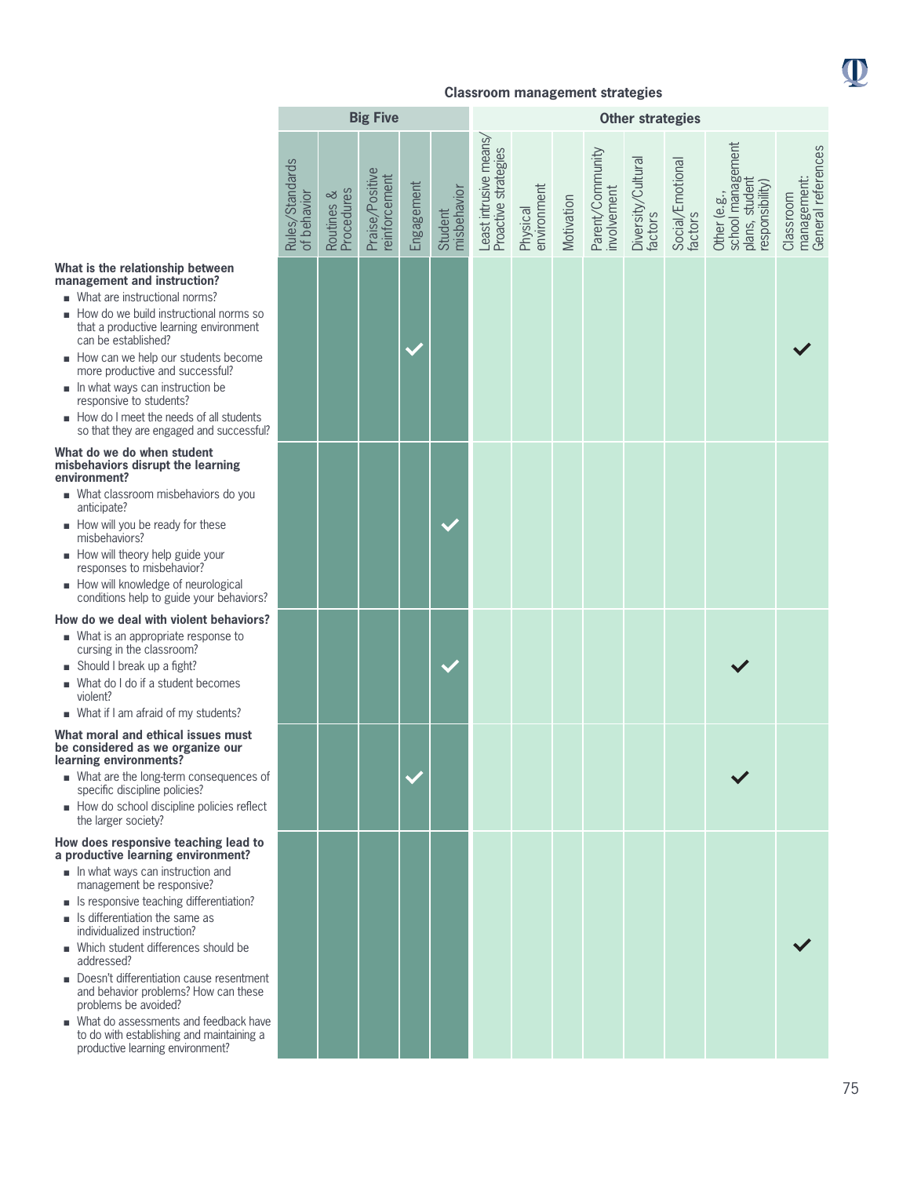**Classroom management strategies**

| | Big Five | | | | | Other strategies | | | | | | | |
|---|---|---|---|---|---|---|---|---|---|---|---|---|---|
| | Rules/Standards of behavior | Routines & Procedures | Praise/Positive reinforcement | Engagement | Student misbehavior | Least intrusive means/ Proactive strategies | Physical environment | Motivation | Parent/Community involvement | Diversity/Cultural factors | Social/Emotional factors | Other (e.g., school management plans, student responsibility) | Classroom management: General references |
| **What is the relationship between management and instruction?**<br>■ What are instructional norms?<br>■ How do we build instructional norms so that a productive learning environment can be established?<br>■ How can we help our students become more productive and successful?<br>■ In what ways can instruction be responsive to students?<br>■ How do I meet the needs of all students so that they are engaged and successful? | | | | ✓ | | | | | | | | | ✓ |
| **What do we do when student misbehaviors disrupt the learning environment?**<br>■ What classroom misbehaviors do you anticipate?<br>■ How will you be ready for these misbehaviors?<br>■ How will theory help guide your responses to misbehavior?<br>■ How will knowledge of neurological conditions help to guide your behaviors? | | | | | ✓ | | | | | | | | |
| **How do we deal with violent behaviors?**<br>■ What is an appropriate response to cursing in the classroom?<br>■ Should I break up a fight?<br>■ What do I do if a student becomes violent?<br>■ What if I am afraid of my students? | | | | | ✓ | | | | | | | ✓ | |
| **What moral and ethical issues must be considered as we organize our learning environments?**<br>■ What are the long-term consequences of specific discipline policies?<br>■ How do school discipline policies reflect the larger society? | | | | ✓ | | | | | | | | ✓ | |
| **How does responsive teaching lead to a productive learning environment?**<br>■ In what ways can instruction and management be responsive?<br>■ Is responsive teaching differentiation?<br>■ Is differentiation the same as individualized instruction?<br>■ Which student differences should be addressed?<br>■ Doesn't differentiation cause resentment and behavior problems? How can these problems be avoided?<br>■ What do assessments and feedback have to do with establishing and maintaining a productive learning environment? | | | | | | | | | | | | | ✓ |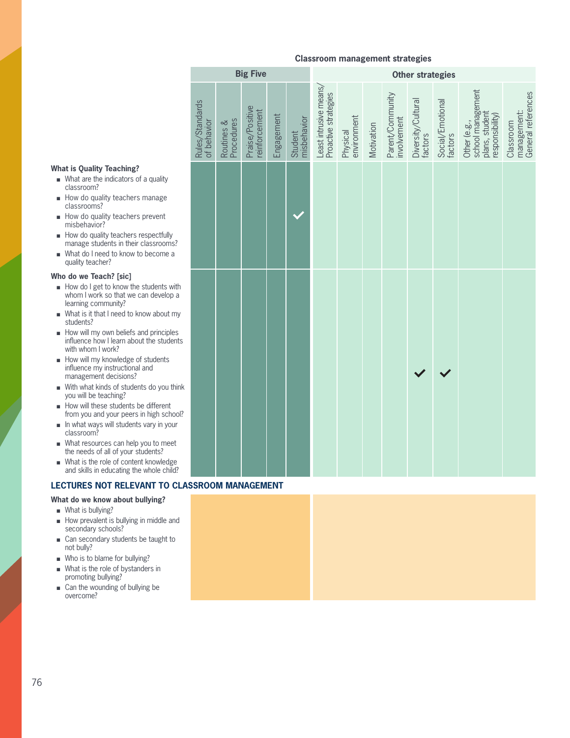**Classroom management strategies**

| | Big Five | | | | | Other strategies | | | | | | | |
|---|---|---|---|---|---|---|---|---|---|---|---|---|---|
| | Rules/Standards of behavior | Routines & Procedures | Praise/Positive reinforcement | Engagement | Student misbehavior | Least intrusive means/ Proactive strategies | Physical environment | Motivation | Parent/Community involvement | Diversity/Cultural factors | Social/Emotional factors | Other (e.g., school management plans, student responsibility) | Classroom management: General references |
| **What is Quality Teaching?**<br>■ What are the indicators of a quality classroom?<br>■ How do quality teachers manage classrooms?<br>■ How do quality teachers prevent misbehavior?<br>■ How do quality teachers respectfully manage students in their classrooms?<br>■ What do I need to know to become a quality teacher? | | | | | ✓ | | | | | | | | |
| **Who do we Teach? [sic]**<br>■ How do I get to know the students with whom I work so that we can develop a learning community?<br>■ What is it that I need to know about my students?<br>■ How will my own beliefs and principles influence how I learn about the students with whom I work?<br>■ How will my knowledge of students influence my instructional and management decisions?<br>■ With what kinds of students do you think you will be teaching?<br>■ How will these students be different from you and your peers in high school?<br>■ In what ways will students vary in your classroom?<br>■ What resources can help you to meet the needs of all of your students?<br>■ What is the role of content knowledge and skills in educating the whole child? | | | | | | | | | | ✓ | ✓ | | |

**LECTURES NOT RELEVANT TO CLASSROOM MANAGEMENT**

**What do we know about bullying?**

- What is bullying?
- How prevalent is bullying in middle and secondary schools?
- Can secondary students be taught to not bully?
- Who is to blame for bullying?
- What is the role of bystanders in promoting bullying?
- Can the wounding of bullying be overcome?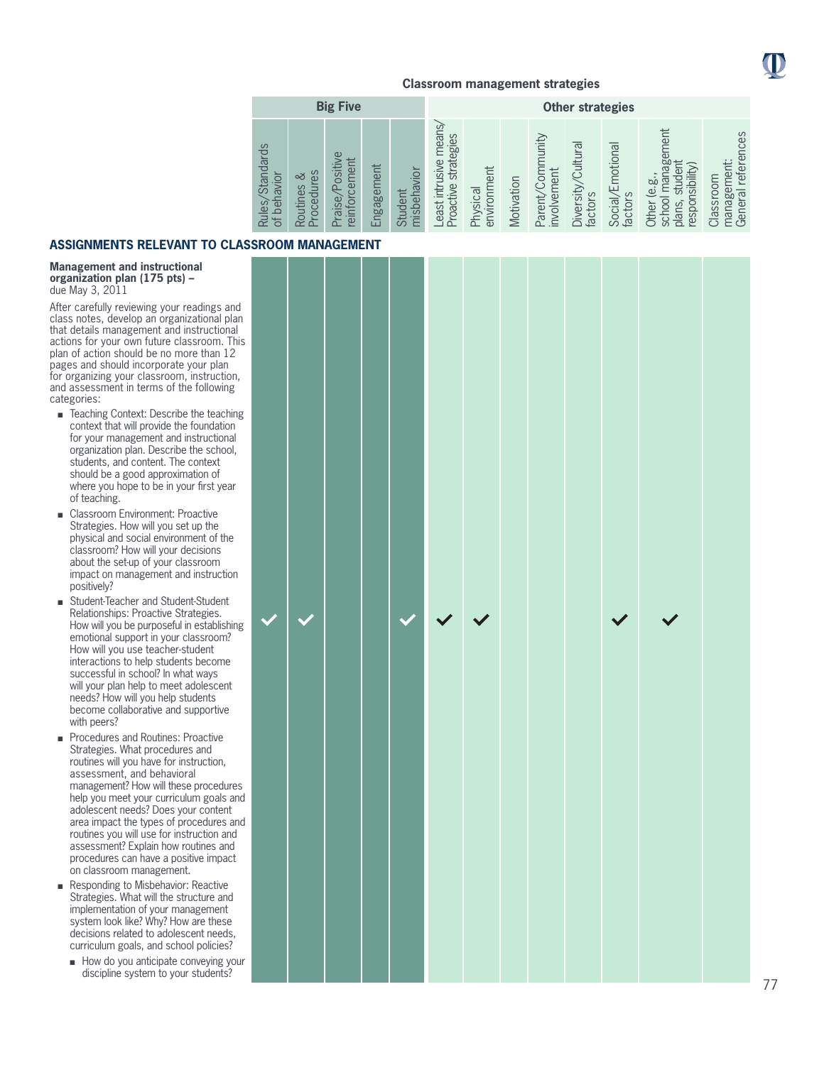## Classroom management strategies

| Assignment | Big Five | | | | | Other strategies | | | | | | | |
|---|---|---|---|---|---|---|---|---|---|---|---|---|---|
| | Rules/Standards of behavior | Routines & Procedures | Praise/Positive reinforcement | Engagement | Student misbehavior | Least intrusive means/ Proactive strategies | Physical environment | Motivation | Parent/Community involvement | Diversity/Cultural factors | Social/Emotional factors | Other (e.g., school management plans, student responsibility) | Classroom management: General references |
| Management and instructional organization plan (175 pts) – due May 3, 2011 | ✓ | ✓ | | | ✓ | ✓ | ✓ | | | | ✓ | ✓ | |

### ASSIGNMENTS RELEVANT TO CLASSROOM MANAGEMENT

**Management and instructional organization plan (175 pts) –** due May 3, 2011

After carefully reviewing your readings and class notes, develop an organizational plan that details management and instructional actions for your own future classroom. This plan of action should be no more than 12 pages and should incorporate your plan for organizing your classroom, instruction, and assessment in terms of the following categories:

- Teaching Context: Describe the teaching context that will provide the foundation for your management and instructional organization plan. Describe the school, students, and content. The context should be a good approximation of where you hope to be in your first year of teaching.
- Classroom Environment: Proactive Strategies. How will you set up the physical and social environment of the classroom? How will your decisions about the set-up of your classroom impact on management and instruction positively?
- Student-Teacher and Student-Student Relationships: Proactive Strategies. How will you be purposeful in establishing emotional support in your classroom? How will you use teacher-student interactions to help students become successful in school? In what ways will your plan help to meet adolescent needs? How will you help students become collaborative and supportive with peers?
- Procedures and Routines: Proactive Strategies. What procedures and routines will you have for instruction, assessment, and behavioral management? How will these procedures help you meet your curriculum goals and adolescent needs? Does your content area impact the types of procedures and routines you will use for instruction and assessment? Explain how routines and procedures can have a positive impact on classroom management.
- Responding to Misbehavior: Reactive Strategies. What will the structure and implementation of your management system look like? Why? How are these decisions related to adolescent needs, curriculum goals, and school policies?
  - How do you anticipate conveying your discipline system to your students?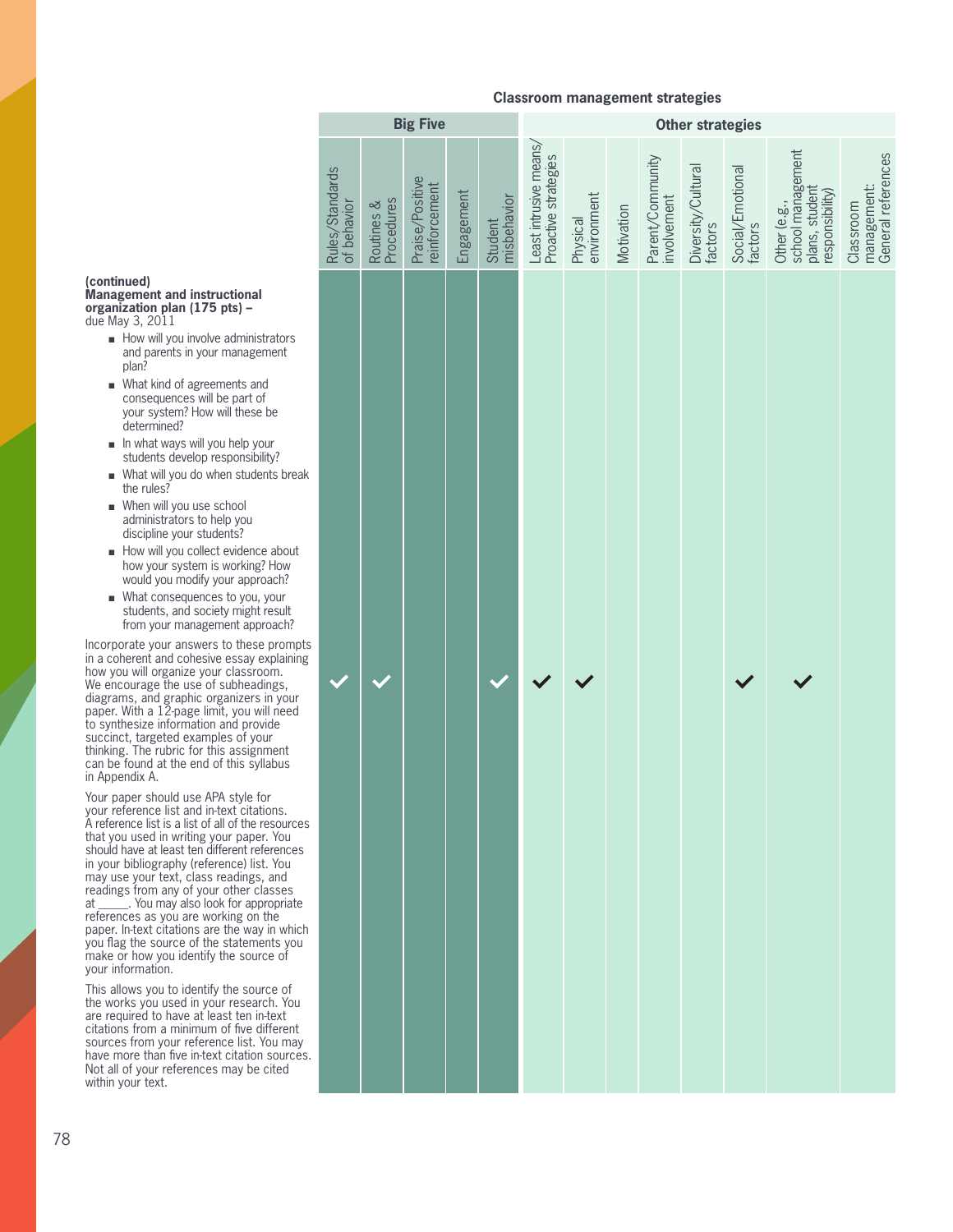**Classroom management strategies**

| Assignment | Big Five | | | | | Other strategies | | | | | | | |
|---|---|---|---|---|---|---|---|---|---|---|---|---|---|
| | Rules/Standards of behavior | Routines & Procedures | Praise/Positive reinforcement | Engagement | Student misbehavior | Least intrusive means/ Proactive strategies | Physical environment | Motivation | Parent/Community involvement | Diversity/Cultural factors | Social/Emotional factors | Other (e.g., school management plans, student responsibility) | Classroom management: General references |
| Management and instructional organization plan (175 pts) – due May 3, 2011 (continued) | ✓ | ✓ | | | ✓ | ✓ | ✓ | | | | ✓ | ✓ | |

**(continued)**
**Management and instructional organization plan (175 pts) –** due May 3, 2011

- How will you involve administrators and parents in your management plan?
- What kind of agreements and consequences will be part of your system? How will these be determined?
- In what ways will you help your students develop responsibility?
- What will you do when students break the rules?
- When will you use school administrators to help you discipline your students?
- How will you collect evidence about how your system is working? How would you modify your approach?
- What consequences to you, your students, and society might result from your management approach?

Incorporate your answers to these prompts in a coherent and cohesive essay explaining how you will organize your classroom. We encourage the use of subheadings, diagrams, and graphic organizers in your paper. With a 12-page limit, you will need to synthesize information and provide succinct, targeted examples of your thinking. The rubric for this assignment can be found at the end of this syllabus in Appendix A.

Your paper should use APA style for your reference list and in-text citations. A reference list is a list of all of the resources that you used in writing your paper. You should have at least ten different references in your bibliography (reference) list. You may use your text, class readings, and readings from any of your other classes at _____. You may also look for appropriate references as you are working on the paper. In-text citations are the way in which you flag the source of the statements you make or how you identify the source of your information.

This allows you to identify the source of the works you used in your research. You are required to have at least ten in-text citations from a minimum of five different sources from your reference list. You may have more than five in-text citation sources. Not all of your references may be cited within your text.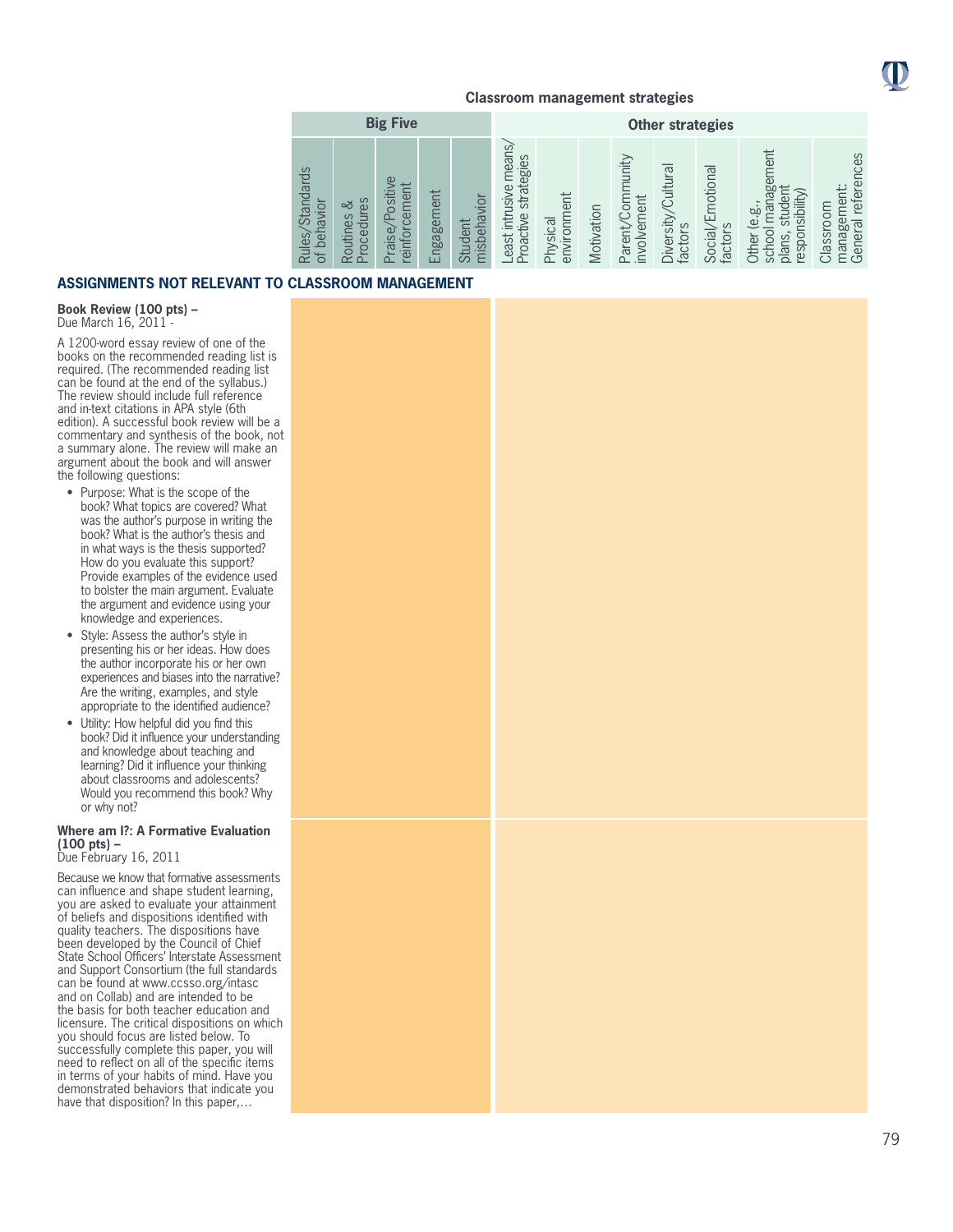**Classroom management strategies**

| | Big Five | | | | | Other strategies | | | | | | | |
|---|---|---|---|---|---|---|---|---|---|---|---|---|---|
| | Rules/Standards of behavior | Routines & Procedures | Praise/Positive reinforcement | Engagement | Student misbehavior | Least intrusive means/ Proactive strategies | Physical environment | Motivation | Parent/Community involvement | Diversity/Cultural factors | Social/Emotional factors | Other (e.g., school management plans, student responsibility) | Classroom management: General references |

## ASSIGNMENTS NOT RELEVANT TO CLASSROOM MANAGEMENT

**Book Review (100 pts) –**
Due March 16, 2011 -

A 1200-word essay review of one of the books on the recommended reading list is required. (The recommended reading list can be found at the end of the syllabus.) The review should include full reference and in-text citations in APA style (6th edition). A successful book review will be a commentary and synthesis of the book, not a summary alone. The review will make an argument about the book and will answer the following questions:

- Purpose: What is the scope of the book? What topics are covered? What was the author's purpose in writing the book? What is the author's thesis and in what ways is the thesis supported? How do you evaluate this support? Provide examples of the evidence used to bolster the main argument. Evaluate the argument and evidence using your knowledge and experiences.
- Style: Assess the author's style in presenting his or her ideas. How does the author incorporate his or her own experiences and biases into the narrative? Are the writing, examples, and style appropriate to the identified audience?
- Utility: How helpful did you find this book? Did it influence your understanding and knowledge about teaching and learning? Did it influence your thinking about classrooms and adolescents? Would you recommend this book? Why or why not?

**Where am I?: A Formative Evaluation (100 pts) –**
Due February 16, 2011

Because we know that formative assessments can influence and shape student learning, you are asked to evaluate your attainment of beliefs and dispositions identified with quality teachers. The dispositions have been developed by the Council of Chief State School Officers' Interstate Assessment and Support Consortium (the full standards can be found at www.ccsso.org/intasc and on Collab) and are intended to be the basis for both teacher education and licensure. The critical dispositions on which you should focus are listed below. To successfully complete this paper, you will need to reflect on all of the specific items in terms of your habits of mind. Have you demonstrated behaviors that indicate you have that disposition? In this paper,…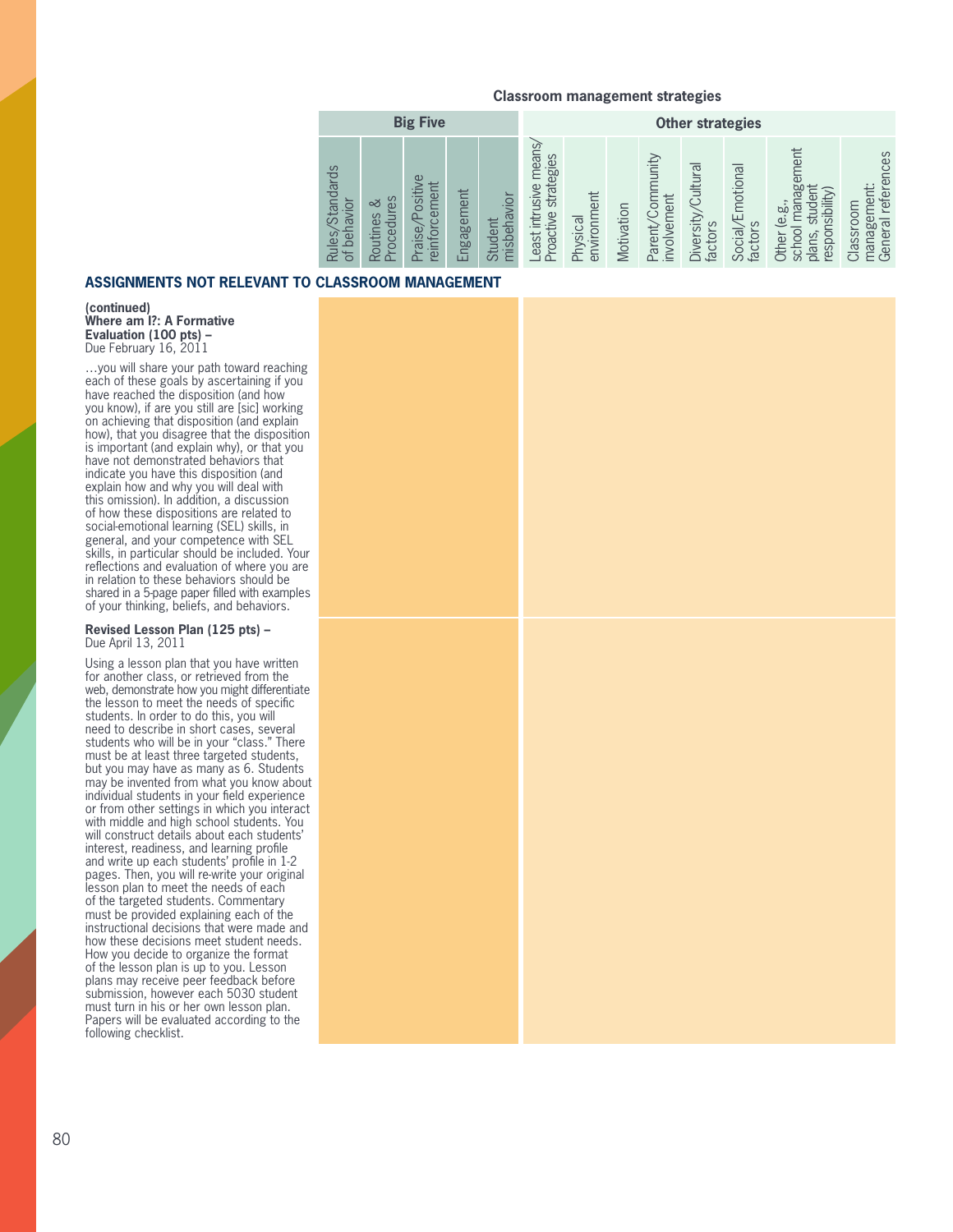**Classroom management strategies**

| | Big Five | | | | | Other strategies | | | | | | | |
|---|---|---|---|---|---|---|---|---|---|---|---|---|---|
| | Rules/Standards of behavior | Routines & Procedures | Praise/Positive reinforcement | Engagement | Student misbehavior | Least intrusive means/ Proactive strategies | Physical environment | Motivation | Parent/Community involvement | Diversity/Cultural factors | Social/Emotional factors | Other (e.g., school management plans, student responsibility) | Classroom management: General references |
| **ASSIGNMENTS NOT RELEVANT TO CLASSROOM MANAGEMENT** | | | | | | | | | | | | | |
| **(continued) Where am I?: A Formative Evaluation (100 pts) –** Due February 16, 2011<br>…you will share your path toward reaching each of these goals by ascertaining if you have reached the disposition (and how you know), if are you still are [sic] working on achieving that disposition (and explain how), that you disagree that the disposition is important (and explain why), or that you have not demonstrated behaviors that indicate you have this disposition (and explain how and why you will deal with this omission). In addition, a discussion of how these dispositions are related to social-emotional learning (SEL) skills, in general, and your competence with SEL skills, in particular should be included. Your reflections and evaluation of where you are in relation to these behaviors should be shared in a 5-page paper filled with examples of your thinking, beliefs, and behaviors. | | | | | | | | | | | | | |
| **Revised Lesson Plan (125 pts) –** Due April 13, 2011<br>Using a lesson plan that you have written for another class, or retrieved from the web, demonstrate how you might differentiate the lesson to meet the needs of specific students. In order to do this, you will need to describe in short cases, several students who will be in your "class." There must be at least three targeted students, but you may have as many as 6. Students may be invented from what you know about individual students in your field experience or from other settings in which you interact with middle and high school students. You will construct details about each students' interest, readiness, and learning profile and write up each students' profile in 1-2 pages. Then, you will re-write your original lesson plan to meet the needs of each of the targeted students. Commentary must be provided explaining each of the instructional decisions that were made and how these decisions meet student needs. How you decide to organize the format of the lesson plan is up to you. Lesson plans may receive peer feedback before submission, however each 5030 student must turn in his or her own lesson plan. Papers will be evaluated according to the following checklist. | | | | | | | | | | | | | |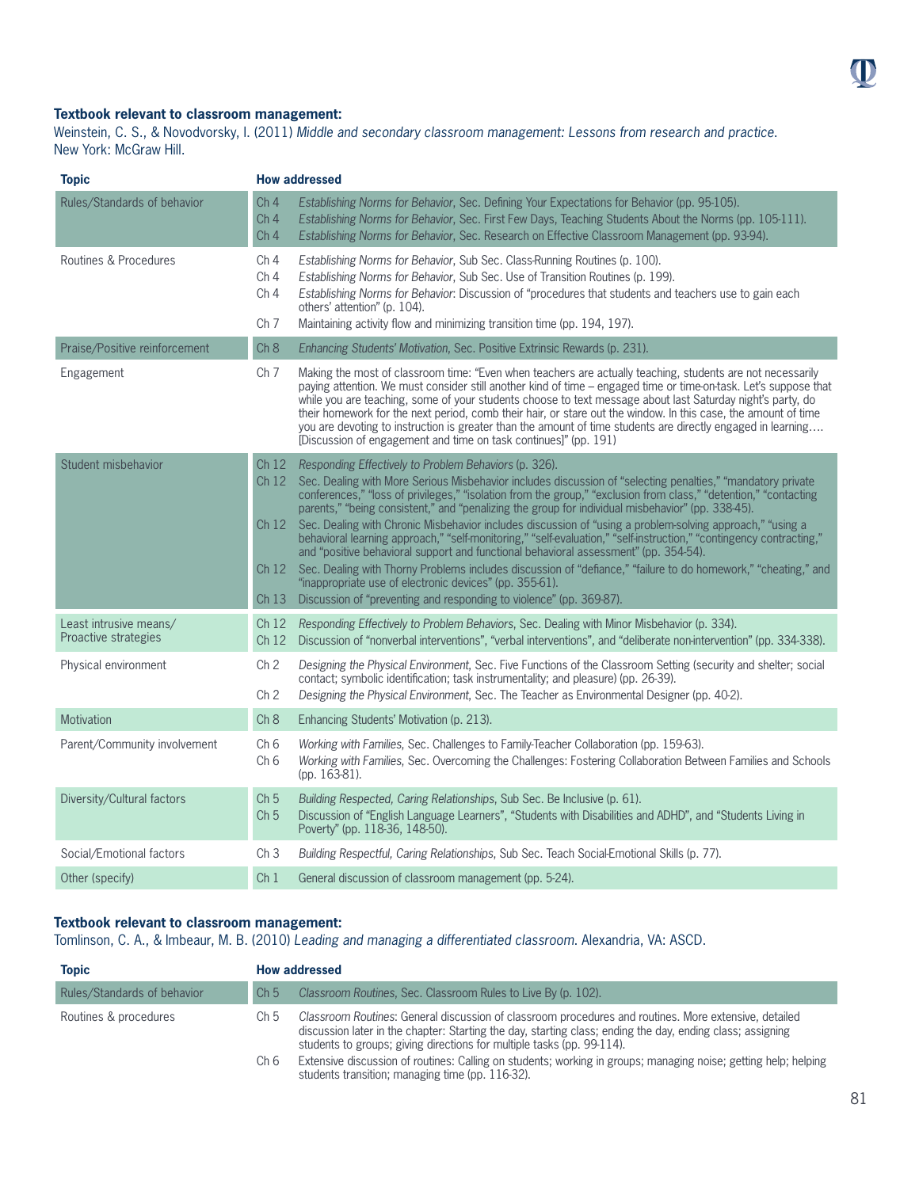**Textbook relevant to classroom management:**
Weinstein, C. S., & Novodvorsky, I. (2011) *Middle and secondary classroom management: Lessons from research and practice.* New York: McGraw Hill.

| Topic | How addressed |
|---|---|
| Rules/Standards of behavior | Ch 4 *Establishing Norms for Behavior*, Sec. Defining Your Expectations for Behavior (pp. 95-105).<br>Ch 4 *Establishing Norms for Behavior*, Sec. First Few Days, Teaching Students About the Norms (pp. 105-111).<br>Ch 4 *Establishing Norms for Behavior*, Sec. Research on Effective Classroom Management (pp. 93-94). |
| Routines & Procedures | Ch 4 *Establishing Norms for Behavior*, Sub Sec. Class-Running Routines (p. 100).<br>Ch 4 *Establishing Norms for Behavior*, Sub Sec. Use of Transition Routines (p. 199).<br>Ch 4 *Establishing Norms for Behavior*: Discussion of "procedures that students and teachers use to gain each others' attention" (p. 104).<br>Ch 7 Maintaining activity flow and minimizing transition time (pp. 194, 197). |
| Praise/Positive reinforcement | Ch 8 *Enhancing Students' Motivation*, Sec. Positive Extrinsic Rewards (p. 231). |
| Engagement | Ch 7 Making the most of classroom time: "Even when teachers are actually teaching, students are not necessarily paying attention. We must consider still another kind of time – engaged time or time-on-task. Let's suppose that while you are teaching, some of your students choose to text message about last Saturday night's party, do their homework for the next period, comb their hair, or stare out the window. In this case, the amount of time you are devoting to instruction is greater than the amount of time students are directly engaged in learning…. [Discussion of engagement and time on task continues]" (pp. 191) |
| Student misbehavior | Ch 12 *Responding Effectively to Problem Behaviors* (p. 326).<br>Ch 12 Sec. Dealing with More Serious Misbehavior includes discussion of "selecting penalties," "mandatory private conferences," "loss of privileges," "isolation from the group," "exclusion from class," "detention," "contacting parents," "being consistent," and "penalizing the group for individual misbehavior" (pp. 338-45).<br>Ch 12 Sec. Dealing with Chronic Misbehavior includes discussion of "using a problem-solving approach," "using a behavioral learning approach," "self-monitoring," "self-evaluation," "self-instruction," "contingency contracting," and "positive behavioral support and functional behavioral assessment" (pp. 354-54).<br>Ch 12 Sec. Dealing with Thorny Problems includes discussion of "defiance," "failure to do homework," "cheating," and "inappropriate use of electronic devices" (pp. 355-61).<br>Ch 13 Discussion of "preventing and responding to violence" (pp. 369-87). |
| Least intrusive means/ Proactive strategies | Ch 12 *Responding Effectively to Problem Behaviors*, Sec. Dealing with Minor Misbehavior (p. 334).<br>Ch 12 Discussion of "nonverbal interventions", "verbal interventions", and "deliberate non-intervention" (pp. 334-338). |
| Physical environment | Ch 2 *Designing the Physical Environment*, Sec. Five Functions of the Classroom Setting (security and shelter; social contact; symbolic identification; task instrumentality; and pleasure) (pp. 26-39).<br>Ch 2 *Designing the Physical Environment*, Sec. The Teacher as Environmental Designer (pp. 40-2). |
| Motivation | Ch 8 Enhancing Students' Motivation (p. 213). |
| Parent/Community involvement | Ch 6 *Working with Families*, Sec. Challenges to Family-Teacher Collaboration (pp. 159-63).<br>Ch 6 *Working with Families*, Sec. Overcoming the Challenges: Fostering Collaboration Between Families and Schools (pp. 163-81). |
| Diversity/Cultural factors | Ch 5 *Building Respected, Caring Relationships*, Sub Sec. Be Inclusive (p. 61).<br>Ch 5 Discussion of "English Language Learners", "Students with Disabilities and ADHD", and "Students Living in Poverty" (pp. 118-36, 148-50). |
| Social/Emotional factors | Ch 3 *Building Respectful, Caring Relationships*, Sub Sec. Teach Social-Emotional Skills (p. 77). |
| Other (specify) | Ch 1 General discussion of classroom management (pp. 5-24). |

**Textbook relevant to classroom management:**
Tomlinson, C. A., & Imbeaur, M. B. (2010) *Leading and managing a differentiated classroom.* Alexandria, VA: ASCD.

| Topic | How addressed |
|---|---|
| Rules/Standards of behavior | Ch 5 *Classroom Routines*, Sec. Classroom Rules to Live By (p. 102). |
| Routines & procedures | Ch 5 *Classroom Routines*: General discussion of classroom procedures and routines. More extensive, detailed discussion later in the chapter: Starting the day, starting class; ending the day, ending class; assigning students to groups; giving directions for multiple tasks (pp. 99-114).<br>Ch 6 Extensive discussion of routines: Calling on students; working in groups; managing noise; getting help; helping students transition; managing time (pp. 116-32). |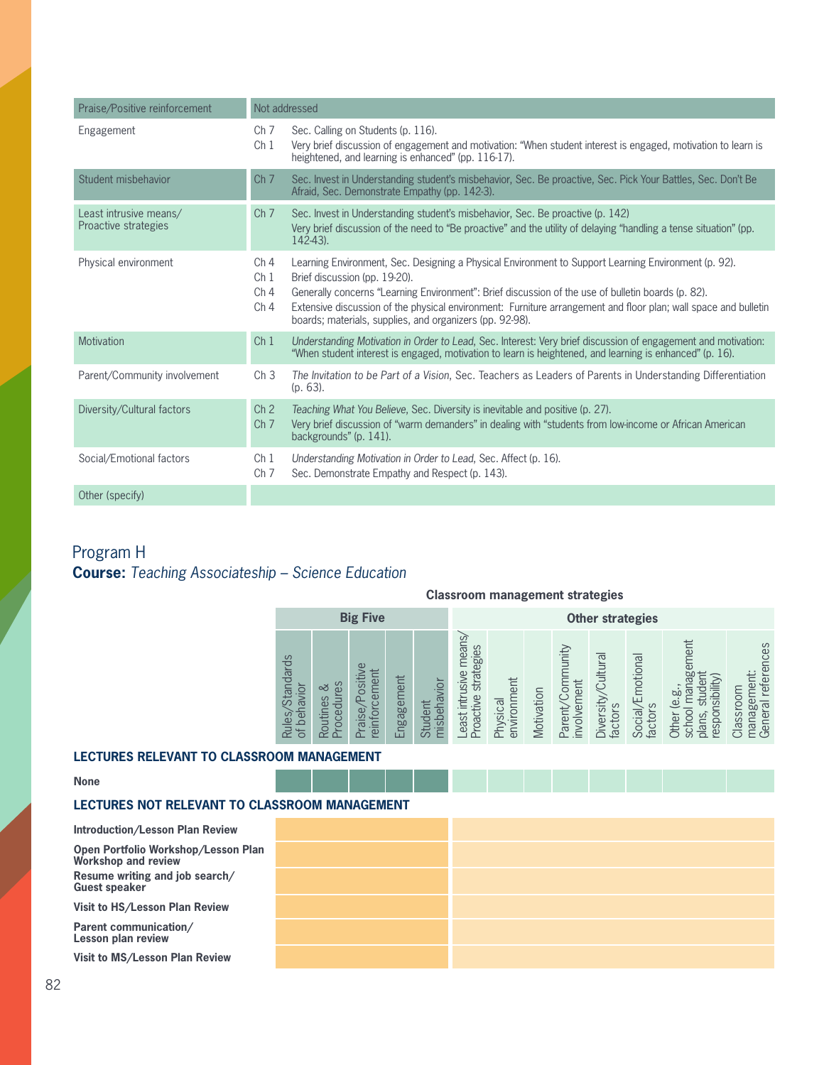| | |
|---|---|
| Praise/Positive reinforcement | Not addressed |
| Engagement | Ch 7 Sec. Calling on Students (p. 116).<br>Ch 1 Very brief discussion of engagement and motivation: "When student interest is engaged, motivation to learn is heightened, and learning is enhanced" (pp. 116-17). |
| Student misbehavior | Ch 7 Sec. Invest in Understanding student's misbehavior, Sec. Be proactive, Sec. Pick Your Battles, Sec. Don't Be Afraid, Sec. Demonstrate Empathy (pp. 142-3). |
| Least intrusive means/ Proactive strategies | Ch 7 Sec. Invest in Understanding student's misbehavior, Sec. Be proactive (p. 142)<br>Very brief discussion of the need to "Be proactive" and the utility of delaying "handling a tense situation" (pp. 142-43). |
| Physical environment | Ch 4 Learning Environment, Sec. Designing a Physical Environment to Support Learning Environment (p. 92).<br>Ch 1 Brief discussion (pp. 19-20).<br>Ch 4 Generally concerns "Learning Environment": Brief discussion of the use of bulletin boards (p. 82).<br>Ch 4 Extensive discussion of the physical environment: Furniture arrangement and floor plan; wall space and bulletin boards; materials, supplies, and organizers (pp. 92-98). |
| Motivation | Ch 1 *Understanding Motivation in Order to Lead*, Sec. Interest: Very brief discussion of engagement and motivation: "When student interest is engaged, motivation to learn is heightened, and learning is enhanced" (p. 16). |
| Parent/Community involvement | Ch 3 *The Invitation to be Part of a Vision*, Sec. Teachers as Leaders of Parents in Understanding Differentiation (p. 63). |
| Diversity/Cultural factors | Ch 2 *Teaching What You Believe*, Sec. Diversity is inevitable and positive (p. 27).<br>Ch 7 Very brief discussion of "warm demanders" in dealing with "students from low-income or African American backgrounds" (p. 141). |
| Social/Emotional factors | Ch 1 *Understanding Motivation in Order to Lead*, Sec. Affect (p. 16).<br>Ch 7 Sec. Demonstrate Empathy and Respect (p. 143). |
| Other (specify) | |

## Program H

**Course:** *Teaching Associateship – Science Education*

**Classroom management strategies**

| | Big Five | | | | | Other strategies | | | | | | | |
|---|---|---|---|---|---|---|---|---|---|---|---|---|---|
| | Rules/Standards of behavior | Routines & Procedures | Praise/Positive reinforcement | Engagement | Student misbehavior | Least intrusive means/ Proactive strategies | Physical environment | Motivation | Parent/Community involvement | Diversity/Cultural factors | Social/Emotional factors | Other (e.g., school management plans, student responsibility) | Classroom management: General references |
| **LECTURES RELEVANT TO CLASSROOM MANAGEMENT** | | | | | | | | | | | | | |
| **None** | | | | | | | | | | | | | |
| **LECTURES NOT RELEVANT TO CLASSROOM MANAGEMENT** | | | | | | | | | | | | | |
| **Introduction/Lesson Plan Review** | | | | | | | | | | | | | |
| **Open Portfolio Workshop/Lesson Plan Workshop and review** | | | | | | | | | | | | | |
| **Resume writing and job search/ Guest speaker** | | | | | | | | | | | | | |
| **Visit to HS/Lesson Plan Review** | | | | | | | | | | | | | |
| **Parent communication/ Lesson plan review** | | | | | | | | | | | | | |
| **Visit to MS/Lesson Plan Review** | | | | | | | | | | | | | |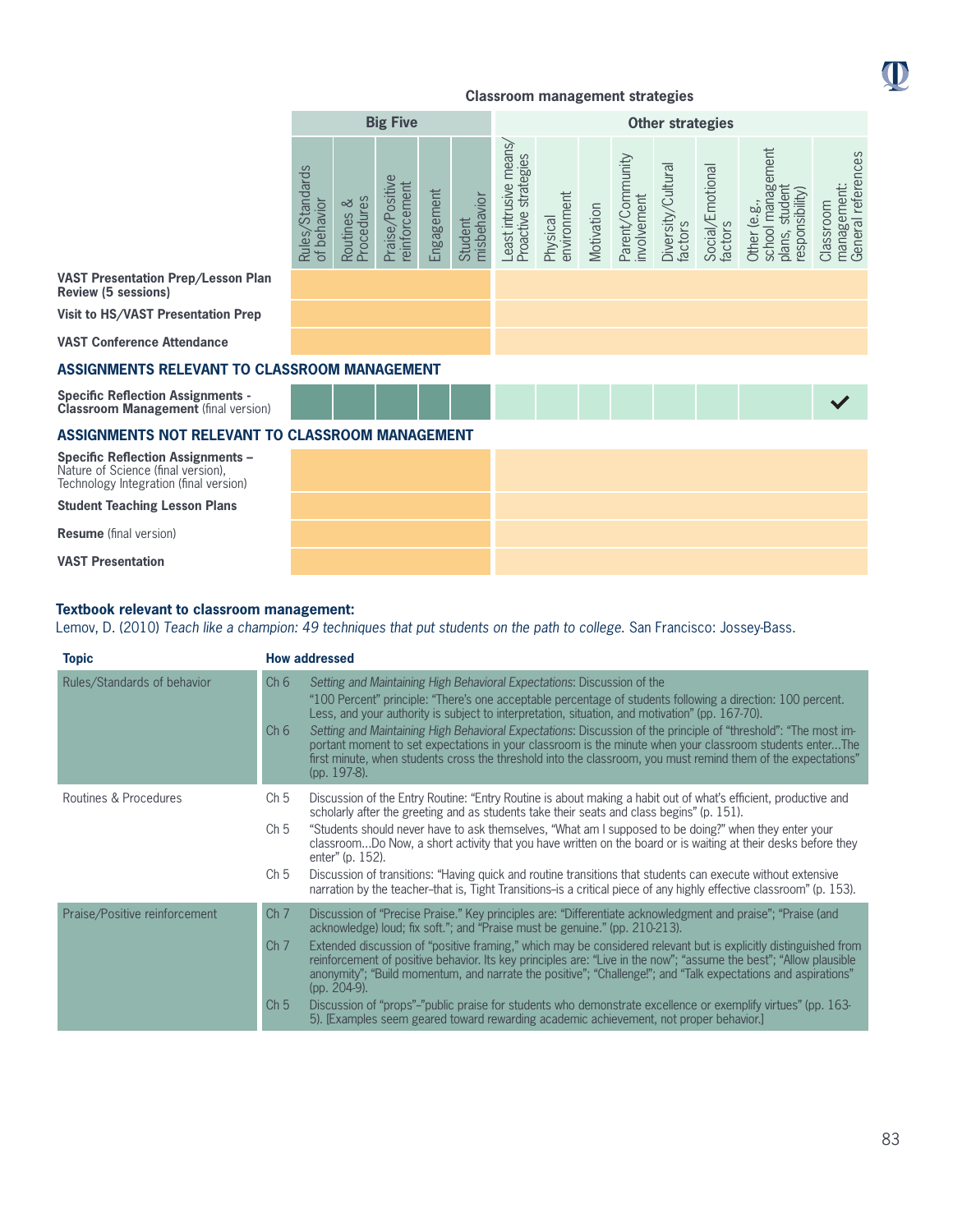**Classroom management strategies**

| | Big Five | | | | | Other strategies | | | | | | | |
|---|---|---|---|---|---|---|---|---|---|---|---|---|---|
| | Rules/Standards of behavior | Routines & Procedures | Praise/Positive reinforcement | Engagement | Student misbehavior | Least intrusive means/ Proactive strategies | Physical environment | Motivation | Parent/Community involvement | Diversity/Cultural factors | Social/Emotional factors | Other (e.g., school management plans, student responsibility) | Classroom management: General references |
| **VAST Presentation Prep/Lesson Plan Review (5 sessions)** | | | | | | | | | | | | | |
| **Visit to HS/VAST Presentation Prep** | | | | | | | | | | | | | |
| **VAST Conference Attendance** | | | | | | | | | | | | | |
| **ASSIGNMENTS RELEVANT TO CLASSROOM MANAGEMENT** | | | | | | | | | | | | | |
| **Specific Reflection Assignments - Classroom Management** (final version) | | | | | | | | | | | | | ✓ |
| **ASSIGNMENTS NOT RELEVANT TO CLASSROOM MANAGEMENT** | | | | | | | | | | | | | |
| **Specific Reflection Assignments –** Nature of Science (final version), Technology Integration (final version) | | | | | | | | | | | | | |
| **Student Teaching Lesson Plans** | | | | | | | | | | | | | |
| **Resume** (final version) | | | | | | | | | | | | | |
| **VAST Presentation** | | | | | | | | | | | | | |

**Textbook relevant to classroom management:**
Lemov, D. (2010) *Teach like a champion: 49 techniques that put students on the path to college.* San Francisco: Jossey-Bass.

| Topic | How addressed | |
|---|---|---|
| Rules/Standards of behavior | Ch 6 | *Setting and Maintaining High Behavioral Expectations*: Discussion of the "100 Percent" principle: "There's one acceptable percentage of students following a direction: 100 percent. Less, and your authority is subject to interpretation, situation, and motivation" (pp. 167-70). |
| | Ch 6 | *Setting and Maintaining High Behavioral Expectations*: Discussion of the principle of "threshold": "The most important moment to set expectations in your classroom is the minute when your classroom students enter…The first minute, when students cross the threshold into the classroom, you must remind them of the expectations" (pp. 197-8). |
| Routines & Procedures | Ch 5 | Discussion of the Entry Routine: "Entry Routine is about making a habit out of what's efficient, productive and scholarly after the greeting and as students take their seats and class begins" (p. 151). |
| | Ch 5 | "Students should never have to ask themselves, "What am I supposed to be doing?" when they enter your classroom…Do Now, a short activity that you have written on the board or is waiting at their desks before they enter" (p. 152). |
| | Ch 5 | Discussion of transitions: "Having quick and routine transitions that students can execute without extensive narration by the teacher–that is, Tight Transitions–is a critical piece of any highly effective classroom" (p. 153). |
| Praise/Positive reinforcement | Ch 7 | Discussion of "Precise Praise." Key principles are: "Differentiate acknowledgment and praise"; "Praise (and acknowledge) loud; fix soft."; and "Praise must be genuine." (pp. 210-213). |
| | Ch 7 | Extended discussion of "positive framing," which may be considered relevant but is explicitly distinguished from reinforcement of positive behavior. Its key principles are: "Live in the now"; "assume the best"; "Allow plausible anonymity"; "Build momentum, and narrate the positive"; "Challenge!"; and "Talk expectations and aspirations" (pp. 204-9). |
| | Ch 5 | Discussion of "props"–"public praise for students who demonstrate excellence or exemplify virtues" (pp. 163-5). [Examples seem geared toward rewarding academic achievement, not proper behavior.] |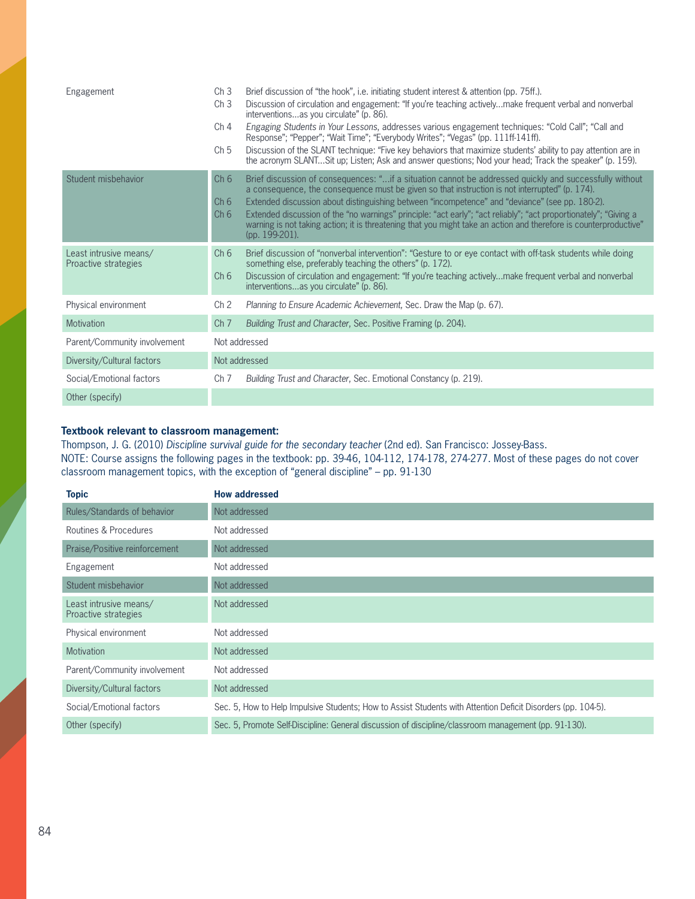| | | |
|---|---|---|
| Engagement | Ch 3 | Brief discussion of "the hook", i.e. initiating student interest & attention (pp. 75ff.). |
| | Ch 3 | Discussion of circulation and engagement: "If you're teaching actively...make frequent verbal and nonverbal interventions...as you circulate" (p. 86). |
| | Ch 4 | *Engaging Students in Your Lessons,* addresses various engagement techniques: "Cold Call"; "Call and Response"; "Pepper"; "Wait Time"; "Everybody Writes"; "Vegas" (pp. 111ff-141ff). |
| | Ch 5 | Discussion of the SLANT technique: "Five key behaviors that maximize students' ability to pay attention are in the acronym SLANT...Sit up; Listen; Ask and answer questions; Nod your head; Track the speaker" (p. 159). |
| Student misbehavior | Ch 6 | Brief discussion of consequences: "...if a situation cannot be addressed quickly and successfully without a consequence, the consequence must be given so that instruction is not interrupted" (p. 174). |
| | Ch 6 | Extended discussion about distinguishing between "incompetence" and "deviance" (see pp. 180-2). |
| | Ch 6 | Extended discussion of the "no warnings" principle: "act early"; "act reliably"; "act proportionately"; "Giving a warning is not taking action; it is threatening that you might take an action and therefore is counterproductive" (pp. 199-201). |
| Least intrusive means/ Proactive strategies | Ch 6 | Brief discussion of "nonverbal intervention": "Gesture to or eye contact with off-task students while doing something else, preferably teaching the others" (p. 172). |
| | Ch 6 | Discussion of circulation and engagement: "If you're teaching actively...make frequent verbal and nonverbal interventions...as you circulate" (p. 86). |
| Physical environment | Ch 2 | *Planning to Ensure Academic Achievement,* Sec. Draw the Map (p. 67). |
| Motivation | Ch 7 | *Building Trust and Character*, Sec. Positive Framing (p. 204). |
| Parent/Community involvement | Not addressed | |
| Diversity/Cultural factors | Not addressed | |
| Social/Emotional factors | Ch 7 | *Building Trust and Character*, Sec. Emotional Constancy (p. 219). |
| Other (specify) | | |

**Textbook relevant to classroom management:**

Thompson, J. G. (2010) *Discipline survival guide for the secondary teacher* (2nd ed). San Francisco: Jossey-Bass.
NOTE: Course assigns the following pages in the textbook: pp. 39-46, 104-112, 174-178, 274-277. Most of these pages do not cover classroom management topics, with the exception of "general discipline" – pp. 91-130

| Topic | How addressed |
|---|---|
| Rules/Standards of behavior | Not addressed |
| Routines & Procedures | Not addressed |
| Praise/Positive reinforcement | Not addressed |
| Engagement | Not addressed |
| Student misbehavior | Not addressed |
| Least intrusive means/ Proactive strategies | Not addressed |
| Physical environment | Not addressed |
| Motivation | Not addressed |
| Parent/Community involvement | Not addressed |
| Diversity/Cultural factors | Not addressed |
| Social/Emotional factors | Sec. 5, How to Help Impulsive Students; How to Assist Students with Attention Deficit Disorders (pp. 104-5). |
| Other (specify) | Sec. 5, Promote Self-Discipline: General discussion of discipline/classroom management (pp. 91-130). |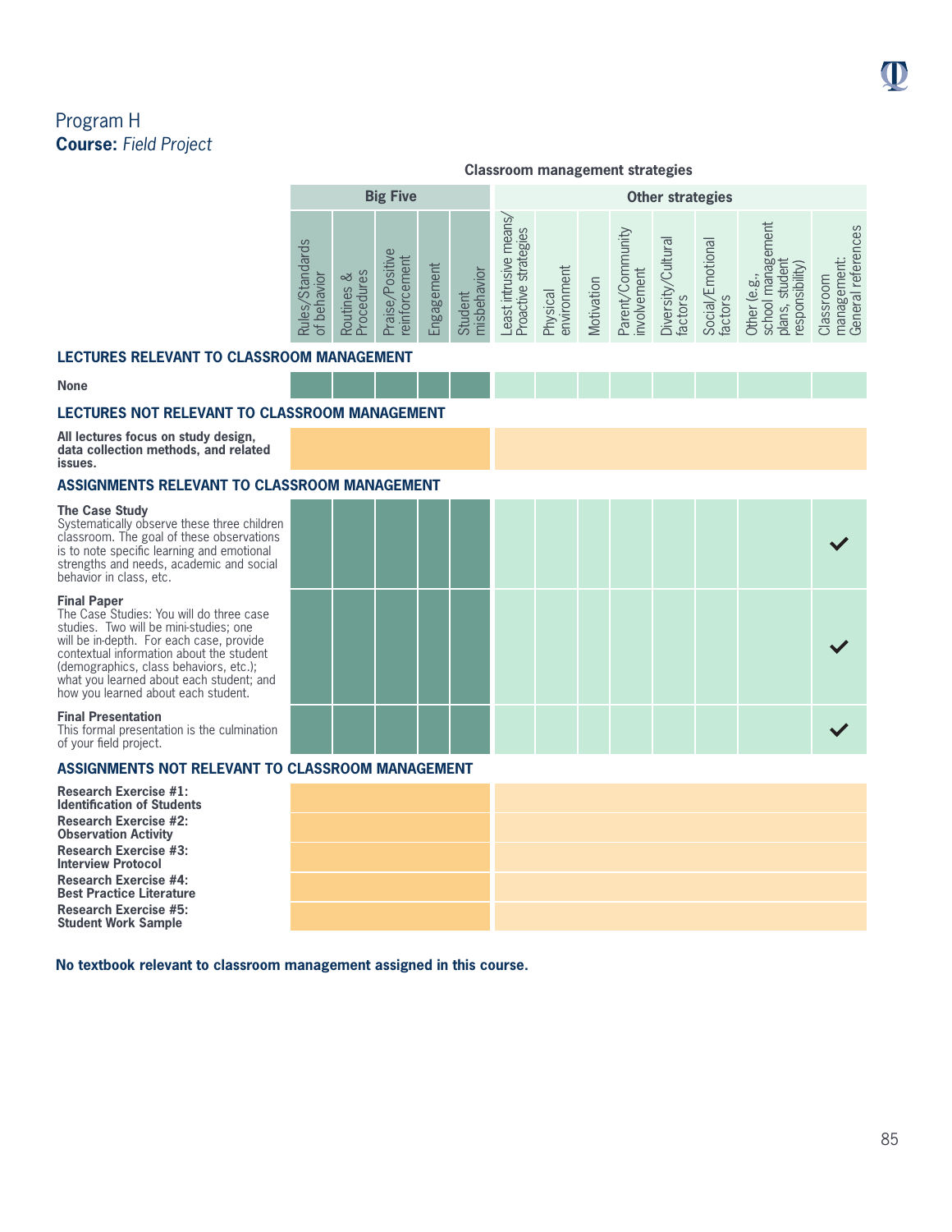## Program H

**Course:** *Field Project*

**Classroom management strategies**

| | Big Five | | | | | Other strategies | | | | | | | |
|---|---|---|---|---|---|---|---|---|---|---|---|---|---|
| | Rules/Standards of behavior | Routines & Procedures | Praise/Positive reinforcement | Engagement | Student misbehavior | Least intrusive means/ Proactive strategies | Physical environment | Motivation | Parent/Community involvement | Diversity/Cultural factors | Social/Emotional factors | Other (e.g., school management plans, student responsibility) | Classroom management: General references |
| **LECTURES RELEVANT TO CLASSROOM MANAGEMENT** | | | | | | | | | | | | | |
| **None** | | | | | | | | | | | | | |
| **LECTURES NOT RELEVANT TO CLASSROOM MANAGEMENT** | | | | | | | | | | | | | |
| **All lectures focus on study design, data collection methods, and related issues.** | | | | | | | | | | | | | |
| **ASSIGNMENTS RELEVANT TO CLASSROOM MANAGEMENT** | | | | | | | | | | | | | |
| **The Case Study** Systematically observe these three children classroom. The goal of these observations is to note specific learning and emotional strengths and needs, academic and social behavior in class, etc. | | | | | | | | | | | | | ✓ |
| **Final Paper** The Case Studies: You will do three case studies. Two will be mini-studies; one will be in-depth. For each case, provide contextual information about the student (demographics, class behaviors, etc.); what you learned about each student; and how you learned about each student. | | | | | | | | | | | | | ✓ |
| **Final Presentation** This formal presentation is the culmination of your field project. | | | | | | | | | | | | | ✓ |
| **ASSIGNMENTS NOT RELEVANT TO CLASSROOM MANAGEMENT** | | | | | | | | | | | | | |
| **Research Exercise #1: Identification of Students** | | | | | | | | | | | | | |
| **Research Exercise #2: Observation Activity** | | | | | | | | | | | | | |
| **Research Exercise #3: Interview Protocol** | | | | | | | | | | | | | |
| **Research Exercise #4: Best Practice Literature** | | | | | | | | | | | | | |
| **Research Exercise #5: Student Work Sample** | | | | | | | | | | | | | |

**No textbook relevant to classroom management assigned in this course.**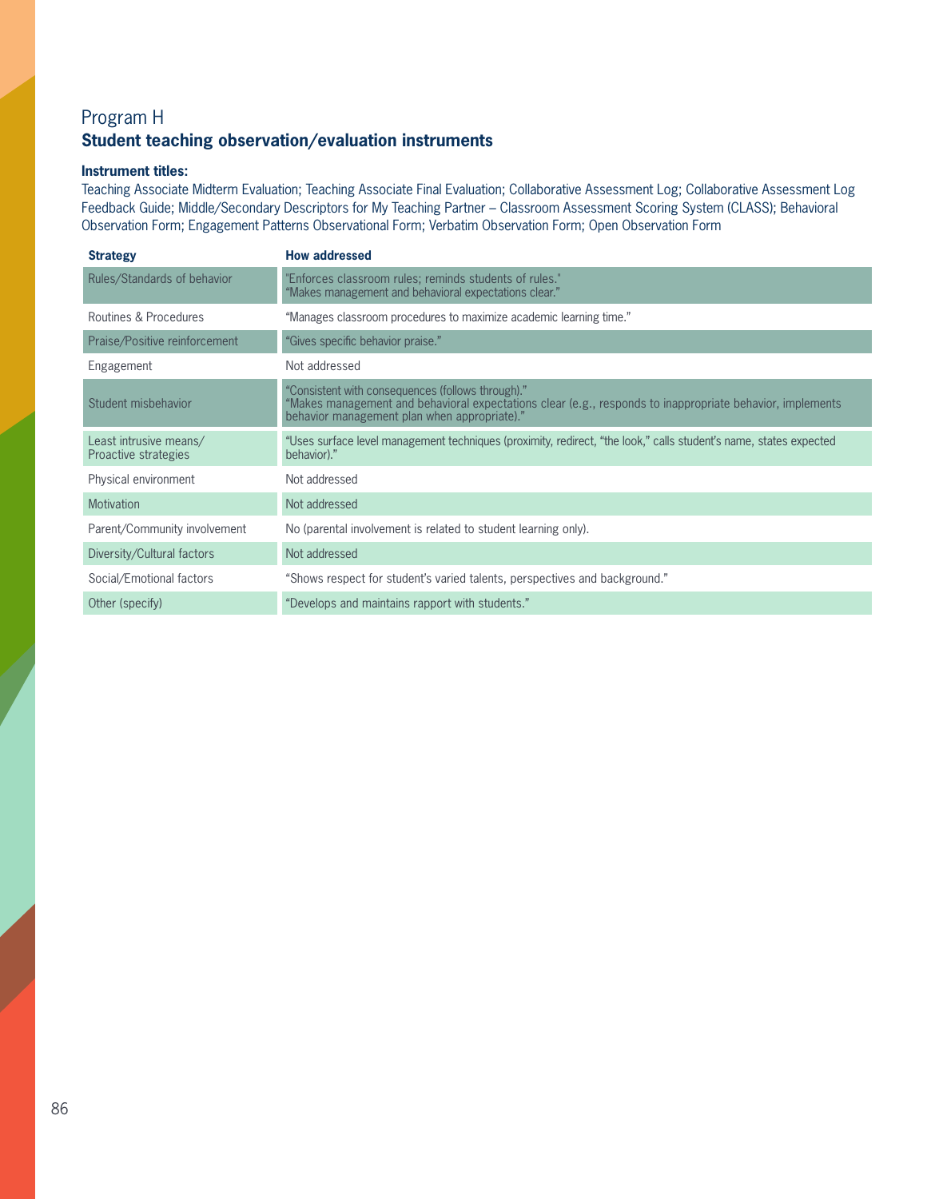## Program H

### Student teaching observation/evaluation instruments

**Instrument titles:**

Teaching Associate Midterm Evaluation; Teaching Associate Final Evaluation; Collaborative Assessment Log; Collaborative Assessment Log Feedback Guide; Middle/Secondary Descriptors for My Teaching Partner – Classroom Assessment Scoring System (CLASS); Behavioral Observation Form; Engagement Patterns Observational Form; Verbatim Observation Form; Open Observation Form

| Strategy | How addressed |
|---|---|
| Rules/Standards of behavior | "Enforces classroom rules; reminds students of rules." "Makes management and behavioral expectations clear." |
| Routines & Procedures | "Manages classroom procedures to maximize academic learning time." |
| Praise/Positive reinforcement | "Gives specific behavior praise." |
| Engagement | Not addressed |
| Student misbehavior | "Consistent with consequences (follows through)." "Makes management and behavioral expectations clear (e.g., responds to inappropriate behavior, implements behavior management plan when appropriate)." |
| Least intrusive means/ Proactive strategies | "Uses surface level management techniques (proximity, redirect, "the look," calls student's name, states expected behavior)." |
| Physical environment | Not addressed |
| Motivation | Not addressed |
| Parent/Community involvement | No (parental involvement is related to student learning only). |
| Diversity/Cultural factors | Not addressed |
| Social/Emotional factors | "Shows respect for student's varied talents, perspectives and background." |
| Other (specify) | "Develops and maintains rapport with students." |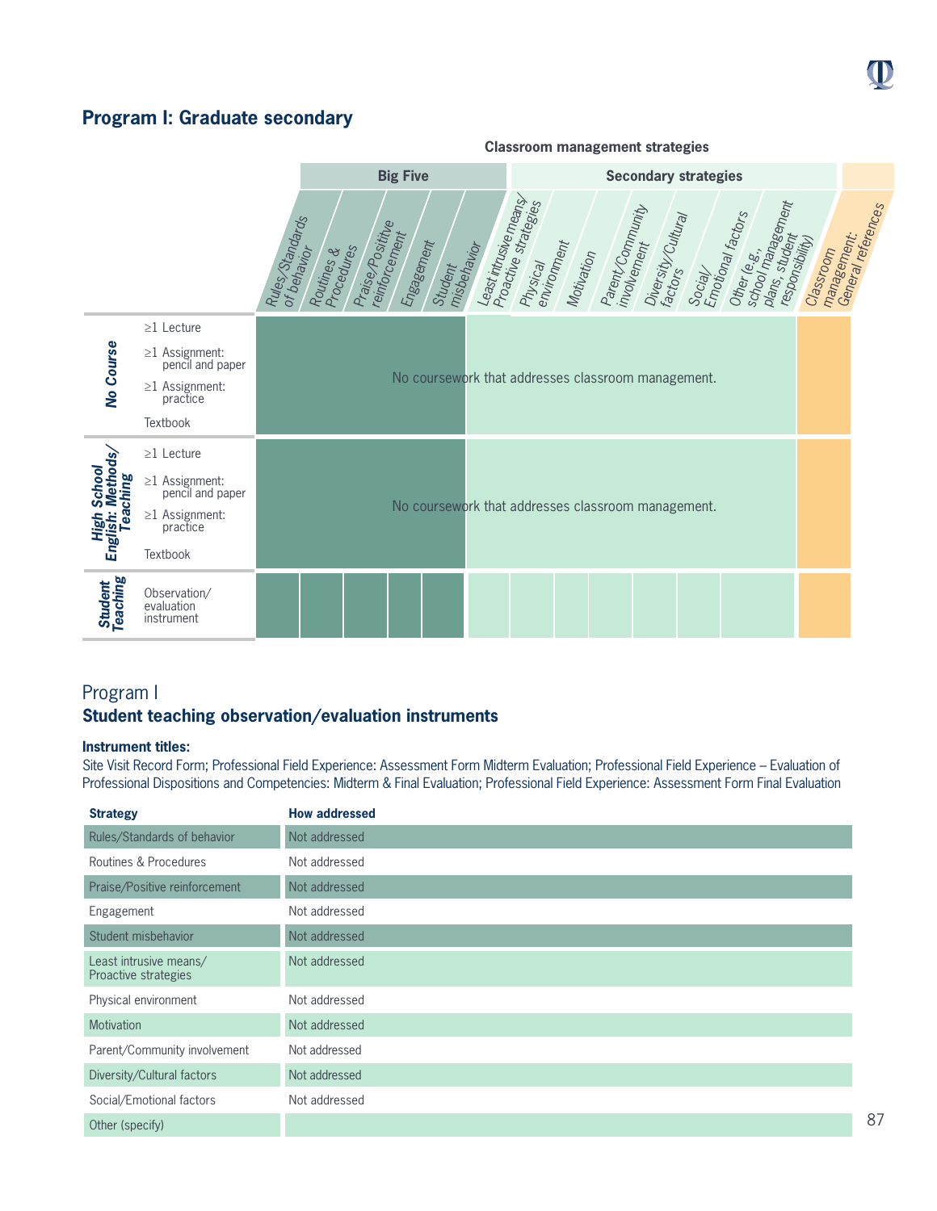## Program I: Graduate secondary

**Classroom management strategies**

| | | Big Five | | | | | Secondary strategies | | | | | | | |
|---|---|---|---|---|---|---|---|---|---|---|---|---|---|---|
| | | Rules/Standards of behavior | Routines & Procedures | Praise/Positive reinforcement | Engagement | Student misbehavior | Least intrusive means/ Proactive strategies | Physical environment | Motivation | Parent/Community involvement | Diversity/Cultural factors | Social/ Emotional factors | Other (e.g., school management plans, student responsibility) | Classroom management: General references |
| **No Course** | ≥1 Lecture<br>≥1 Assignment: pencil and paper<br>≥1 Assignment: practice<br>Textbook | No coursework that addresses classroom management. | | | | | | | | | | | | |
| **High School English: Methods/ Teaching** | ≥1 Lecture<br>≥1 Assignment: pencil and paper<br>≥1 Assignment: practice<br>Textbook | No coursework that addresses classroom management. | | | | | | | | | | | | |
| **Student Teaching** | Observation/ evaluation instrument | | | | | | | | | | | | | |

Program I
### Student teaching observation/evaluation instruments

**Instrument titles:**
Site Visit Record Form; Professional Field Experience: Assessment Form Midterm Evaluation; Professional Field Experience – Evaluation of Professional Dispositions and Competencies: Midterm & Final Evaluation; Professional Field Experience: Assessment Form Final Evaluation

| Strategy | How addressed |
|---|---|
| Rules/Standards of behavior | Not addressed |
| Routines & Procedures | Not addressed |
| Praise/Positive reinforcement | Not addressed |
| Engagement | Not addressed |
| Student misbehavior | Not addressed |
| Least intrusive means/ Proactive strategies | Not addressed |
| Physical environment | Not addressed |
| Motivation | Not addressed |
| Parent/Community involvement | Not addressed |
| Diversity/Cultural factors | Not addressed |
| Social/Emotional factors | Not addressed |
| Other (specify) | |